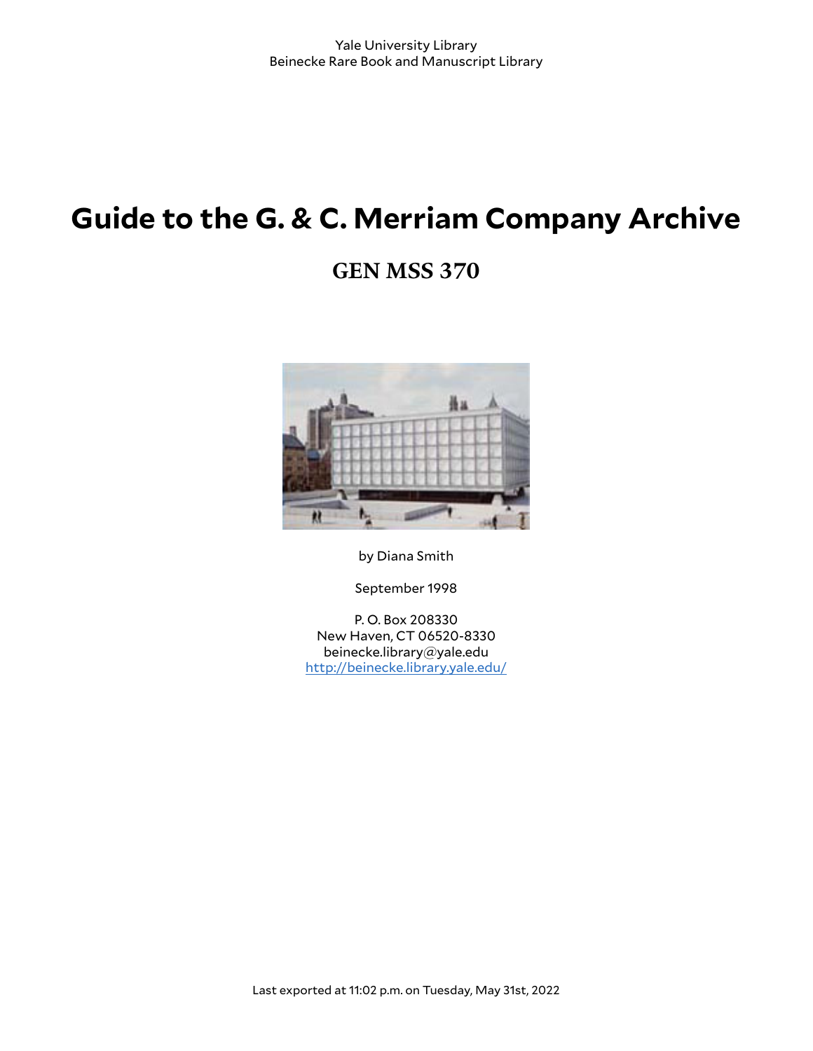Yale University Library
Beinecke Rare Book and Manuscript Library

# Guide to the G. & C. Merriam Company Archive

## GEN MSS 370

by Diana Smith

September 1998

P. O. Box 208330
New Haven, CT 06520-8330
beinecke.library@yale.edu
http://beinecke.library.yale.edu/

Last exported at 11:02 p.m. on Tuesday, May 31st, 2022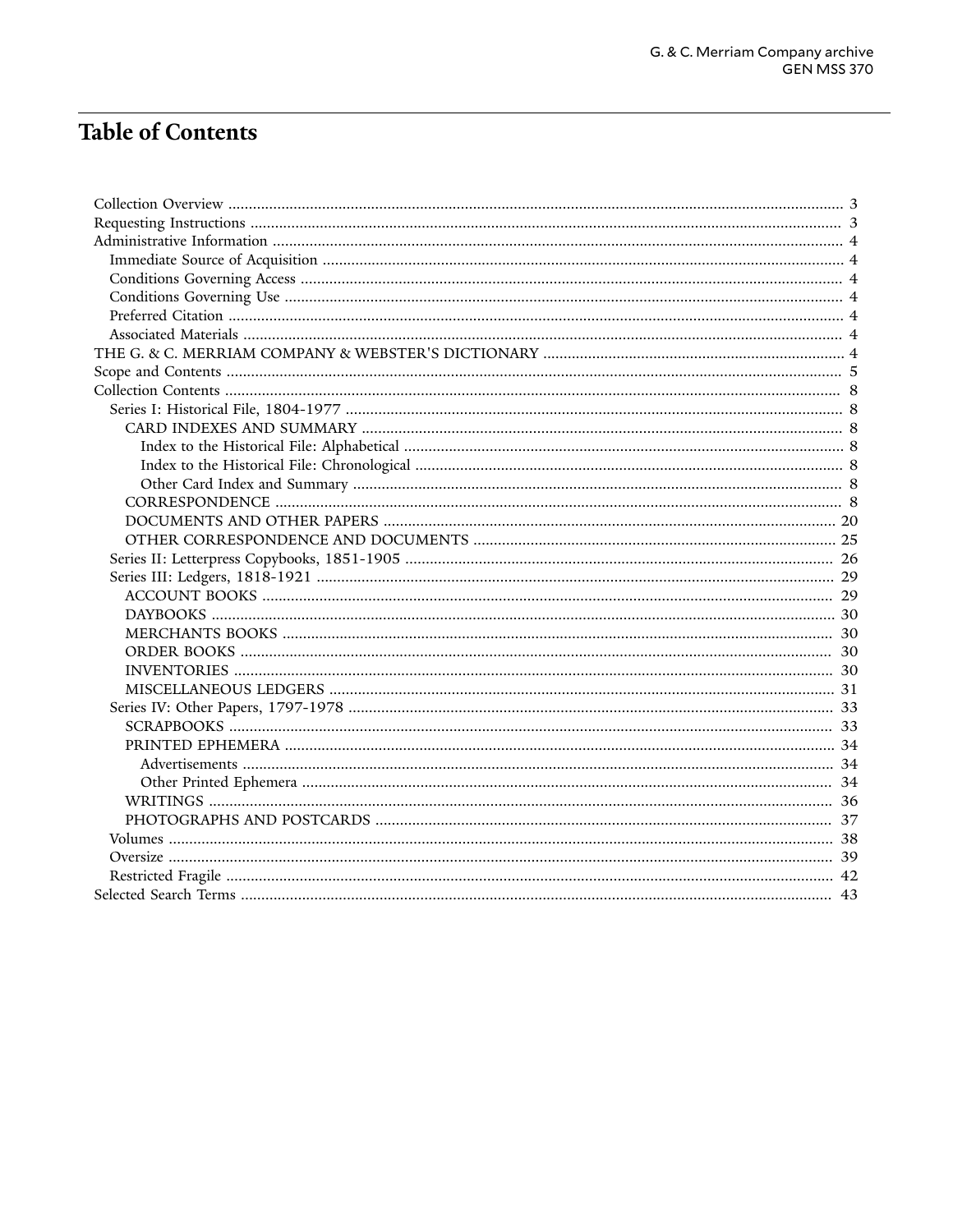# Table of Contents

- Collection Overview ........ 3
- Requesting Instructions ........ 3
- Administrative Information ........ 4
  - Immediate Source of Acquisition ........ 4
  - Conditions Governing Access ........ 4
  - Conditions Governing Use ........ 4
  - Preferred Citation ........ 4
  - Associated Materials ........ 4
- THE G. & C. MERRIAM COMPANY & WEBSTER'S DICTIONARY ........ 4
- Scope and Contents ........ 5
- Collection Contents ........ 8
  - Series I: Historical File, 1804-1977 ........ 8
    - CARD INDEXES AND SUMMARY ........ 8
      - Index to the Historical File: Alphabetical ........ 8
      - Index to the Historical File: Chronological ........ 8
      - Other Card Index and Summary ........ 8
    - CORRESPONDENCE ........ 8
    - DOCUMENTS AND OTHER PAPERS ........ 20
    - OTHER CORRESPONDENCE AND DOCUMENTS ........ 25
  - Series II: Letterpress Copybooks, 1851-1905 ........ 26
  - Series III: Ledgers, 1818-1921 ........ 29
    - ACCOUNT BOOKS ........ 29
    - DAYBOOKS ........ 30
    - MERCHANTS BOOKS ........ 30
    - ORDER BOOKS ........ 30
    - INVENTORIES ........ 30
    - MISCELLANEOUS LEDGERS ........ 31
  - Series IV: Other Papers, 1797-1978 ........ 33
    - SCRAPBOOKS ........ 33
    - PRINTED EPHEMERA ........ 34
      - Advertisements ........ 34
      - Other Printed Ephemera ........ 34
    - WRITINGS ........ 36
    - PHOTOGRAPHS AND POSTCARDS ........ 37
  - Volumes ........ 38
  - Oversize ........ 39
  - Restricted Fragile ........ 42
- Selected Search Terms ........ 43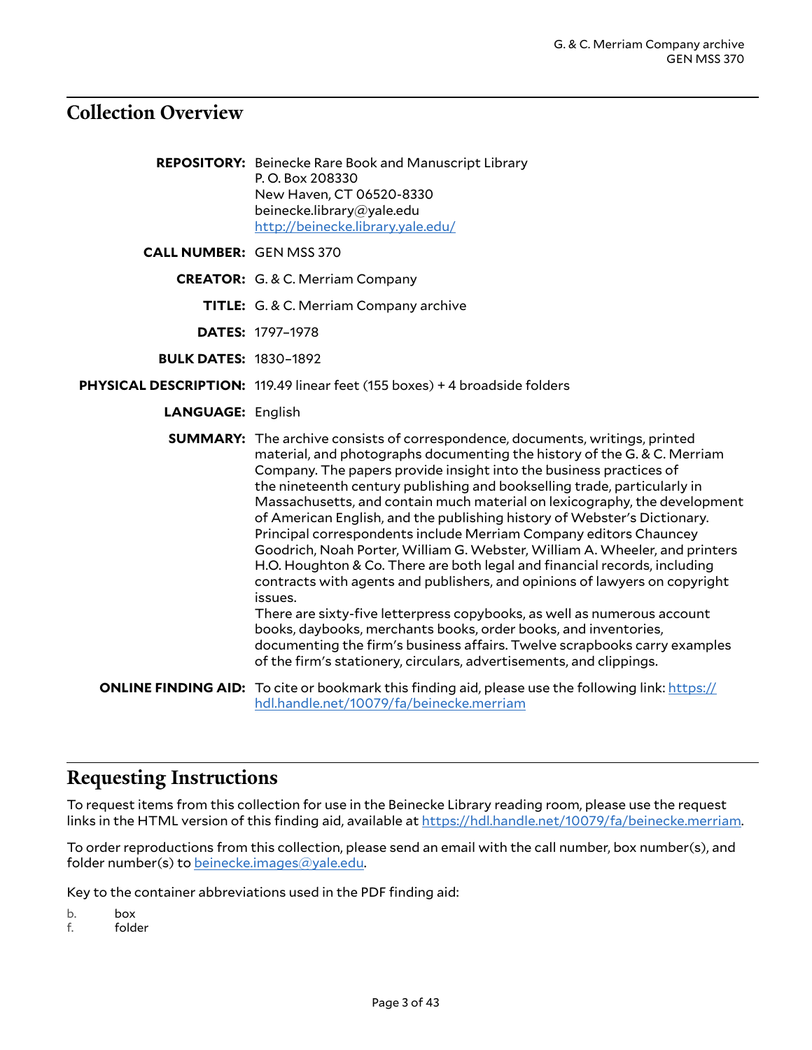## Collection Overview

**REPOSITORY:** Beinecke Rare Book and Manuscript Library
P. O. Box 208330
New Haven, CT 06520-8330
beinecke.library@yale.edu
http://beinecke.library.yale.edu/

**CALL NUMBER:** GEN MSS 370

**CREATOR:** G. & C. Merriam Company

**TITLE:** G. & C. Merriam Company archive

**DATES:** 1797–1978

**BULK DATES:** 1830–1892

**PHYSICAL DESCRIPTION:** 119.49 linear feet (155 boxes) + 4 broadside folders

**LANGUAGE:** English

**SUMMARY:** The archive consists of correspondence, documents, writings, printed material, and photographs documenting the history of the G. & C. Merriam Company. The papers provide insight into the business practices of the nineteenth century publishing and bookselling trade, particularly in Massachusetts, and contain much material on lexicography, the development of American English, and the publishing history of Webster's Dictionary. Principal correspondents include Merriam Company editors Chauncey Goodrich, Noah Porter, William G. Webster, William A. Wheeler, and printers H.O. Houghton & Co. There are both legal and financial records, including contracts with agents and publishers, and opinions of lawyers on copyright issues.
There are sixty-five letterpress copybooks, as well as numerous account books, daybooks, merchants books, order books, and inventories, documenting the firm's business affairs. Twelve scrapbooks carry examples of the firm's stationery, circulars, advertisements, and clippings.

**ONLINE FINDING AID:** To cite or bookmark this finding aid, please use the following link: https://hdl.handle.net/10079/fa/beinecke.merriam

## Requesting Instructions

To request items from this collection for use in the Beinecke Library reading room, please use the request links in the HTML version of this finding aid, available at https://hdl.handle.net/10079/fa/beinecke.merriam.

To order reproductions from this collection, please send an email with the call number, box number(s), and folder number(s) to beinecke.images@yale.edu.

Key to the container abbreviations used in the PDF finding aid:

b. box
f. folder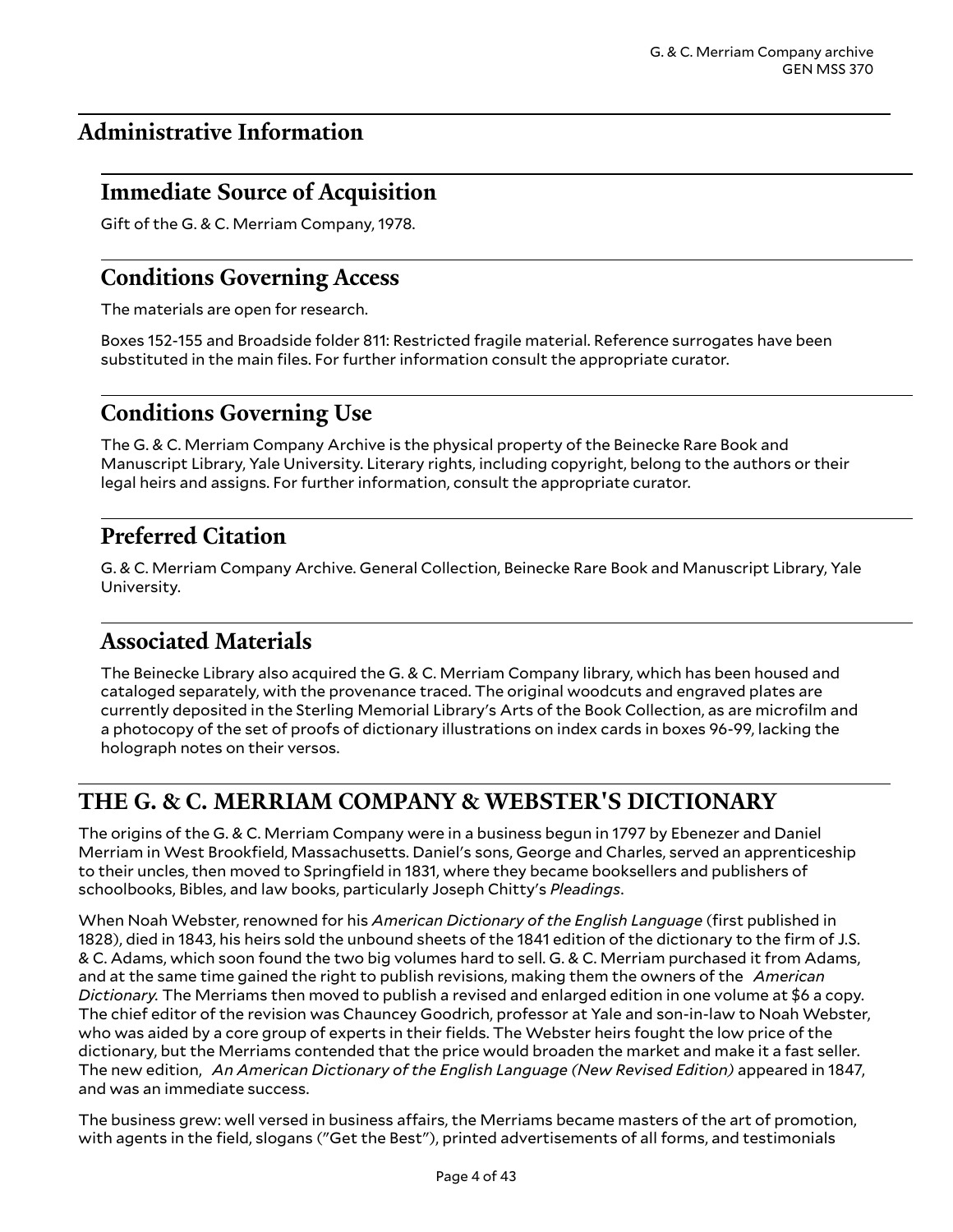## Administrative Information

### Immediate Source of Acquisition

Gift of the G. & C. Merriam Company, 1978.

### Conditions Governing Access

The materials are open for research.

Boxes 152-155 and Broadside folder 811: Restricted fragile material. Reference surrogates have been substituted in the main files. For further information consult the appropriate curator.

### Conditions Governing Use

The G. & C. Merriam Company Archive is the physical property of the Beinecke Rare Book and Manuscript Library, Yale University. Literary rights, including copyright, belong to the authors or their legal heirs and assigns. For further information, consult the appropriate curator.

### Preferred Citation

G. & C. Merriam Company Archive. General Collection, Beinecke Rare Book and Manuscript Library, Yale University.

### Associated Materials

The Beinecke Library also acquired the G. & C. Merriam Company library, which has been housed and cataloged separately, with the provenance traced. The original woodcuts and engraved plates are currently deposited in the Sterling Memorial Library's Arts of the Book Collection, as are microfilm and a photocopy of the set of proofs of dictionary illustrations on index cards in boxes 96-99, lacking the holograph notes on their versos.

## THE G. & C. MERRIAM COMPANY & WEBSTER'S DICTIONARY

The origins of the G. & C. Merriam Company were in a business begun in 1797 by Ebenezer and Daniel Merriam in West Brookfield, Massachusetts. Daniel's sons, George and Charles, served an apprenticeship to their uncles, then moved to Springfield in 1831, where they became booksellers and publishers of schoolbooks, Bibles, and law books, particularly Joseph Chitty's *Pleadings*.

When Noah Webster, renowned for his *American Dictionary of the English Language* (first published in 1828), died in 1843, his heirs sold the unbound sheets of the 1841 edition of the dictionary to the firm of J.S. & C. Adams, which soon found the two big volumes hard to sell. G. & C. Merriam purchased it from Adams, and at the same time gained the right to publish revisions, making them the owners of the *American Dictionary.* The Merriams then moved to publish a revised and enlarged edition in one volume at $6 a copy. The chief editor of the revision was Chauncey Goodrich, professor at Yale and son-in-law to Noah Webster, who was aided by a core group of experts in their fields. The Webster heirs fought the low price of the dictionary, but the Merriams contended that the price would broaden the market and make it a fast seller. The new edition, *An American Dictionary of the English Language (New Revised Edition)* appeared in 1847, and was an immediate success.

The business grew: well versed in business affairs, the Merriams became masters of the art of promotion, with agents in the field, slogans ("Get the Best"), printed advertisements of all forms, and testimonials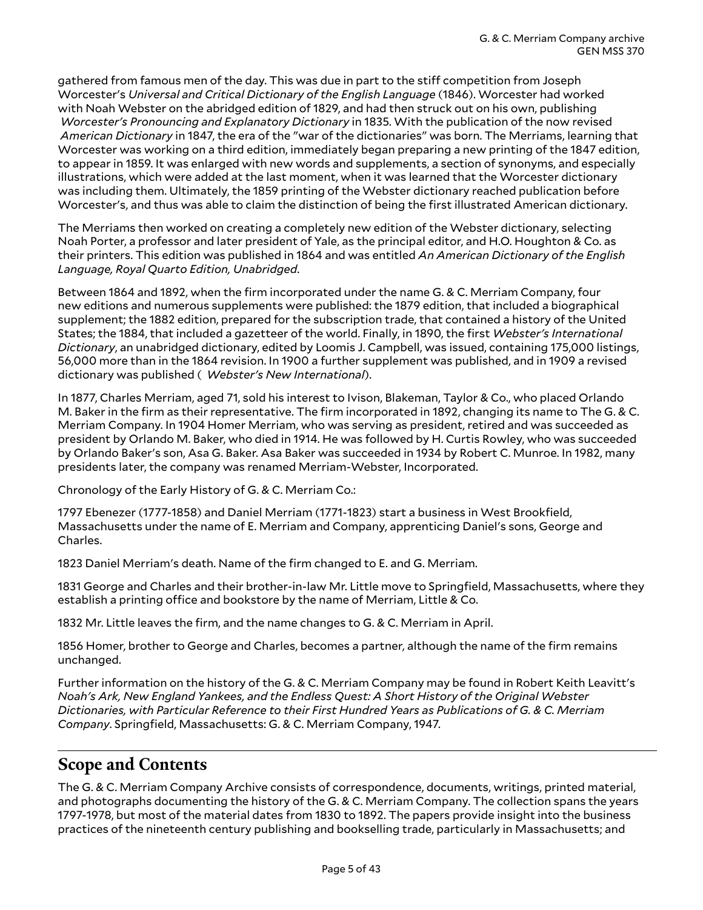gathered from famous men of the day. This was due in part to the stiff competition from Joseph Worcester's *Universal and Critical Dictionary of the English Language* (1846). Worcester had worked with Noah Webster on the abridged edition of 1829, and had then struck out on his own, publishing *Worcester's Pronouncing and Explanatory Dictionary* in 1835. With the publication of the now revised *American Dictionary* in 1847, the era of the "war of the dictionaries" was born. The Merriams, learning that Worcester was working on a third edition, immediately began preparing a new printing of the 1847 edition, to appear in 1859. It was enlarged with new words and supplements, a section of synonyms, and especially illustrations, which were added at the last moment, when it was learned that the Worcester dictionary was including them. Ultimately, the 1859 printing of the Webster dictionary reached publication before Worcester's, and thus was able to claim the distinction of being the first illustrated American dictionary.

The Merriams then worked on creating a completely new edition of the Webster dictionary, selecting Noah Porter, a professor and later president of Yale, as the principal editor, and H.O. Houghton & Co. as their printers. This edition was published in 1864 and was entitled *An American Dictionary of the English Language, Royal Quarto Edition, Unabridged*.

Between 1864 and 1892, when the firm incorporated under the name G. & C. Merriam Company, four new editions and numerous supplements were published: the 1879 edition, that included a biographical supplement; the 1882 edition, prepared for the subscription trade, that contained a history of the United States; the 1884, that included a gazetteer of the world. Finally, in 1890, the first *Webster's International Dictionary*, an unabridged dictionary, edited by Loomis J. Campbell, was issued, containing 175,000 listings, 56,000 more than in the 1864 revision. In 1900 a further supplement was published, and in 1909 a revised dictionary was published ( *Webster's New International*).

In 1877, Charles Merriam, aged 71, sold his interest to Ivison, Blakeman, Taylor & Co., who placed Orlando M. Baker in the firm as their representative. The firm incorporated in 1892, changing its name to The G. & C. Merriam Company. In 1904 Homer Merriam, who was serving as president, retired and was succeeded as president by Orlando M. Baker, who died in 1914. He was followed by H. Curtis Rowley, who was succeeded by Orlando Baker's son, Asa G. Baker. Asa Baker was succeeded in 1934 by Robert C. Munroe. In 1982, many presidents later, the company was renamed Merriam-Webster, Incorporated.

Chronology of the Early History of G. & C. Merriam Co.:

1797 Ebenezer (1777-1858) and Daniel Merriam (1771-1823) start a business in West Brookfield, Massachusetts under the name of E. Merriam and Company, apprenticing Daniel's sons, George and Charles.

1823 Daniel Merriam's death. Name of the firm changed to E. and G. Merriam.

1831 George and Charles and their brother-in-law Mr. Little move to Springfield, Massachusetts, where they establish a printing office and bookstore by the name of Merriam, Little & Co.

1832 Mr. Little leaves the firm, and the name changes to G. & C. Merriam in April.

1856 Homer, brother to George and Charles, becomes a partner, although the name of the firm remains unchanged.

Further information on the history of the G. & C. Merriam Company may be found in Robert Keith Leavitt's *Noah's Ark, New England Yankees, and the Endless Quest: A Short History of the Original Webster Dictionaries, with Particular Reference to their First Hundred Years as Publications of G. & C. Merriam Company*. Springfield, Massachusetts: G. & C. Merriam Company, 1947.

## Scope and Contents

The G. & C. Merriam Company Archive consists of correspondence, documents, writings, printed material, and photographs documenting the history of the G. & C. Merriam Company. The collection spans the years 1797-1978, but most of the material dates from 1830 to 1892. The papers provide insight into the business practices of the nineteenth century publishing and bookselling trade, particularly in Massachusetts; and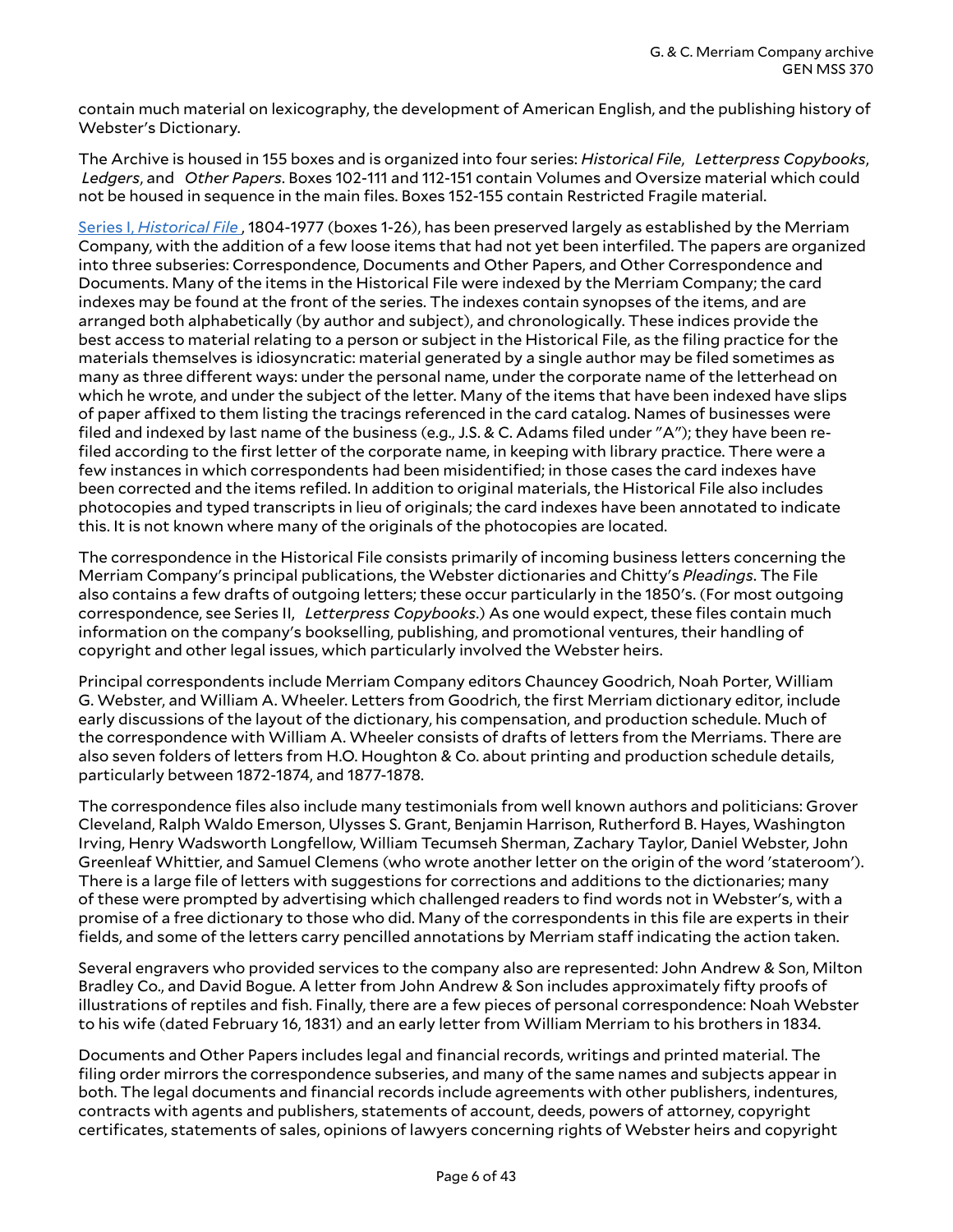contain much material on lexicography, the development of American English, and the publishing history of Webster's Dictionary.

The Archive is housed in 155 boxes and is organized into four series: *Historical File*, *Letterpress Copybooks*, *Ledgers*, and *Other Papers*. Boxes 102-111 and 112-151 contain Volumes and Oversize material which could not be housed in sequence in the main files. Boxes 152-155 contain Restricted Fragile material.

[Series I, *Historical File*], 1804-1977 (boxes 1-26), has been preserved largely as established by the Merriam Company, with the addition of a few loose items that had not yet been interfiled. The papers are organized into three subseries: Correspondence, Documents and Other Papers, and Other Correspondence and Documents. Many of the items in the Historical File were indexed by the Merriam Company; the card indexes may be found at the front of the series. The indexes contain synopses of the items, and are arranged both alphabetically (by author and subject), and chronologically. These indices provide the best access to material relating to a person or subject in the Historical File, as the filing practice for the materials themselves is idiosyncratic: material generated by a single author may be filed sometimes as many as three different ways: under the personal name, under the corporate name of the letterhead on which he wrote, and under the subject of the letter. Many of the items that have been indexed have slips of paper affixed to them listing the tracings referenced in the card catalog. Names of businesses were filed and indexed by last name of the business (e.g., J.S. & C. Adams filed under "A"); they have been re-filed according to the first letter of the corporate name, in keeping with library practice. There were a few instances in which correspondents had been misidentified; in those cases the card indexes have been corrected and the items refiled. In addition to original materials, the Historical File also includes photocopies and typed transcripts in lieu of originals; the card indexes have been annotated to indicate this. It is not known where many of the originals of the photocopies are located.

The correspondence in the Historical File consists primarily of incoming business letters concerning the Merriam Company's principal publications, the Webster dictionaries and Chitty's *Pleadings*. The File also contains a few drafts of outgoing letters; these occur particularly in the 1850's. (For most outgoing correspondence, see Series II, *Letterpress Copybooks*.) As one would expect, these files contain much information on the company's bookselling, publishing, and promotional ventures, their handling of copyright and other legal issues, which particularly involved the Webster heirs.

Principal correspondents include Merriam Company editors Chauncey Goodrich, Noah Porter, William G. Webster, and William A. Wheeler. Letters from Goodrich, the first Merriam dictionary editor, include early discussions of the layout of the dictionary, his compensation, and production schedule. Much of the correspondence with William A. Wheeler consists of drafts of letters from the Merriams. There are also seven folders of letters from H.O. Houghton & Co. about printing and production schedule details, particularly between 1872-1874, and 1877-1878.

The correspondence files also include many testimonials from well known authors and politicians: Grover Cleveland, Ralph Waldo Emerson, Ulysses S. Grant, Benjamin Harrison, Rutherford B. Hayes, Washington Irving, Henry Wadsworth Longfellow, William Tecumseh Sherman, Zachary Taylor, Daniel Webster, John Greenleaf Whittier, and Samuel Clemens (who wrote another letter on the origin of the word 'stateroom'). There is a large file of letters with suggestions for corrections and additions to the dictionaries; many of these were prompted by advertising which challenged readers to find words not in Webster's, with a promise of a free dictionary to those who did. Many of the correspondents in this file are experts in their fields, and some of the letters carry pencilled annotations by Merriam staff indicating the action taken.

Several engravers who provided services to the company also are represented: John Andrew & Son, Milton Bradley Co., and David Bogue. A letter from John Andrew & Son includes approximately fifty proofs of illustrations of reptiles and fish. Finally, there are a few pieces of personal correspondence: Noah Webster to his wife (dated February 16, 1831) and an early letter from William Merriam to his brothers in 1834.

Documents and Other Papers includes legal and financial records, writings and printed material. The filing order mirrors the correspondence subseries, and many of the same names and subjects appear in both. The legal documents and financial records include agreements with other publishers, indentures, contracts with agents and publishers, statements of account, deeds, powers of attorney, copyright certificates, statements of sales, opinions of lawyers concerning rights of Webster heirs and copyright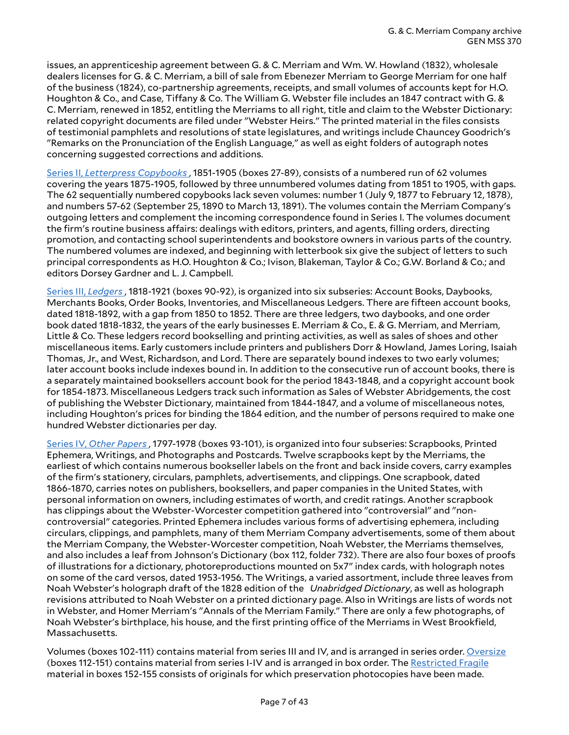issues, an apprenticeship agreement between G. & C. Merriam and Wm. W. Howland (1832), wholesale dealers licenses for G. & C. Merriam, a bill of sale from Ebenezer Merriam to George Merriam for one half of the business (1824), co-partnership agreements, receipts, and small volumes of accounts kept for H.O. Houghton & Co., and Case, Tiffany & Co. The William G. Webster file includes an 1847 contract with G. & C. Merriam, renewed in 1852, entitling the Merriams to all right, title and claim to the Webster Dictionary: related copyright documents are filed under "Webster Heirs." The printed material in the files consists of testimonial pamphlets and resolutions of state legislatures, and writings include Chauncey Goodrich's "Remarks on the Pronunciation of the English Language," as well as eight folders of autograph notes concerning suggested corrections and additions.

Series II, *Letterpress Copybooks* , 1851-1905 (boxes 27-89), consists of a numbered run of 62 volumes covering the years 1875-1905, followed by three unnumbered volumes dating from 1851 to 1905, with gaps. The 62 sequentially numbered copybooks lack seven volumes: number 1 (July 9, 1877 to February 12, 1878), and numbers 57-62 (September 25, 1890 to March 13, 1891). The volumes contain the Merriam Company's outgoing letters and complement the incoming correspondence found in Series I. The volumes document the firm's routine business affairs: dealings with editors, printers, and agents, filling orders, directing promotion, and contacting school superintendents and bookstore owners in various parts of the country. The numbered volumes are indexed, and beginning with letterbook six give the subject of letters to such principal correspondents as H.O. Houghton & Co.; Ivison, Blakeman, Taylor & Co.; G.W. Borland & Co.; and editors Dorsey Gardner and L. J. Campbell.

Series III, *Ledgers* , 1818-1921 (boxes 90-92), is organized into six subseries: Account Books, Daybooks, Merchants Books, Order Books, Inventories, and Miscellaneous Ledgers. There are fifteen account books, dated 1818-1892, with a gap from 1850 to 1852. There are three ledgers, two daybooks, and one order book dated 1818-1832, the years of the early businesses E. Merriam & Co., E. & G. Merriam, and Merriam, Little & Co. These ledgers record bookselling and printing activities, as well as sales of shoes and other miscellaneous items. Early customers include printers and publishers Dorr & Howland, James Loring, Isaiah Thomas, Jr., and West, Richardson, and Lord. There are separately bound indexes to two early volumes; later account books include indexes bound in. In addition to the consecutive run of account books, there is a separately maintained booksellers account book for the period 1843-1848, and a copyright account book for 1854-1873. Miscellaneous Ledgers track such information as Sales of Webster Abridgements, the cost of publishing the Webster Dictionary, maintained from 1844-1847, and a volume of miscellaneous notes, including Houghton's prices for binding the 1864 edition, and the number of persons required to make one hundred Webster dictionaries per day.

Series IV, *Other Papers* , 1797-1978 (boxes 93-101), is organized into four subseries: Scrapbooks, Printed Ephemera, Writings, and Photographs and Postcards. Twelve scrapbooks kept by the Merriams, the earliest of which contains numerous bookseller labels on the front and back inside covers, carry examples of the firm's stationery, circulars, pamphlets, advertisements, and clippings. One scrapbook, dated 1866-1870, carries notes on publishers, booksellers, and paper companies in the United States, with personal information on owners, including estimates of worth, and credit ratings. Another scrapbook has clippings about the Webster-Worcester competition gathered into "controversial" and "non-controversial" categories. Printed Ephemera includes various forms of advertising ephemera, including circulars, clippings, and pamphlets, many of them Merriam Company advertisements, some of them about the Merriam Company, the Webster-Worcester competition, Noah Webster, the Merriams themselves, and also includes a leaf from Johnson's Dictionary (box 112, folder 732). There are also four boxes of proofs of illustrations for a dictionary, photoreproductions mounted on 5x7" index cards, with holograph notes on some of the card versos, dated 1953-1956. The Writings, a varied assortment, include three leaves from Noah Webster's holograph draft of the 1828 edition of the *Unabridged Dictionary*, as well as holograph revisions attributed to Noah Webster on a printed dictionary page. Also in Writings are lists of words not in Webster, and Homer Merriam's "Annals of the Merriam Family." There are only a few photographs, of Noah Webster's birthplace, his house, and the first printing office of the Merriams in West Brookfield, Massachusetts.

Volumes (boxes 102-111) contains material from series III and IV, and is arranged in series order. Oversize (boxes 112-151) contains material from series I-IV and is arranged in box order. The Restricted Fragile material in boxes 152-155 consists of originals for which preservation photocopies have been made.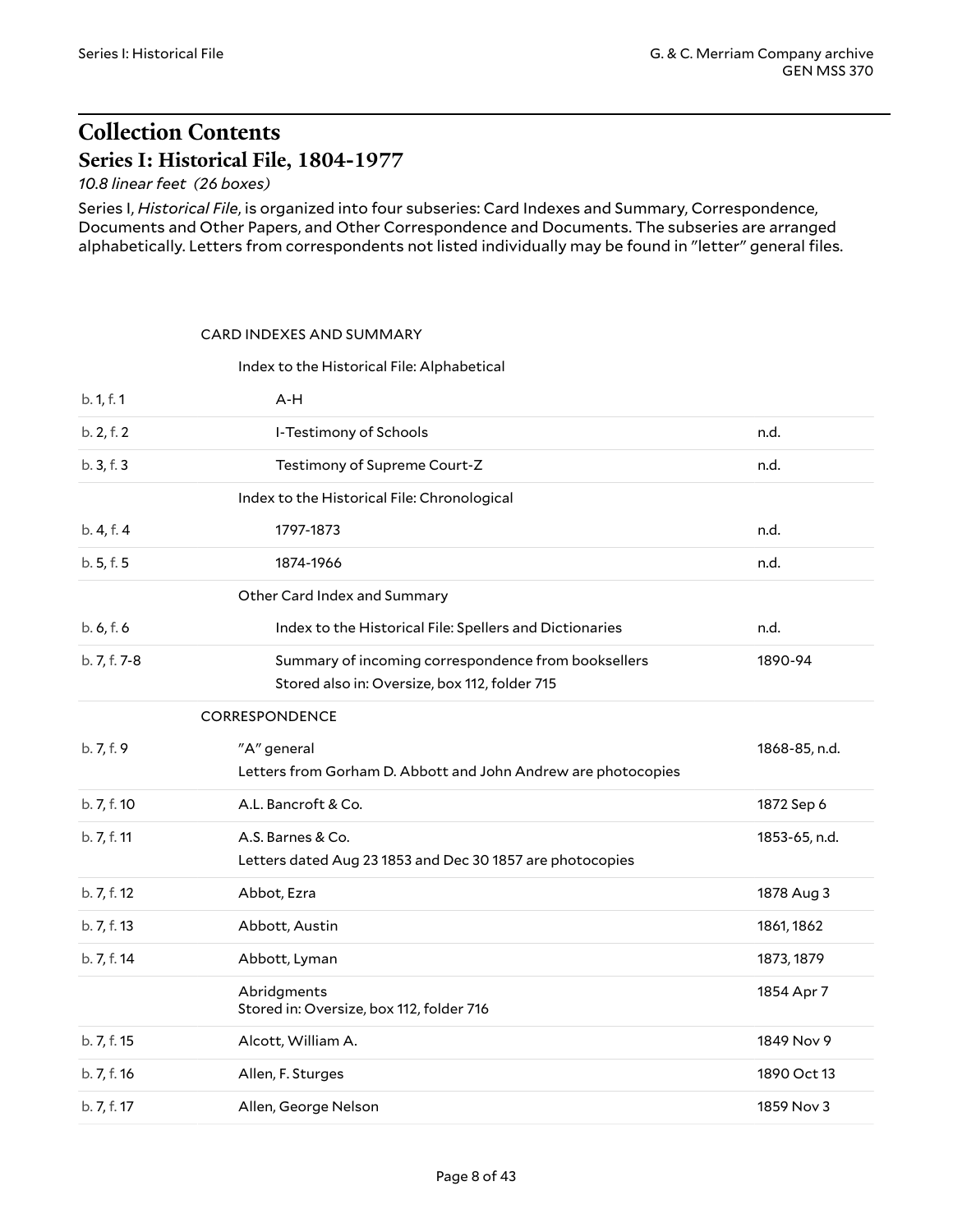# Collection Contents

## Series I: Historical File, 1804-1977

*10.8 linear feet (26 boxes)*

Series I, *Historical File*, is organized into four subseries: Card Indexes and Summary, Correspondence, Documents and Other Papers, and Other Correspondence and Documents. The subseries are arranged alphabetically. Letters from correspondents not listed individually may be found in "letter" general files.

| | | |
|---|---|---|
| | CARD INDEXES AND SUMMARY | |
| | Index to the Historical File: Alphabetical | |
| b. 1, f. 1 | A-H | |
| b. 2, f. 2 | I-Testimony of Schools | n.d. |
| b. 3, f. 3 | Testimony of Supreme Court-Z | n.d. |
| | Index to the Historical File: Chronological | |
| b. 4, f. 4 | 1797-1873 | n.d. |
| b. 5, f. 5 | 1874-1966 | n.d. |
| | Other Card Index and Summary | |
| b. 6, f. 6 | Index to the Historical File: Spellers and Dictionaries | n.d. |
| b. 7, f. 7-8 | Summary of incoming correspondence from booksellers<br>Stored also in: Oversize, box 112, folder 715 | 1890-94 |
| | CORRESPONDENCE | |
| b. 7, f. 9 | "A" general<br>Letters from Gorham D. Abbott and John Andrew are photocopies | 1868-85, n.d. |
| b. 7, f. 10 | A.L. Bancroft & Co. | 1872 Sep 6 |
| b. 7, f. 11 | A.S. Barnes & Co.<br>Letters dated Aug 23 1853 and Dec 30 1857 are photocopies | 1853-65, n.d. |
| b. 7, f. 12 | Abbot, Ezra | 1878 Aug 3 |
| b. 7, f. 13 | Abbott, Austin | 1861, 1862 |
| b. 7, f. 14 | Abbott, Lyman | 1873, 1879 |
| | Abridgments<br>Stored in: Oversize, box 112, folder 716 | 1854 Apr 7 |
| b. 7, f. 15 | Alcott, William A. | 1849 Nov 9 |
| b. 7, f. 16 | Allen, F. Sturges | 1890 Oct 13 |
| b. 7, f. 17 | Allen, George Nelson | 1859 Nov 3 |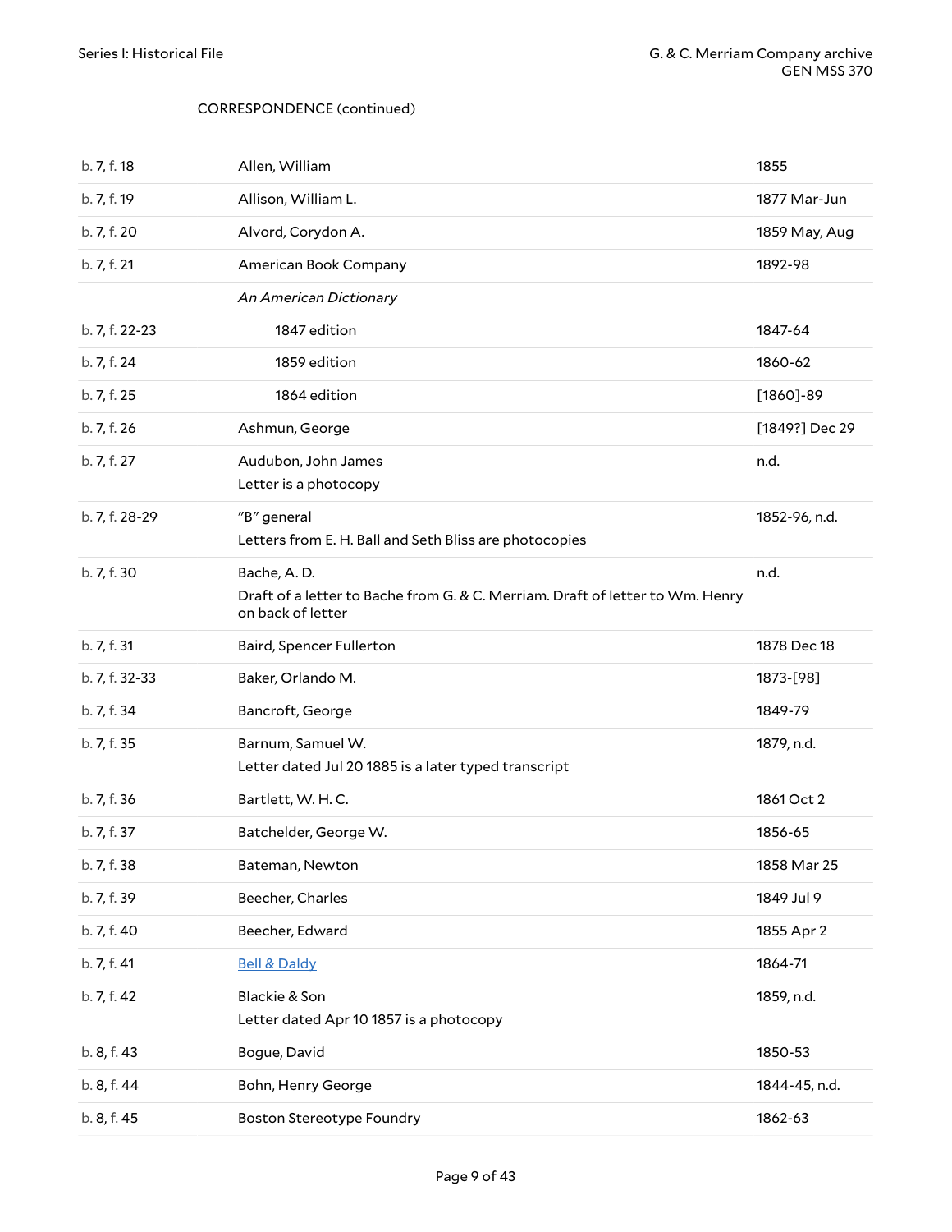CORRESPONDENCE (continued)

| | | |
|---|---|---|
| b. 7, f. 18 | Allen, William | 1855 |
| b. 7, f. 19 | Allison, William L. | 1877 Mar-Jun |
| b. 7, f. 20 | Alvord, Corydon A. | 1859 May, Aug |
| b. 7, f. 21 | American Book Company | 1892-98 |
| | *An American Dictionary* | |
| b. 7, f. 22-23 | 1847 edition | 1847-64 |
| b. 7, f. 24 | 1859 edition | 1860-62 |
| b. 7, f. 25 | 1864 edition | [1860]-89 |
| b. 7, f. 26 | Ashmun, George | [1849?] Dec 29 |
| b. 7, f. 27 | Audubon, John James<br>Letter is a photocopy | n.d. |
| b. 7, f. 28-29 | "B" general<br>Letters from E. H. Ball and Seth Bliss are photocopies | 1852-96, n.d. |
| b. 7, f. 30 | Bache, A. D.<br>Draft of a letter to Bache from G. & C. Merriam. Draft of letter to Wm. Henry on back of letter | n.d. |
| b. 7, f. 31 | Baird, Spencer Fullerton | 1878 Dec 18 |
| b. 7, f. 32-33 | Baker, Orlando M. | 1873-[98] |
| b. 7, f. 34 | Bancroft, George | 1849-79 |
| b. 7, f. 35 | Barnum, Samuel W.<br>Letter dated Jul 20 1885 is a later typed transcript | 1879, n.d. |
| b. 7, f. 36 | Bartlett, W. H. C. | 1861 Oct 2 |
| b. 7, f. 37 | Batchelder, George W. | 1856-65 |
| b. 7, f. 38 | Bateman, Newton | 1858 Mar 25 |
| b. 7, f. 39 | Beecher, Charles | 1849 Jul 9 |
| b. 7, f. 40 | Beecher, Edward | 1855 Apr 2 |
| b. 7, f. 41 | Bell & Daldy | 1864-71 |
| b. 7, f. 42 | Blackie & Son<br>Letter dated Apr 10 1857 is a photocopy | 1859, n.d. |
| b. 8, f. 43 | Bogue, David | 1850-53 |
| b. 8, f. 44 | Bohn, Henry George | 1844-45, n.d. |
| b. 8, f. 45 | Boston Stereotype Foundry | 1862-63 |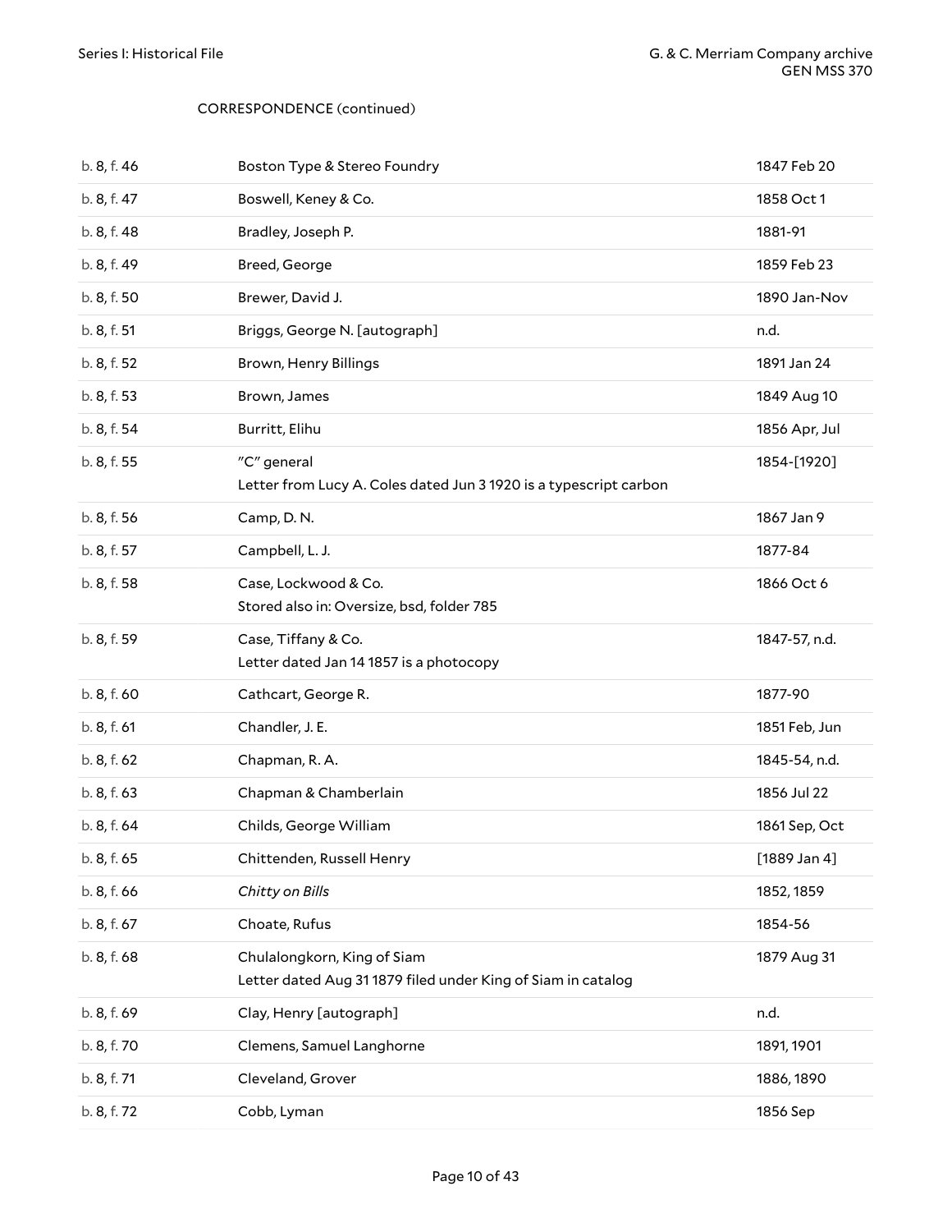CORRESPONDENCE (continued)

| | | |
|---|---|---|
| b. 8, f. 46 | Boston Type & Stereo Foundry | 1847 Feb 20 |
| b. 8, f. 47 | Boswell, Keney & Co. | 1858 Oct 1 |
| b. 8, f. 48 | Bradley, Joseph P. | 1881-91 |
| b. 8, f. 49 | Breed, George | 1859 Feb 23 |
| b. 8, f. 50 | Brewer, David J. | 1890 Jan-Nov |
| b. 8, f. 51 | Briggs, George N. [autograph] | n.d. |
| b. 8, f. 52 | Brown, Henry Billings | 1891 Jan 24 |
| b. 8, f. 53 | Brown, James | 1849 Aug 10 |
| b. 8, f. 54 | Burritt, Elihu | 1856 Apr, Jul |
| b. 8, f. 55 | "C" general<br>Letter from Lucy A. Coles dated Jun 3 1920 is a typescript carbon | 1854-[1920] |
| b. 8, f. 56 | Camp, D. N. | 1867 Jan 9 |
| b. 8, f. 57 | Campbell, L. J. | 1877-84 |
| b. 8, f. 58 | Case, Lockwood & Co.<br>Stored also in: Oversize, bsd, folder 785 | 1866 Oct 6 |
| b. 8, f. 59 | Case, Tiffany & Co.<br>Letter dated Jan 14 1857 is a photocopy | 1847-57, n.d. |
| b. 8, f. 60 | Cathcart, George R. | 1877-90 |
| b. 8, f. 61 | Chandler, J. E. | 1851 Feb, Jun |
| b. 8, f. 62 | Chapman, R. A. | 1845-54, n.d. |
| b. 8, f. 63 | Chapman & Chamberlain | 1856 Jul 22 |
| b. 8, f. 64 | Childs, George William | 1861 Sep, Oct |
| b. 8, f. 65 | Chittenden, Russell Henry | [1889 Jan 4] |
| b. 8, f. 66 | *Chitty on Bills* | 1852, 1859 |
| b. 8, f. 67 | Choate, Rufus | 1854-56 |
| b. 8, f. 68 | Chulalongkorn, King of Siam<br>Letter dated Aug 31 1879 filed under King of Siam in catalog | 1879 Aug 31 |
| b. 8, f. 69 | Clay, Henry [autograph] | n.d. |
| b. 8, f. 70 | Clemens, Samuel Langhorne | 1891, 1901 |
| b. 8, f. 71 | Cleveland, Grover | 1886, 1890 |
| b. 8, f. 72 | Cobb, Lyman | 1856 Sep |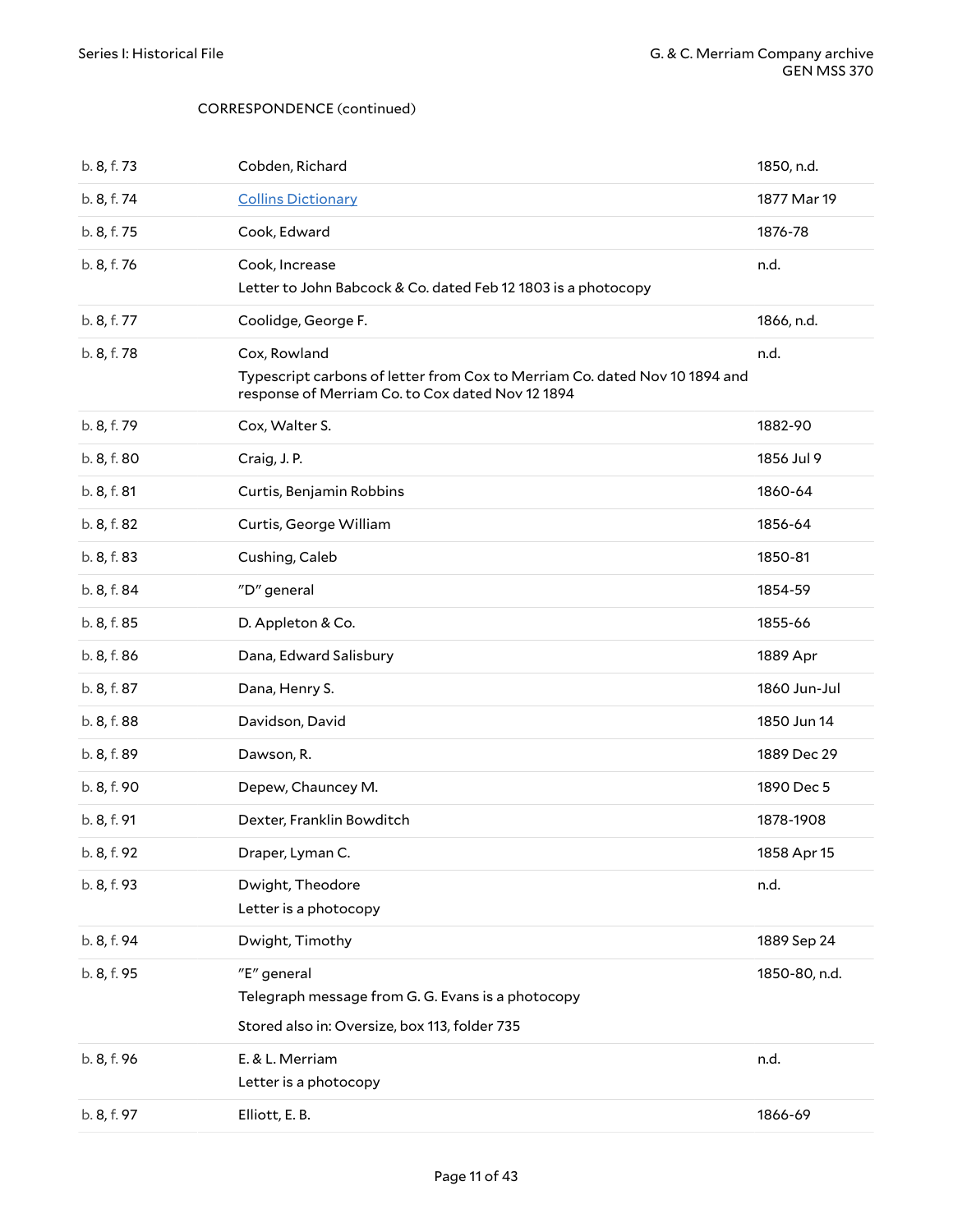CORRESPONDENCE (continued)

| | | |
|---|---|---|
| b. 8, f. 73 | Cobden, Richard | 1850, n.d. |
| b. 8, f. 74 | Collins Dictionary | 1877 Mar 19 |
| b. 8, f. 75 | Cook, Edward | 1876-78 |
| b. 8, f. 76 | Cook, Increase<br>Letter to John Babcock & Co. dated Feb 12 1803 is a photocopy | n.d. |
| b. 8, f. 77 | Coolidge, George F. | 1866, n.d. |
| b. 8, f. 78 | Cox, Rowland<br>Typescript carbons of letter from Cox to Merriam Co. dated Nov 10 1894 and response of Merriam Co. to Cox dated Nov 12 1894 | n.d. |
| b. 8, f. 79 | Cox, Walter S. | 1882-90 |
| b. 8, f. 80 | Craig, J. P. | 1856 Jul 9 |
| b. 8, f. 81 | Curtis, Benjamin Robbins | 1860-64 |
| b. 8, f. 82 | Curtis, George William | 1856-64 |
| b. 8, f. 83 | Cushing, Caleb | 1850-81 |
| b. 8, f. 84 | "D" general | 1854-59 |
| b. 8, f. 85 | D. Appleton & Co. | 1855-66 |
| b. 8, f. 86 | Dana, Edward Salisbury | 1889 Apr |
| b. 8, f. 87 | Dana, Henry S. | 1860 Jun-Jul |
| b. 8, f. 88 | Davidson, David | 1850 Jun 14 |
| b. 8, f. 89 | Dawson, R. | 1889 Dec 29 |
| b. 8, f. 90 | Depew, Chauncey M. | 1890 Dec 5 |
| b. 8, f. 91 | Dexter, Franklin Bowditch | 1878-1908 |
| b. 8, f. 92 | Draper, Lyman C. | 1858 Apr 15 |
| b. 8, f. 93 | Dwight, Theodore<br>Letter is a photocopy | n.d. |
| b. 8, f. 94 | Dwight, Timothy | 1889 Sep 24 |
| b. 8, f. 95 | "E" general<br>Telegraph message from G. G. Evans is a photocopy<br>Stored also in: Oversize, box 113, folder 735 | 1850-80, n.d. |
| b. 8, f. 96 | E. & L. Merriam<br>Letter is a photocopy | n.d. |
| b. 8, f. 97 | Elliott, E. B. | 1866-69 |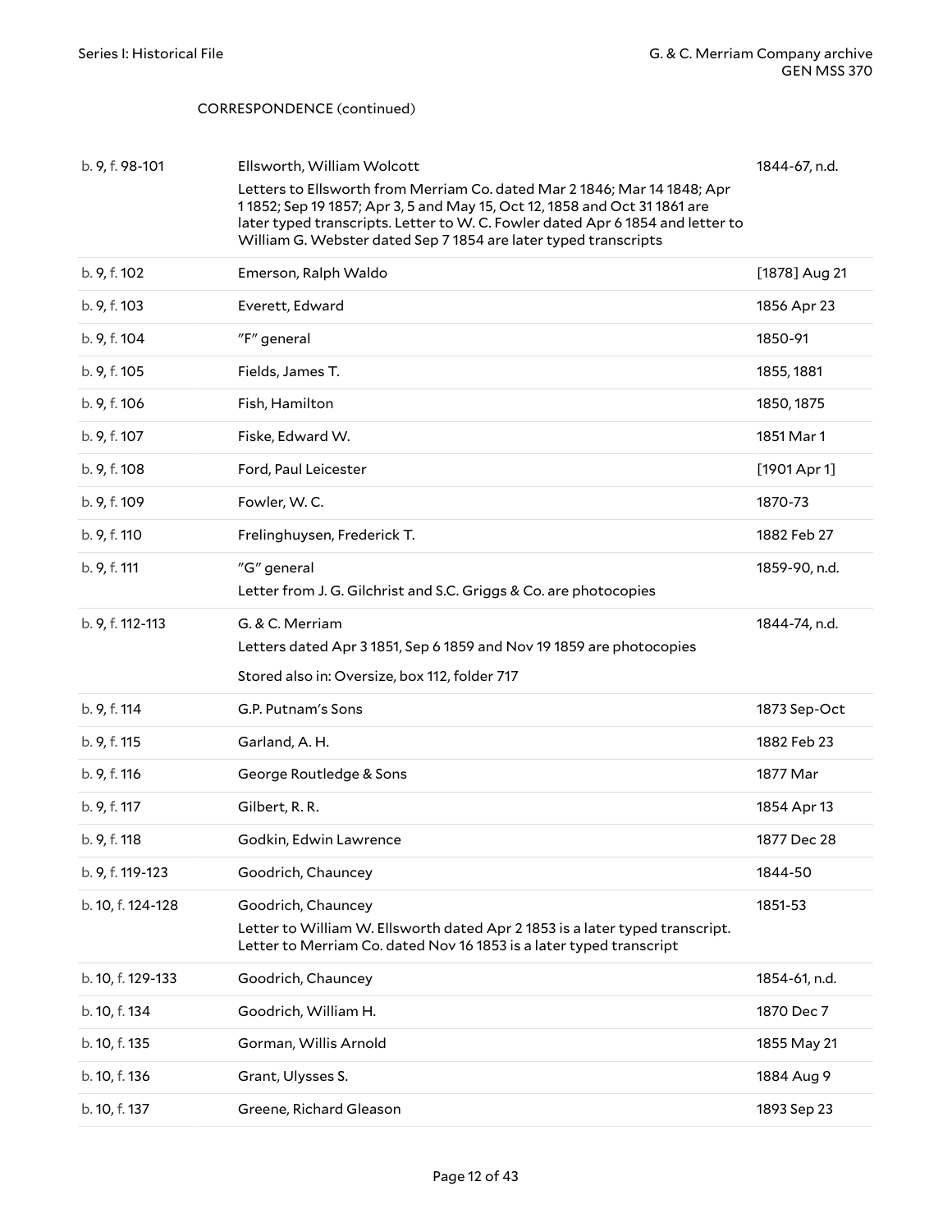CORRESPONDENCE (continued)

| | | |
|---|---|---|
| b. 9, f. 98-101 | Ellsworth, William Wolcott<br>Letters to Ellsworth from Merriam Co. dated Mar 2 1846; Mar 14 1848; Apr 1 1852; Sep 19 1857; Apr 3, 5 and May 15, Oct 12, 1858 and Oct 31 1861 are later typed transcripts. Letter to W. C. Fowler dated Apr 6 1854 and letter to William G. Webster dated Sep 7 1854 are later typed transcripts | 1844-67, n.d. |
| b. 9, f. 102 | Emerson, Ralph Waldo | [1878] Aug 21 |
| b. 9, f. 103 | Everett, Edward | 1856 Apr 23 |
| b. 9, f. 104 | "F" general | 1850-91 |
| b. 9, f. 105 | Fields, James T. | 1855, 1881 |
| b. 9, f. 106 | Fish, Hamilton | 1850, 1875 |
| b. 9, f. 107 | Fiske, Edward W. | 1851 Mar 1 |
| b. 9, f. 108 | Ford, Paul Leicester | [1901 Apr 1] |
| b. 9, f. 109 | Fowler, W. C. | 1870-73 |
| b. 9, f. 110 | Frelinghuysen, Frederick T. | 1882 Feb 27 |
| b. 9, f. 111 | "G" general<br>Letter from J. G. Gilchrist and S.C. Griggs & Co. are photocopies | 1859-90, n.d. |
| b. 9, f. 112-113 | G. & C. Merriam<br>Letters dated Apr 3 1851, Sep 6 1859 and Nov 19 1859 are photocopies<br>Stored also in: Oversize, box 112, folder 717 | 1844-74, n.d. |
| b. 9, f. 114 | G.P. Putnam's Sons | 1873 Sep-Oct |
| b. 9, f. 115 | Garland, A. H. | 1882 Feb 23 |
| b. 9, f. 116 | George Routledge & Sons | 1877 Mar |
| b. 9, f. 117 | Gilbert, R. R. | 1854 Apr 13 |
| b. 9, f. 118 | Godkin, Edwin Lawrence | 1877 Dec 28 |
| b. 9, f. 119-123 | Goodrich, Chauncey | 1844-50 |
| b. 10, f. 124-128 | Goodrich, Chauncey<br>Letter to William W. Ellsworth dated Apr 2 1853 is a later typed transcript. Letter to Merriam Co. dated Nov 16 1853 is a later typed transcript | 1851-53 |
| b. 10, f. 129-133 | Goodrich, Chauncey | 1854-61, n.d. |
| b. 10, f. 134 | Goodrich, William H. | 1870 Dec 7 |
| b. 10, f. 135 | Gorman, Willis Arnold | 1855 May 21 |
| b. 10, f. 136 | Grant, Ulysses S. | 1884 Aug 9 |
| b. 10, f. 137 | Greene, Richard Gleason | 1893 Sep 23 |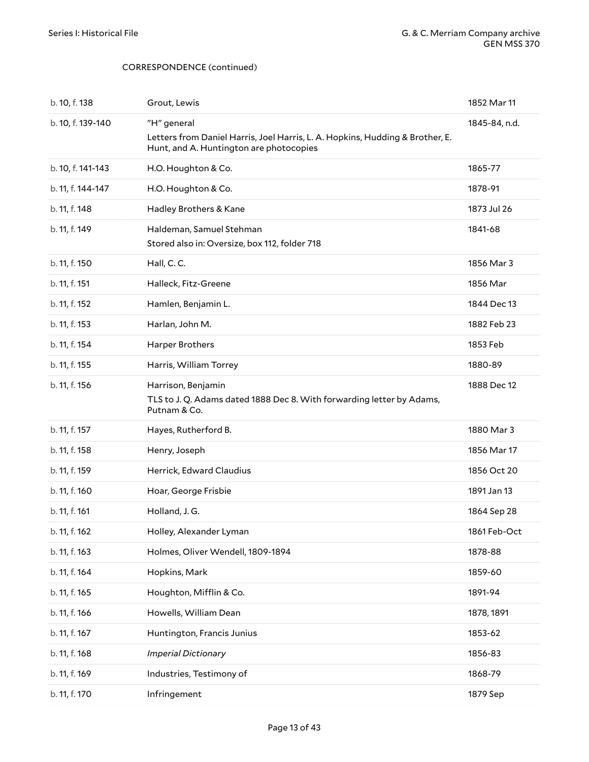CORRESPONDENCE (continued)

| | | |
|---|---|---|
| b. 10, f. 138 | Grout, Lewis | 1852 Mar 11 |
| b. 10, f. 139-140 | "H" general<br>Letters from Daniel Harris, Joel Harris, L. A. Hopkins, Hudding & Brother, E. Hunt, and A. Huntington are photocopies | 1845-84, n.d. |
| b. 10, f. 141-143 | H.O. Houghton & Co. | 1865-77 |
| b. 11, f. 144-147 | H.O. Houghton & Co. | 1878-91 |
| b. 11, f. 148 | Hadley Brothers & Kane | 1873 Jul 26 |
| b. 11, f. 149 | Haldeman, Samuel Stehman<br>Stored also in: Oversize, box 112, folder 718 | 1841-68 |
| b. 11, f. 150 | Hall, C. C. | 1856 Mar 3 |
| b. 11, f. 151 | Halleck, Fitz-Greene | 1856 Mar |
| b. 11, f. 152 | Hamlen, Benjamin L. | 1844 Dec 13 |
| b. 11, f. 153 | Harlan, John M. | 1882 Feb 23 |
| b. 11, f. 154 | Harper Brothers | 1853 Feb |
| b. 11, f. 155 | Harris, William Torrey | 1880-89 |
| b. 11, f. 156 | Harrison, Benjamin<br>TLS to J. Q. Adams dated 1888 Dec 8. With forwarding letter by Adams, Putnam & Co. | 1888 Dec 12 |
| b. 11, f. 157 | Hayes, Rutherford B. | 1880 Mar 3 |
| b. 11, f. 158 | Henry, Joseph | 1856 Mar 17 |
| b. 11, f. 159 | Herrick, Edward Claudius | 1856 Oct 20 |
| b. 11, f. 160 | Hoar, George Frisbie | 1891 Jan 13 |
| b. 11, f. 161 | Holland, J. G. | 1864 Sep 28 |
| b. 11, f. 162 | Holley, Alexander Lyman | 1861 Feb-Oct |
| b. 11, f. 163 | Holmes, Oliver Wendell, 1809-1894 | 1878-88 |
| b. 11, f. 164 | Hopkins, Mark | 1859-60 |
| b. 11, f. 165 | Houghton, Mifflin & Co. | 1891-94 |
| b. 11, f. 166 | Howells, William Dean | 1878, 1891 |
| b. 11, f. 167 | Huntington, Francis Junius | 1853-62 |
| b. 11, f. 168 | *Imperial Dictionary* | 1856-83 |
| b. 11, f. 169 | Industries, Testimony of | 1868-79 |
| b. 11, f. 170 | Infringement | 1879 Sep |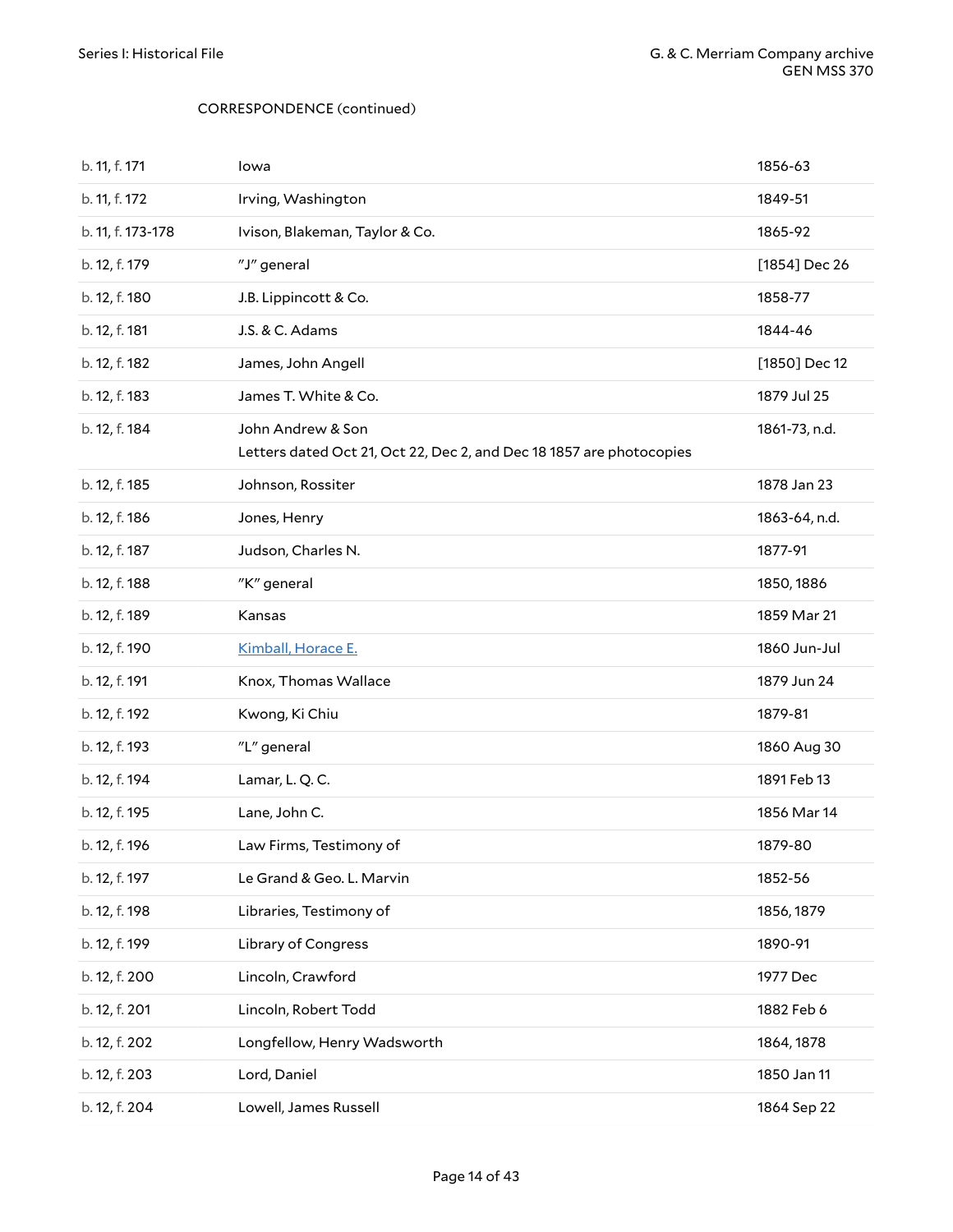CORRESPONDENCE (continued)

| | | |
|---|---|---|
| b. 11, f. 171 | Iowa | 1856-63 |
| b. 11, f. 172 | Irving, Washington | 1849-51 |
| b. 11, f. 173-178 | Ivison, Blakeman, Taylor & Co. | 1865-92 |
| b. 12, f. 179 | "J" general | [1854] Dec 26 |
| b. 12, f. 180 | J.B. Lippincott & Co. | 1858-77 |
| b. 12, f. 181 | J.S. & C. Adams | 1844-46 |
| b. 12, f. 182 | James, John Angell | [1850] Dec 12 |
| b. 12, f. 183 | James T. White & Co. | 1879 Jul 25 |
| b. 12, f. 184 | John Andrew & Son<br>Letters dated Oct 21, Oct 22, Dec 2, and Dec 18 1857 are photocopies | 1861-73, n.d. |
| b. 12, f. 185 | Johnson, Rossiter | 1878 Jan 23 |
| b. 12, f. 186 | Jones, Henry | 1863-64, n.d. |
| b. 12, f. 187 | Judson, Charles N. | 1877-91 |
| b. 12, f. 188 | "K" general | 1850, 1886 |
| b. 12, f. 189 | Kansas | 1859 Mar 21 |
| b. 12, f. 190 | Kimball, Horace E. | 1860 Jun-Jul |
| b. 12, f. 191 | Knox, Thomas Wallace | 1879 Jun 24 |
| b. 12, f. 192 | Kwong, Ki Chiu | 1879-81 |
| b. 12, f. 193 | "L" general | 1860 Aug 30 |
| b. 12, f. 194 | Lamar, L. Q. C. | 1891 Feb 13 |
| b. 12, f. 195 | Lane, John C. | 1856 Mar 14 |
| b. 12, f. 196 | Law Firms, Testimony of | 1879-80 |
| b. 12, f. 197 | Le Grand & Geo. L. Marvin | 1852-56 |
| b. 12, f. 198 | Libraries, Testimony of | 1856, 1879 |
| b. 12, f. 199 | Library of Congress | 1890-91 |
| b. 12, f. 200 | Lincoln, Crawford | 1977 Dec |
| b. 12, f. 201 | Lincoln, Robert Todd | 1882 Feb 6 |
| b. 12, f. 202 | Longfellow, Henry Wadsworth | 1864, 1878 |
| b. 12, f. 203 | Lord, Daniel | 1850 Jan 11 |
| b. 12, f. 204 | Lowell, James Russell | 1864 Sep 22 |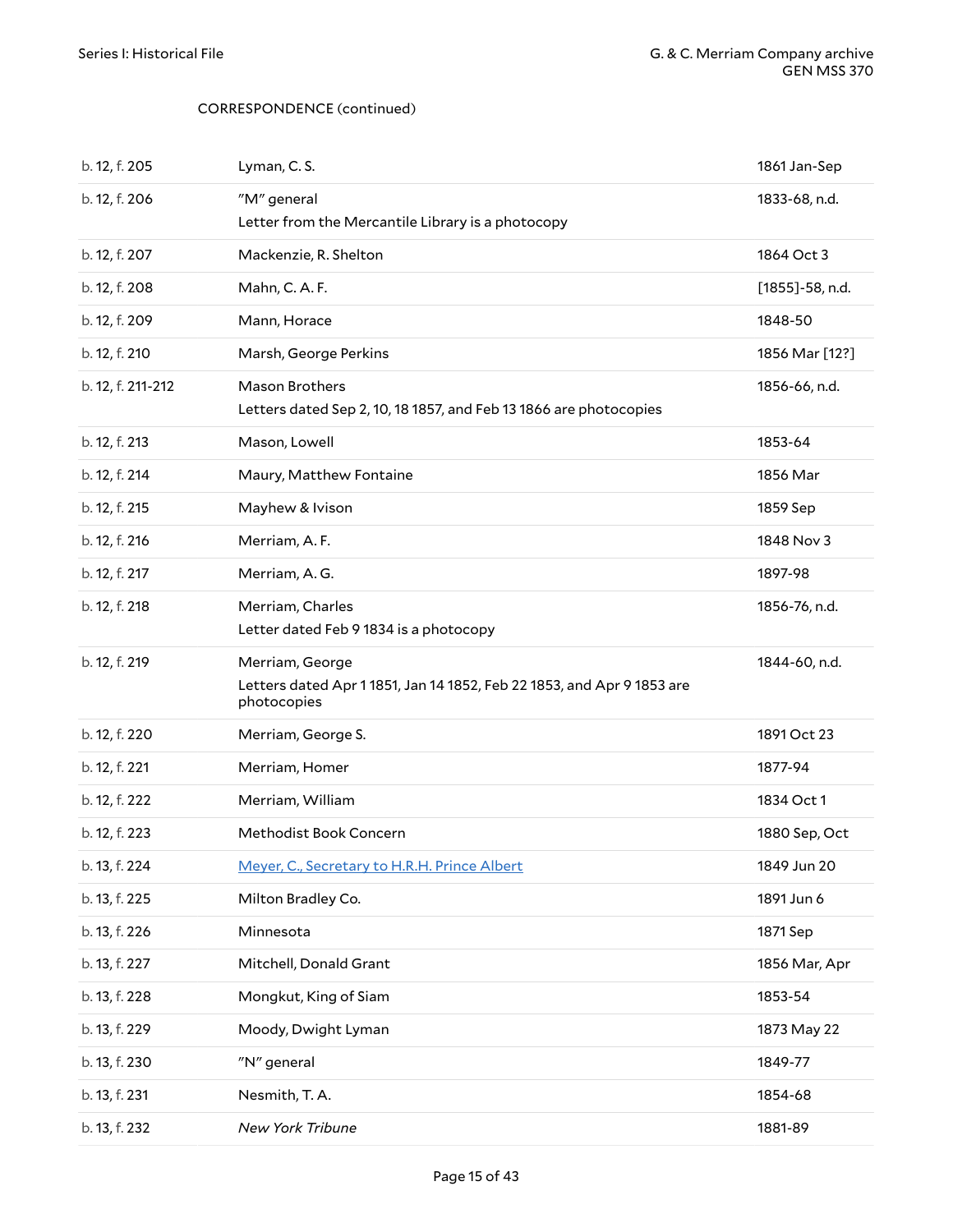CORRESPONDENCE (continued)

| | | |
|---|---|---|
| b. 12, f. 205 | Lyman, C. S. | 1861 Jan-Sep |
| b. 12, f. 206 | "M" general<br>Letter from the Mercantile Library is a photocopy | 1833-68, n.d. |
| b. 12, f. 207 | Mackenzie, R. Shelton | 1864 Oct 3 |
| b. 12, f. 208 | Mahn, C. A. F. | [1855]-58, n.d. |
| b. 12, f. 209 | Mann, Horace | 1848-50 |
| b. 12, f. 210 | Marsh, George Perkins | 1856 Mar [12?] |
| b. 12, f. 211-212 | Mason Brothers<br>Letters dated Sep 2, 10, 18 1857, and Feb 13 1866 are photocopies | 1856-66, n.d. |
| b. 12, f. 213 | Mason, Lowell | 1853-64 |
| b. 12, f. 214 | Maury, Matthew Fontaine | 1856 Mar |
| b. 12, f. 215 | Mayhew & Ivison | 1859 Sep |
| b. 12, f. 216 | Merriam, A. F. | 1848 Nov 3 |
| b. 12, f. 217 | Merriam, A. G. | 1897-98 |
| b. 12, f. 218 | Merriam, Charles<br>Letter dated Feb 9 1834 is a photocopy | 1856-76, n.d. |
| b. 12, f. 219 | Merriam, George<br>Letters dated Apr 1 1851, Jan 14 1852, Feb 22 1853, and Apr 9 1853 are photocopies | 1844-60, n.d. |
| b. 12, f. 220 | Merriam, George S. | 1891 Oct 23 |
| b. 12, f. 221 | Merriam, Homer | 1877-94 |
| b. 12, f. 222 | Merriam, William | 1834 Oct 1 |
| b. 12, f. 223 | Methodist Book Concern | 1880 Sep, Oct |
| b. 13, f. 224 | Meyer, C., Secretary to H.R.H. Prince Albert | 1849 Jun 20 |
| b. 13, f. 225 | Milton Bradley Co. | 1891 Jun 6 |
| b. 13, f. 226 | Minnesota | 1871 Sep |
| b. 13, f. 227 | Mitchell, Donald Grant | 1856 Mar, Apr |
| b. 13, f. 228 | Mongkut, King of Siam | 1853-54 |
| b. 13, f. 229 | Moody, Dwight Lyman | 1873 May 22 |
| b. 13, f. 230 | "N" general | 1849-77 |
| b. 13, f. 231 | Nesmith, T. A. | 1854-68 |
| b. 13, f. 232 | *New York Tribune* | 1881-89 |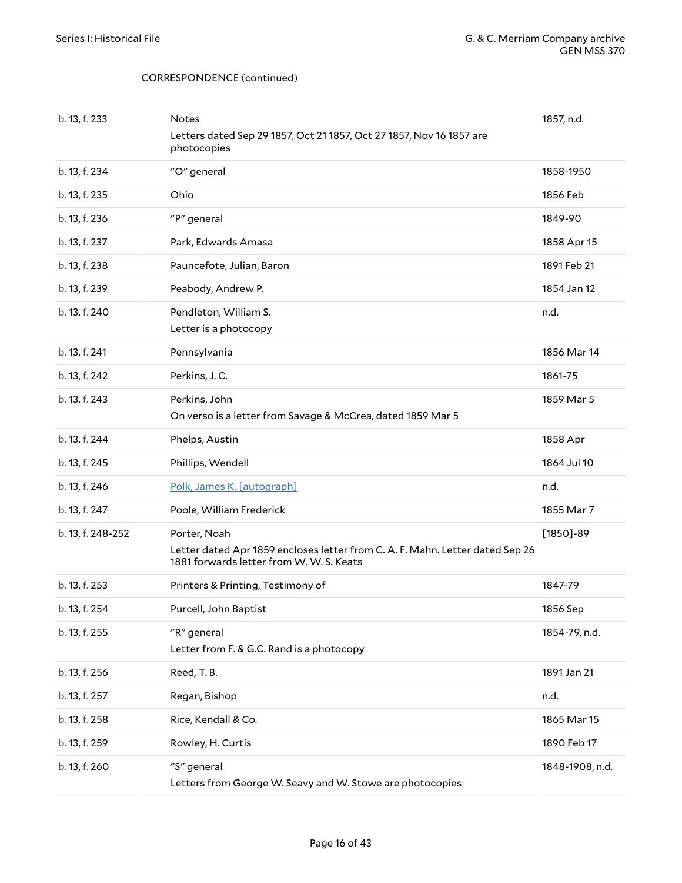CORRESPONDENCE (continued)

| | | |
|---|---|---|
| b. 13, f. 233 | Notes<br>Letters dated Sep 29 1857, Oct 21 1857, Oct 27 1857, Nov 16 1857 are photocopies | 1857, n.d. |
| b. 13, f. 234 | "O" general | 1858-1950 |
| b. 13, f. 235 | Ohio | 1856 Feb |
| b. 13, f. 236 | "P" general | 1849-90 |
| b. 13, f. 237 | Park, Edwards Amasa | 1858 Apr 15 |
| b. 13, f. 238 | Pauncefote, Julian, Baron | 1891 Feb 21 |
| b. 13, f. 239 | Peabody, Andrew P. | 1854 Jan 12 |
| b. 13, f. 240 | Pendleton, William S.<br>Letter is a photocopy | n.d. |
| b. 13, f. 241 | Pennsylvania | 1856 Mar 14 |
| b. 13, f. 242 | Perkins, J. C. | 1861-75 |
| b. 13, f. 243 | Perkins, John<br>On verso is a letter from Savage & McCrea, dated 1859 Mar 5 | 1859 Mar 5 |
| b. 13, f. 244 | Phelps, Austin | 1858 Apr |
| b. 13, f. 245 | Phillips, Wendell | 1864 Jul 10 |
| b. 13, f. 246 | Polk, James K. [autograph] | n.d. |
| b. 13, f. 247 | Poole, William Frederick | 1855 Mar 7 |
| b. 13, f. 248-252 | Porter, Noah<br>Letter dated Apr 1859 encloses letter from C. A. F. Mahn. Letter dated Sep 26 1881 forwards letter from W. W. S. Keats | [1850]-89 |
| b. 13, f. 253 | Printers & Printing, Testimony of | 1847-79 |
| b. 13, f. 254 | Purcell, John Baptist | 1856 Sep |
| b. 13, f. 255 | "R" general<br>Letter from F. & G.C. Rand is a photocopy | 1854-79, n.d. |
| b. 13, f. 256 | Reed, T. B. | 1891 Jan 21 |
| b. 13, f. 257 | Regan, Bishop | n.d. |
| b. 13, f. 258 | Rice, Kendall & Co. | 1865 Mar 15 |
| b. 13, f. 259 | Rowley, H. Curtis | 1890 Feb 17 |
| b. 13, f. 260 | "S" general<br>Letters from George W. Seavy and W. Stowe are photocopies | 1848-1908, n.d. |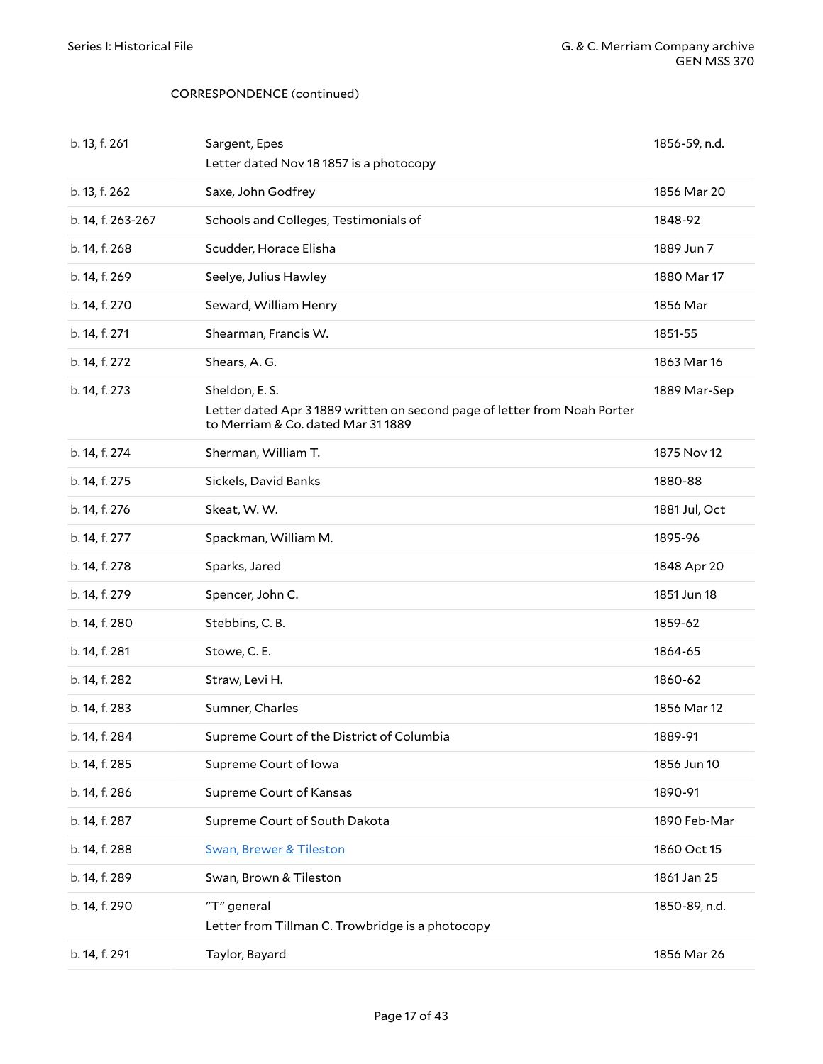CORRESPONDENCE (continued)

| | | |
|---|---|---|
| b. 13, f. 261 | Sargent, Epes<br>Letter dated Nov 18 1857 is a photocopy | 1856-59, n.d. |
| b. 13, f. 262 | Saxe, John Godfrey | 1856 Mar 20 |
| b. 14, f. 263-267 | Schools and Colleges, Testimonials of | 1848-92 |
| b. 14, f. 268 | Scudder, Horace Elisha | 1889 Jun 7 |
| b. 14, f. 269 | Seelye, Julius Hawley | 1880 Mar 17 |
| b. 14, f. 270 | Seward, William Henry | 1856 Mar |
| b. 14, f. 271 | Shearman, Francis W. | 1851-55 |
| b. 14, f. 272 | Shears, A. G. | 1863 Mar 16 |
| b. 14, f. 273 | Sheldon, E. S.<br>Letter dated Apr 3 1889 written on second page of letter from Noah Porter to Merriam & Co. dated Mar 31 1889 | 1889 Mar-Sep |
| b. 14, f. 274 | Sherman, William T. | 1875 Nov 12 |
| b. 14, f. 275 | Sickels, David Banks | 1880-88 |
| b. 14, f. 276 | Skeat, W. W. | 1881 Jul, Oct |
| b. 14, f. 277 | Spackman, William M. | 1895-96 |
| b. 14, f. 278 | Sparks, Jared | 1848 Apr 20 |
| b. 14, f. 279 | Spencer, John C. | 1851 Jun 18 |
| b. 14, f. 280 | Stebbins, C. B. | 1859-62 |
| b. 14, f. 281 | Stowe, C. E. | 1864-65 |
| b. 14, f. 282 | Straw, Levi H. | 1860-62 |
| b. 14, f. 283 | Sumner, Charles | 1856 Mar 12 |
| b. 14, f. 284 | Supreme Court of the District of Columbia | 1889-91 |
| b. 14, f. 285 | Supreme Court of Iowa | 1856 Jun 10 |
| b. 14, f. 286 | Supreme Court of Kansas | 1890-91 |
| b. 14, f. 287 | Supreme Court of South Dakota | 1890 Feb-Mar |
| b. 14, f. 288 | Swan, Brewer & Tileston | 1860 Oct 15 |
| b. 14, f. 289 | Swan, Brown & Tileston | 1861 Jan 25 |
| b. 14, f. 290 | "T" general<br>Letter from Tillman C. Trowbridge is a photocopy | 1850-89, n.d. |
| b. 14, f. 291 | Taylor, Bayard | 1856 Mar 26 |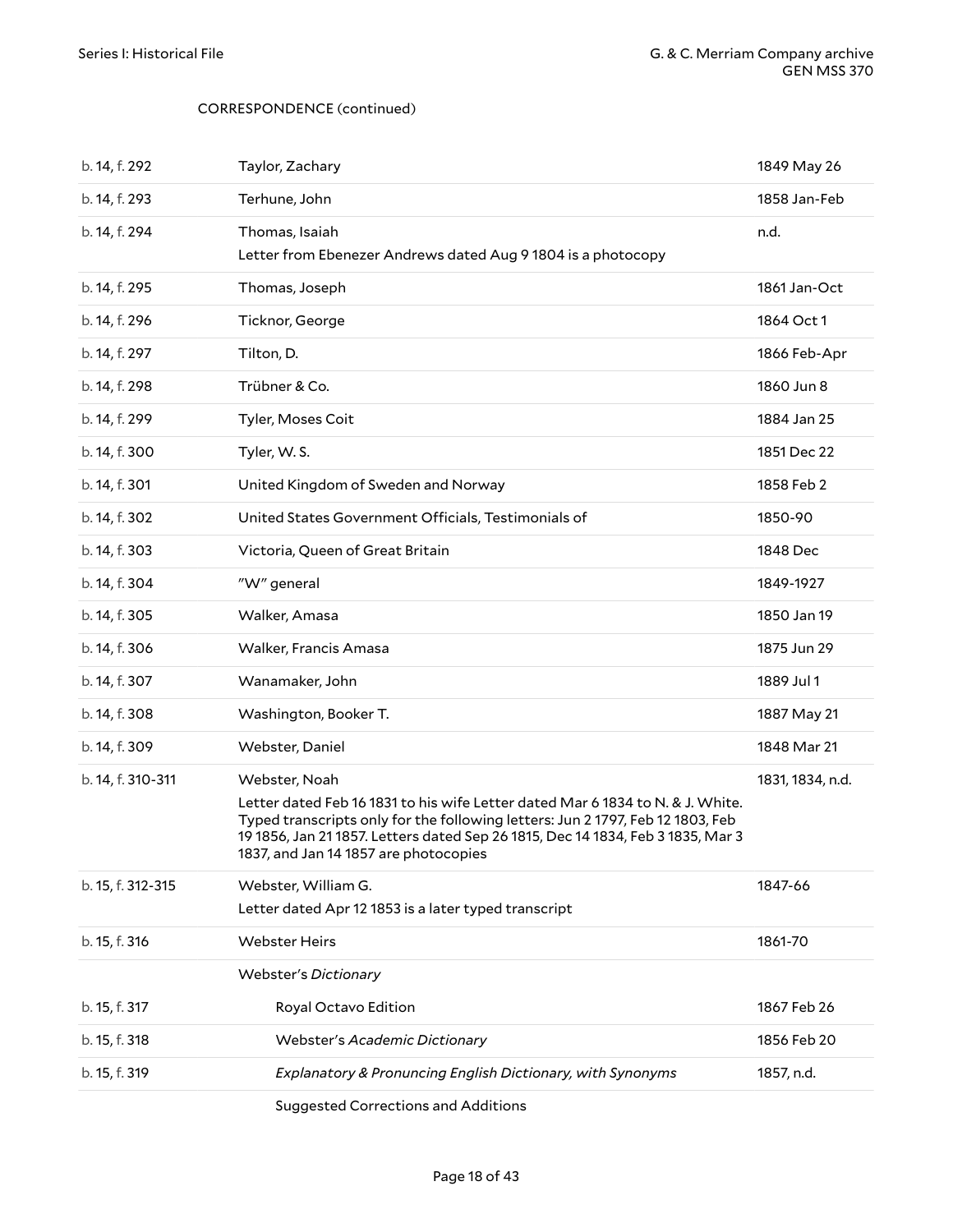CORRESPONDENCE (continued)

| | | |
|---|---|---|
| b. 14, f. 292 | Taylor, Zachary | 1849 May 26 |
| b. 14, f. 293 | Terhune, John | 1858 Jan-Feb |
| b. 14, f. 294 | Thomas, Isaiah<br>Letter from Ebenezer Andrews dated Aug 9 1804 is a photocopy | n.d. |
| b. 14, f. 295 | Thomas, Joseph | 1861 Jan-Oct |
| b. 14, f. 296 | Ticknor, George | 1864 Oct 1 |
| b. 14, f. 297 | Tilton, D. | 1866 Feb-Apr |
| b. 14, f. 298 | Trübner & Co. | 1860 Jun 8 |
| b. 14, f. 299 | Tyler, Moses Coit | 1884 Jan 25 |
| b. 14, f. 300 | Tyler, W. S. | 1851 Dec 22 |
| b. 14, f. 301 | United Kingdom of Sweden and Norway | 1858 Feb 2 |
| b. 14, f. 302 | United States Government Officials, Testimonials of | 1850-90 |
| b. 14, f. 303 | Victoria, Queen of Great Britain | 1848 Dec |
| b. 14, f. 304 | "W" general | 1849-1927 |
| b. 14, f. 305 | Walker, Amasa | 1850 Jan 19 |
| b. 14, f. 306 | Walker, Francis Amasa | 1875 Jun 29 |
| b. 14, f. 307 | Wanamaker, John | 1889 Jul 1 |
| b. 14, f. 308 | Washington, Booker T. | 1887 May 21 |
| b. 14, f. 309 | Webster, Daniel | 1848 Mar 21 |
| b. 14, f. 310-311 | Webster, Noah<br>Letter dated Feb 16 1831 to his wife Letter dated Mar 6 1834 to N. & J. White. Typed transcripts only for the following letters: Jun 2 1797, Feb 12 1803, Feb 19 1856, Jan 21 1857. Letters dated Sep 26 1815, Dec 14 1834, Feb 3 1835, Mar 3 1837, and Jan 14 1857 are photocopies | 1831, 1834, n.d. |
| b. 15, f. 312-315 | Webster, William G.<br>Letter dated Apr 12 1853 is a later typed transcript | 1847-66 |
| b. 15, f. 316 | Webster Heirs | 1861-70 |
| | Webster's *Dictionary* | |
| b. 15, f. 317 | Royal Octavo Edition | 1867 Feb 26 |
| b. 15, f. 318 | Webster's *Academic Dictionary* | 1856 Feb 20 |
| b. 15, f. 319 | *Explanatory & Pronouncing English Dictionary, with Synonyms* | 1857, n.d. |
| | Suggested Corrections and Additions | |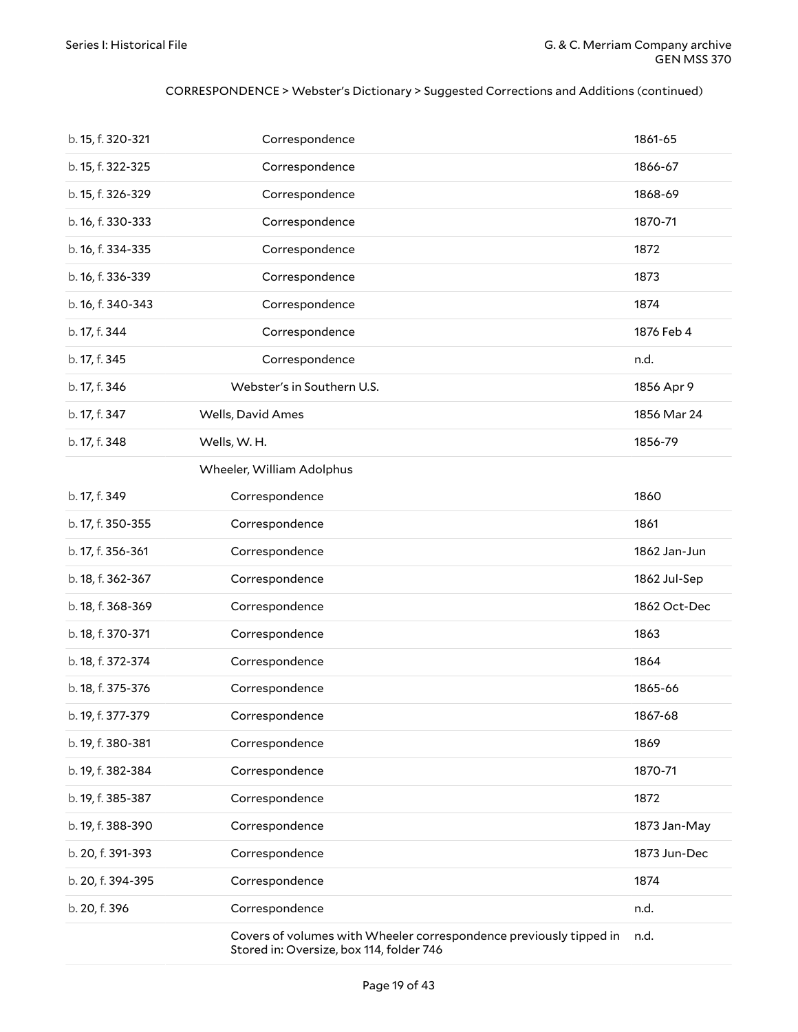CORRESPONDENCE > Webster's Dictionary > Suggested Corrections and Additions (continued)

| | | |
|---|---|---|
| b. 15, f. 320-321 | Correspondence | 1861-65 |
| b. 15, f. 322-325 | Correspondence | 1866-67 |
| b. 15, f. 326-329 | Correspondence | 1868-69 |
| b. 16, f. 330-333 | Correspondence | 1870-71 |
| b. 16, f. 334-335 | Correspondence | 1872 |
| b. 16, f. 336-339 | Correspondence | 1873 |
| b. 16, f. 340-343 | Correspondence | 1874 |
| b. 17, f. 344 | Correspondence | 1876 Feb 4 |
| b. 17, f. 345 | Correspondence | n.d. |
| b. 17, f. 346 | Webster's in Southern U.S. | 1856 Apr 9 |
| b. 17, f. 347 | Wells, David Ames | 1856 Mar 24 |
| b. 17, f. 348 | Wells, W. H. | 1856-79 |
| | Wheeler, William Adolphus | |
| b. 17, f. 349 | Correspondence | 1860 |
| b. 17, f. 350-355 | Correspondence | 1861 |
| b. 17, f. 356-361 | Correspondence | 1862 Jan-Jun |
| b. 18, f. 362-367 | Correspondence | 1862 Jul-Sep |
| b. 18, f. 368-369 | Correspondence | 1862 Oct-Dec |
| b. 18, f. 370-371 | Correspondence | 1863 |
| b. 18, f. 372-374 | Correspondence | 1864 |
| b. 18, f. 375-376 | Correspondence | 1865-66 |
| b. 19, f. 377-379 | Correspondence | 1867-68 |
| b. 19, f. 380-381 | Correspondence | 1869 |
| b. 19, f. 382-384 | Correspondence | 1870-71 |
| b. 19, f. 385-387 | Correspondence | 1872 |
| b. 19, f. 388-390 | Correspondence | 1873 Jan-May |
| b. 20, f. 391-393 | Correspondence | 1873 Jun-Dec |
| b. 20, f. 394-395 | Correspondence | 1874 |
| b. 20, f. 396 | Correspondence | n.d. |
| | Covers of volumes with Wheeler correspondence previously tipped in Stored in: Oversize, box 114, folder 746 | n.d. |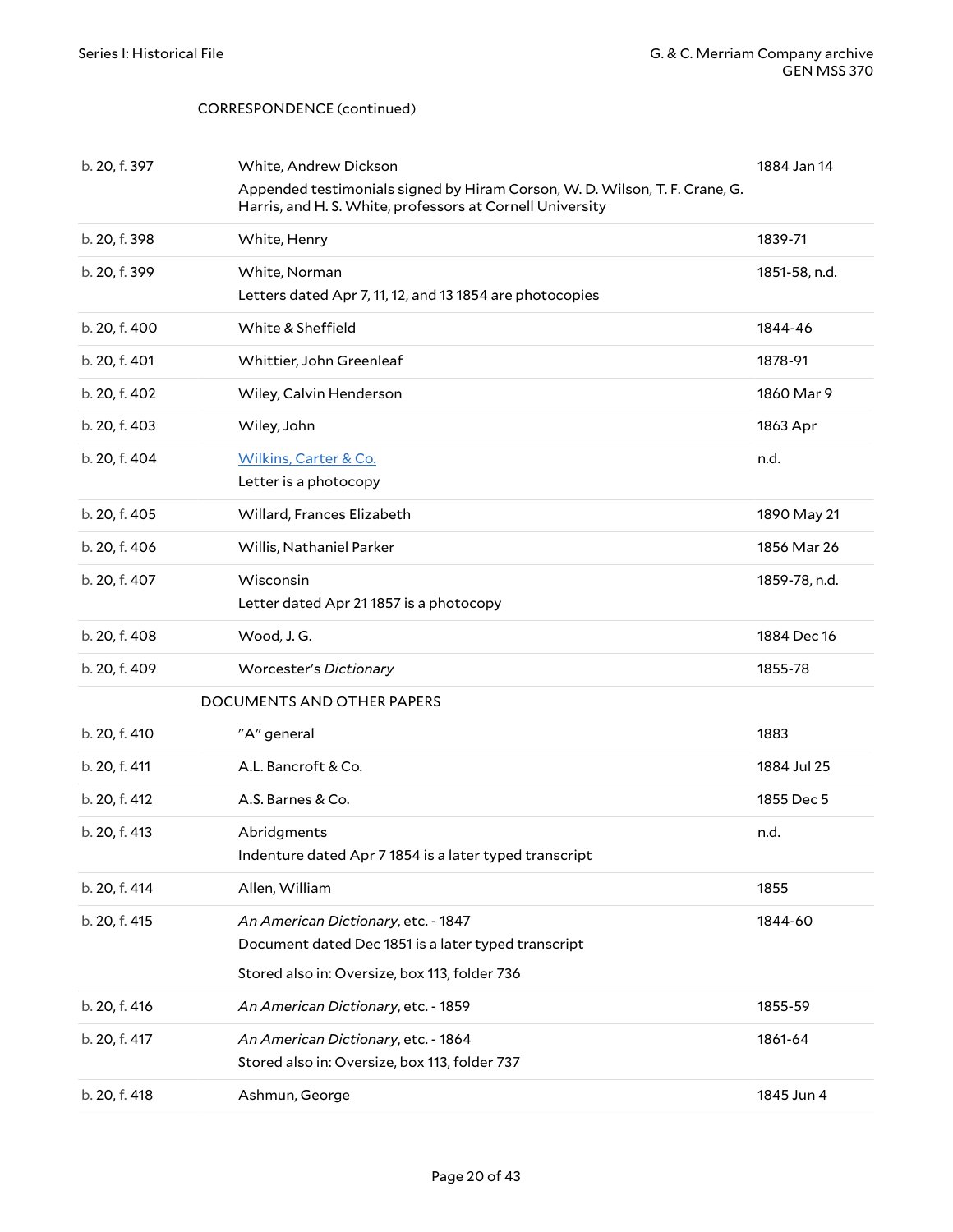CORRESPONDENCE (continued)

| | | |
|---|---|---|
| b. 20, f. 397 | White, Andrew Dickson<br>Appended testimonials signed by Hiram Corson, W. D. Wilson, T. F. Crane, G. Harris, and H. S. White, professors at Cornell University | 1884 Jan 14 |
| b. 20, f. 398 | White, Henry | 1839-71 |
| b. 20, f. 399 | White, Norman<br>Letters dated Apr 7, 11, 12, and 13 1854 are photocopies | 1851-58, n.d. |
| b. 20, f. 400 | White & Sheffield | 1844-46 |
| b. 20, f. 401 | Whittier, John Greenleaf | 1878-91 |
| b. 20, f. 402 | Wiley, Calvin Henderson | 1860 Mar 9 |
| b. 20, f. 403 | Wiley, John | 1863 Apr |
| b. 20, f. 404 | Wilkins, Carter & Co.<br>Letter is a photocopy | n.d. |
| b. 20, f. 405 | Willard, Frances Elizabeth | 1890 May 21 |
| b. 20, f. 406 | Willis, Nathaniel Parker | 1856 Mar 26 |
| b. 20, f. 407 | Wisconsin<br>Letter dated Apr 21 1857 is a photocopy | 1859-78, n.d. |
| b. 20, f. 408 | Wood, J. G. | 1884 Dec 16 |
| b. 20, f. 409 | Worcester's *Dictionary* | 1855-78 |

DOCUMENTS AND OTHER PAPERS

| | | |
|---|---|---|
| b. 20, f. 410 | "A" general | 1883 |
| b. 20, f. 411 | A.L. Bancroft & Co. | 1884 Jul 25 |
| b. 20, f. 412 | A.S. Barnes & Co. | 1855 Dec 5 |
| b. 20, f. 413 | Abridgments<br>Indenture dated Apr 7 1854 is a later typed transcript | n.d. |
| b. 20, f. 414 | Allen, William | 1855 |
| b. 20, f. 415 | *An American Dictionary*, etc. - 1847<br>Document dated Dec 1851 is a later typed transcript<br>Stored also in: Oversize, box 113, folder 736 | 1844-60 |
| b. 20, f. 416 | *An American Dictionary*, etc. - 1859 | 1855-59 |
| b. 20, f. 417 | *An American Dictionary*, etc. - 1864<br>Stored also in: Oversize, box 113, folder 737 | 1861-64 |
| b. 20, f. 418 | Ashmun, George | 1845 Jun 4 |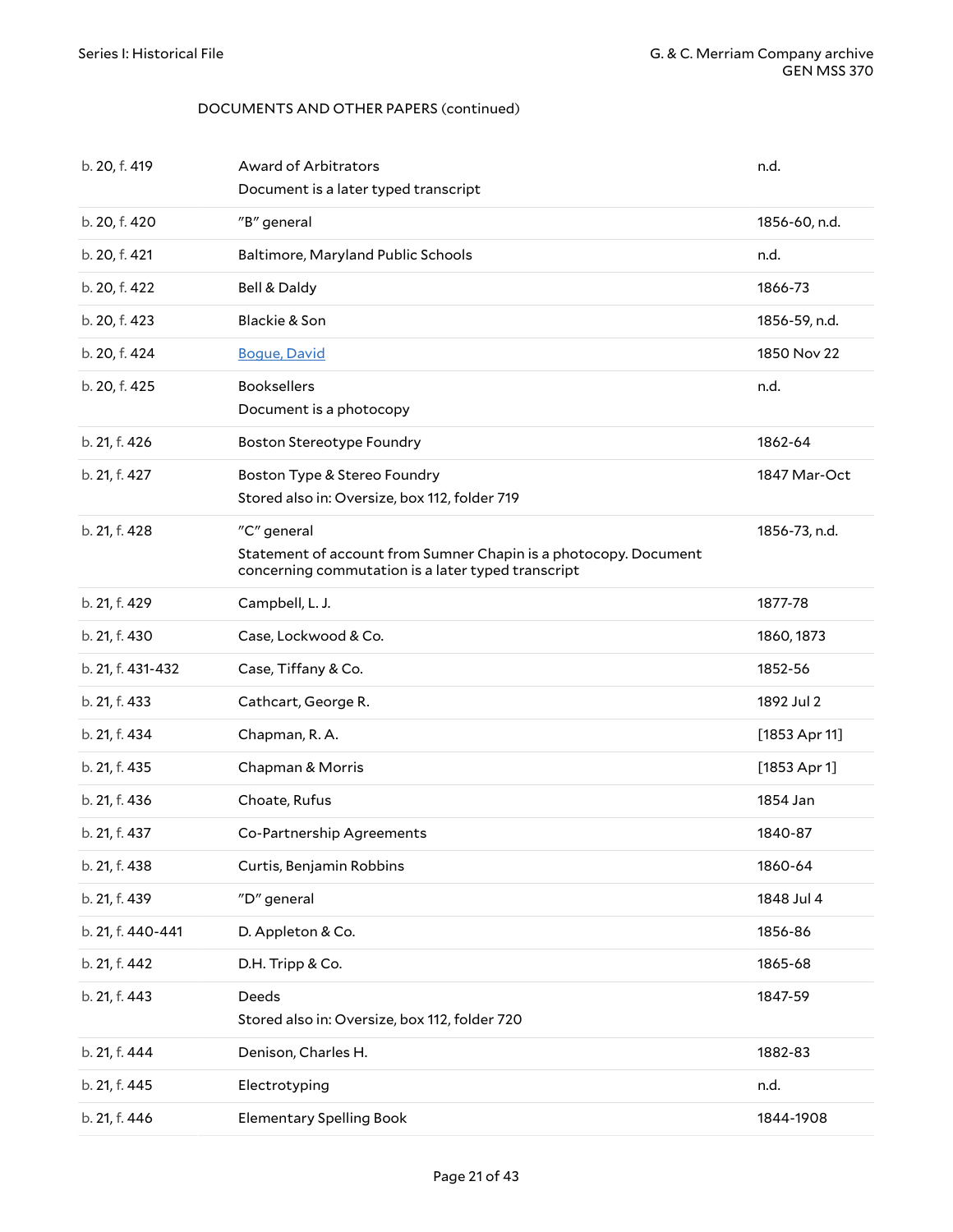DOCUMENTS AND OTHER PAPERS (continued)

| | | |
|---|---|---|
| b. 20, f. 419 | Award of Arbitrators<br>Document is a later typed transcript | n.d. |
| b. 20, f. 420 | "B" general | 1856-60, n.d. |
| b. 20, f. 421 | Baltimore, Maryland Public Schools | n.d. |
| b. 20, f. 422 | Bell & Daldy | 1866-73 |
| b. 20, f. 423 | Blackie & Son | 1856-59, n.d. |
| b. 20, f. 424 | Bogue, David | 1850 Nov 22 |
| b. 20, f. 425 | Booksellers<br>Document is a photocopy | n.d. |
| b. 21, f. 426 | Boston Stereotype Foundry | 1862-64 |
| b. 21, f. 427 | Boston Type & Stereo Foundry<br>Stored also in: Oversize, box 112, folder 719 | 1847 Mar-Oct |
| b. 21, f. 428 | "C" general<br>Statement of account from Sumner Chapin is a photocopy. Document concerning commutation is a later typed transcript | 1856-73, n.d. |
| b. 21, f. 429 | Campbell, L. J. | 1877-78 |
| b. 21, f. 430 | Case, Lockwood & Co. | 1860, 1873 |
| b. 21, f. 431-432 | Case, Tiffany & Co. | 1852-56 |
| b. 21, f. 433 | Cathcart, George R. | 1892 Jul 2 |
| b. 21, f. 434 | Chapman, R. A. | [1853 Apr 11] |
| b. 21, f. 435 | Chapman & Morris | [1853 Apr 1] |
| b. 21, f. 436 | Choate, Rufus | 1854 Jan |
| b. 21, f. 437 | Co-Partnership Agreements | 1840-87 |
| b. 21, f. 438 | Curtis, Benjamin Robbins | 1860-64 |
| b. 21, f. 439 | "D" general | 1848 Jul 4 |
| b. 21, f. 440-441 | D. Appleton & Co. | 1856-86 |
| b. 21, f. 442 | D.H. Tripp & Co. | 1865-68 |
| b. 21, f. 443 | Deeds<br>Stored also in: Oversize, box 112, folder 720 | 1847-59 |
| b. 21, f. 444 | Denison, Charles H. | 1882-83 |
| b. 21, f. 445 | Electrotyping | n.d. |
| b. 21, f. 446 | Elementary Spelling Book | 1844-1908 |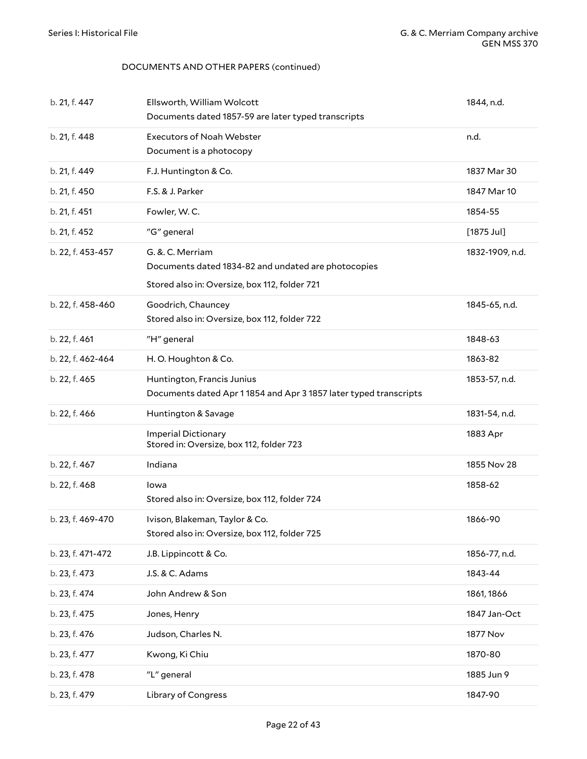DOCUMENTS AND OTHER PAPERS (continued)

| | | |
|---|---|---|
| b. 21, f. 447 | Ellsworth, William Wolcott<br>Documents dated 1857-59 are later typed transcripts | 1844, n.d. |
| b. 21, f. 448 | Executors of Noah Webster<br>Document is a photocopy | n.d. |
| b. 21, f. 449 | F.J. Huntington & Co. | 1837 Mar 30 |
| b. 21, f. 450 | F.S. & J. Parker | 1847 Mar 10 |
| b. 21, f. 451 | Fowler, W. C. | 1854-55 |
| b. 21, f. 452 | "G" general | [1875 Jul] |
| b. 22, f. 453-457 | G. &. C. Merriam<br>Documents dated 1834-82 and undated are photocopies<br>Stored also in: Oversize, box 112, folder 721 | 1832-1909, n.d. |
| b. 22, f. 458-460 | Goodrich, Chauncey<br>Stored also in: Oversize, box 112, folder 722 | 1845-65, n.d. |
| b. 22, f. 461 | "H" general | 1848-63 |
| b. 22, f. 462-464 | H. O. Houghton & Co. | 1863-82 |
| b. 22, f. 465 | Huntington, Francis Junius<br>Documents dated Apr 1 1854 and Apr 3 1857 later typed transcripts | 1853-57, n.d. |
| b. 22, f. 466 | Huntington & Savage | 1831-54, n.d. |
| | Imperial Dictionary<br>Stored in: Oversize, box 112, folder 723 | 1883 Apr |
| b. 22, f. 467 | Indiana | 1855 Nov 28 |
| b. 22, f. 468 | Iowa<br>Stored also in: Oversize, box 112, folder 724 | 1858-62 |
| b. 23, f. 469-470 | Ivison, Blakeman, Taylor & Co.<br>Stored also in: Oversize, box 112, folder 725 | 1866-90 |
| b. 23, f. 471-472 | J.B. Lippincott & Co. | 1856-77, n.d. |
| b. 23, f. 473 | J.S. & C. Adams | 1843-44 |
| b. 23, f. 474 | John Andrew & Son | 1861, 1866 |
| b. 23, f. 475 | Jones, Henry | 1847 Jan-Oct |
| b. 23, f. 476 | Judson, Charles N. | 1877 Nov |
| b. 23, f. 477 | Kwong, Ki Chiu | 1870-80 |
| b. 23, f. 478 | "L" general | 1885 Jun 9 |
| b. 23, f. 479 | Library of Congress | 1847-90 |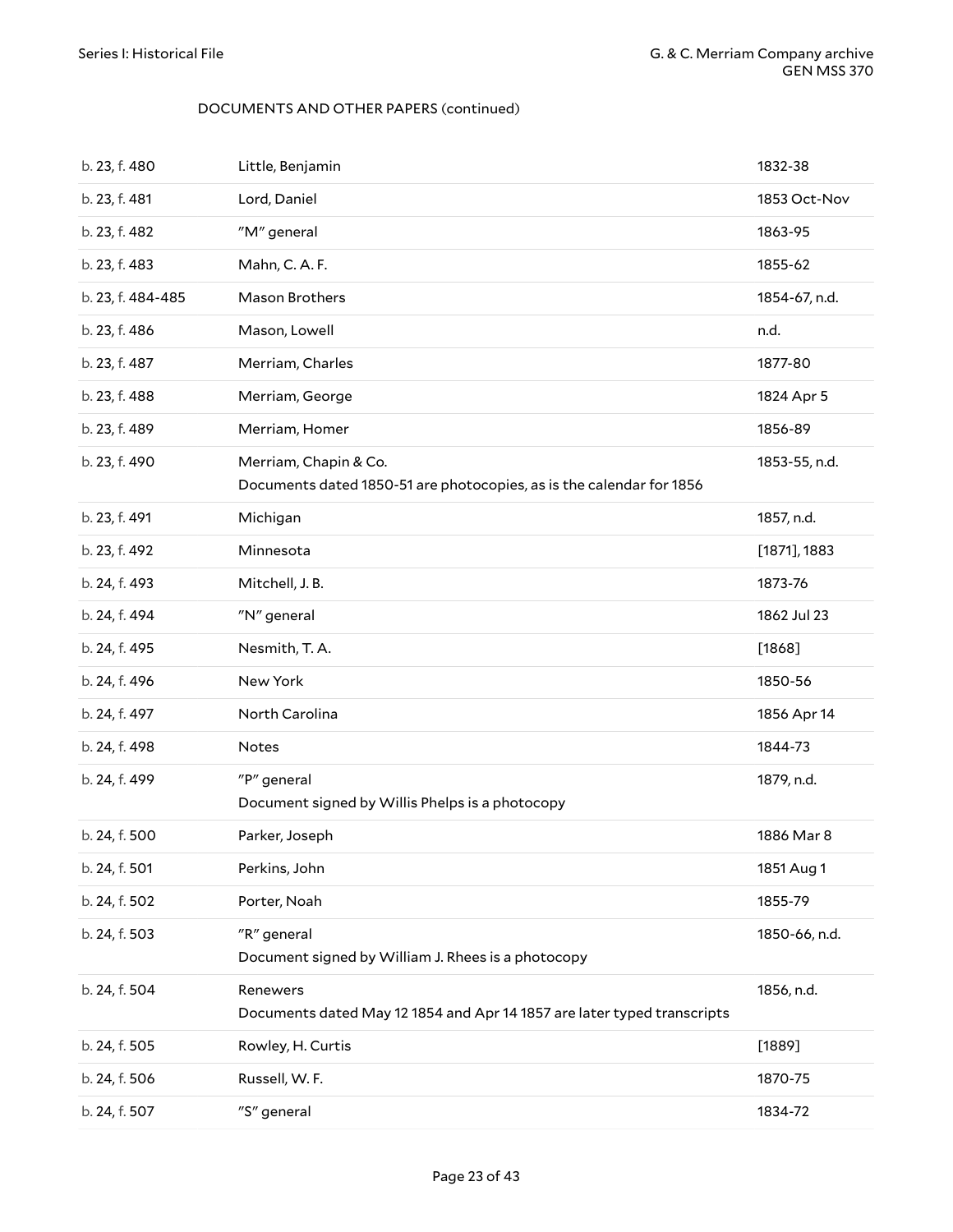DOCUMENTS AND OTHER PAPERS (continued)

| | | |
|---|---|---|
| b. 23, f. 480 | Little, Benjamin | 1832-38 |
| b. 23, f. 481 | Lord, Daniel | 1853 Oct-Nov |
| b. 23, f. 482 | "M" general | 1863-95 |
| b. 23, f. 483 | Mahn, C. A. F. | 1855-62 |
| b. 23, f. 484-485 | Mason Brothers | 1854-67, n.d. |
| b. 23, f. 486 | Mason, Lowell | n.d. |
| b. 23, f. 487 | Merriam, Charles | 1877-80 |
| b. 23, f. 488 | Merriam, George | 1824 Apr 5 |
| b. 23, f. 489 | Merriam, Homer | 1856-89 |
| b. 23, f. 490 | Merriam, Chapin & Co.<br>Documents dated 1850-51 are photocopies, as is the calendar for 1856 | 1853-55, n.d. |
| b. 23, f. 491 | Michigan | 1857, n.d. |
| b. 23, f. 492 | Minnesota | [1871], 1883 |
| b. 24, f. 493 | Mitchell, J. B. | 1873-76 |
| b. 24, f. 494 | "N" general | 1862 Jul 23 |
| b. 24, f. 495 | Nesmith, T. A. | [1868] |
| b. 24, f. 496 | New York | 1850-56 |
| b. 24, f. 497 | North Carolina | 1856 Apr 14 |
| b. 24, f. 498 | Notes | 1844-73 |
| b. 24, f. 499 | "P" general<br>Document signed by Willis Phelps is a photocopy | 1879, n.d. |
| b. 24, f. 500 | Parker, Joseph | 1886 Mar 8 |
| b. 24, f. 501 | Perkins, John | 1851 Aug 1 |
| b. 24, f. 502 | Porter, Noah | 1855-79 |
| b. 24, f. 503 | "R" general<br>Document signed by William J. Rhees is a photocopy | 1850-66, n.d. |
| b. 24, f. 504 | Renewers<br>Documents dated May 12 1854 and Apr 14 1857 are later typed transcripts | 1856, n.d. |
| b. 24, f. 505 | Rowley, H. Curtis | [1889] |
| b. 24, f. 506 | Russell, W. F. | 1870-75 |
| b. 24, f. 507 | "S" general | 1834-72 |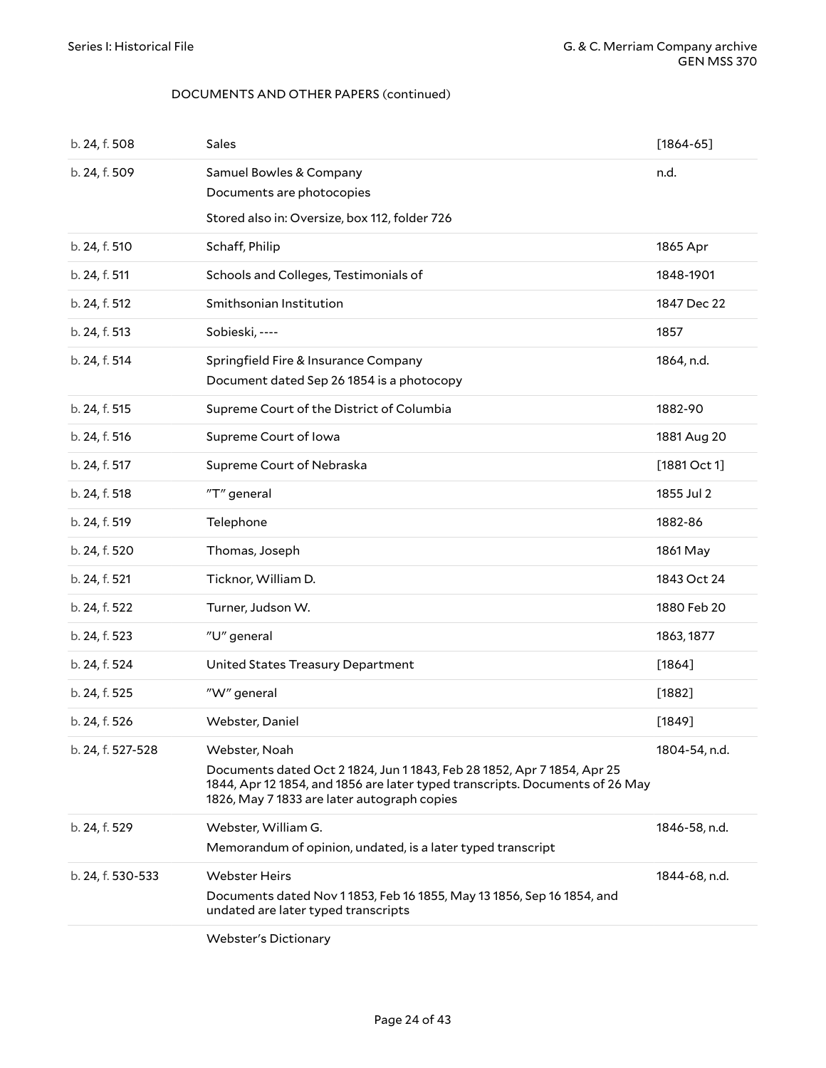DOCUMENTS AND OTHER PAPERS (continued)

| | | |
|---|---|---|
| b. 24, f. 508 | Sales | [1864-65] |
| b. 24, f. 509 | Samuel Bowles & Company<br>Documents are photocopies<br>Stored also in: Oversize, box 112, folder 726 | n.d. |
| b. 24, f. 510 | Schaff, Philip | 1865 Apr |
| b. 24, f. 511 | Schools and Colleges, Testimonials of | 1848-1901 |
| b. 24, f. 512 | Smithsonian Institution | 1847 Dec 22 |
| b. 24, f. 513 | Sobieski, ---- | 1857 |
| b. 24, f. 514 | Springfield Fire & Insurance Company<br>Document dated Sep 26 1854 is a photocopy | 1864, n.d. |
| b. 24, f. 515 | Supreme Court of the District of Columbia | 1882-90 |
| b. 24, f. 516 | Supreme Court of Iowa | 1881 Aug 20 |
| b. 24, f. 517 | Supreme Court of Nebraska | [1881 Oct 1] |
| b. 24, f. 518 | "T" general | 1855 Jul 2 |
| b. 24, f. 519 | Telephone | 1882-86 |
| b. 24, f. 520 | Thomas, Joseph | 1861 May |
| b. 24, f. 521 | Ticknor, William D. | 1843 Oct 24 |
| b. 24, f. 522 | Turner, Judson W. | 1880 Feb 20 |
| b. 24, f. 523 | "U" general | 1863, 1877 |
| b. 24, f. 524 | United States Treasury Department | [1864] |
| b. 24, f. 525 | "W" general | [1882] |
| b. 24, f. 526 | Webster, Daniel | [1849] |
| b. 24, f. 527-528 | Webster, Noah<br>Documents dated Oct 2 1824, Jun 1 1843, Feb 28 1852, Apr 7 1854, Apr 25 1844, Apr 12 1854, and 1856 are later typed transcripts. Documents of 26 May 1826, May 7 1833 are later autograph copies | 1804-54, n.d. |
| b. 24, f. 529 | Webster, William G.<br>Memorandum of opinion, undated, is a later typed transcript | 1846-58, n.d. |
| b. 24, f. 530-533 | Webster Heirs<br>Documents dated Nov 1 1853, Feb 16 1855, May 13 1856, Sep 16 1854, and undated are later typed transcripts | 1844-68, n.d. |
| | Webster's Dictionary | |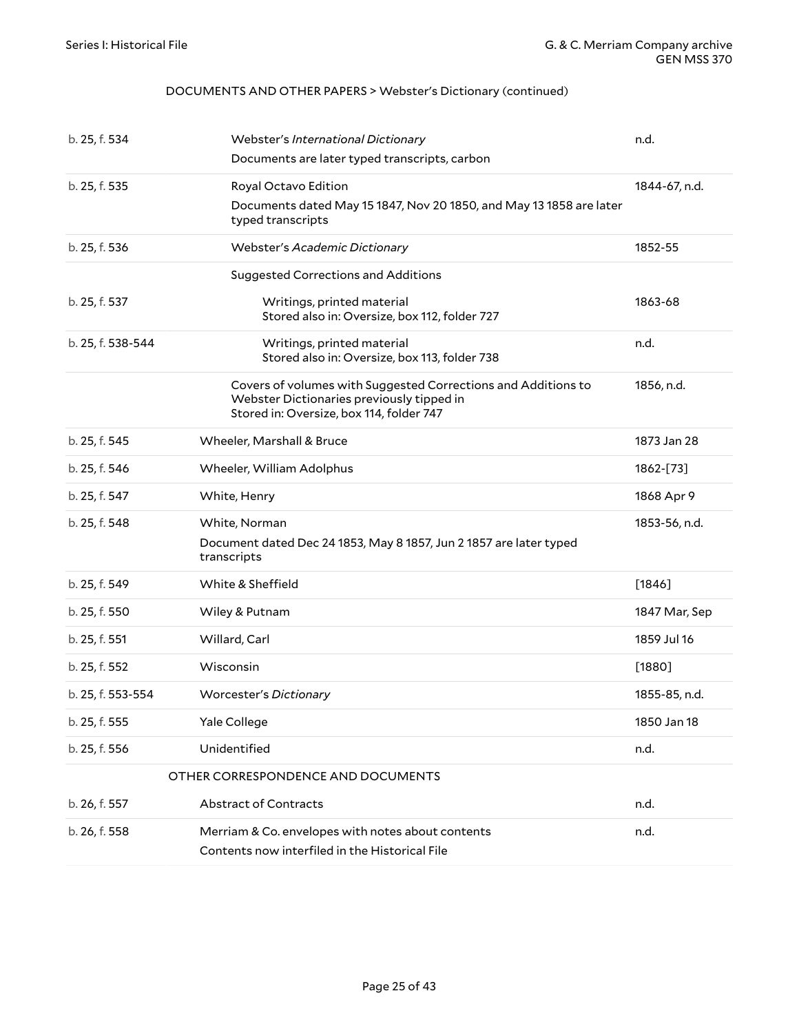DOCUMENTS AND OTHER PAPERS > Webster's Dictionary (continued)

| | | |
|---|---|---|
| b. 25, f. 534 | Webster's *International Dictionary*<br>Documents are later typed transcripts, carbon | n.d. |
| b. 25, f. 535 | Royal Octavo Edition<br>Documents dated May 15 1847, Nov 20 1850, and May 13 1858 are later typed transcripts | 1844-67, n.d. |
| b. 25, f. 536 | Webster's *Academic Dictionary* | 1852-55 |
| | Suggested Corrections and Additions | |
| b. 25, f. 537 | Writings, printed material<br>Stored also in: Oversize, box 112, folder 727 | 1863-68 |
| b. 25, f. 538-544 | Writings, printed material<br>Stored also in: Oversize, box 113, folder 738 | n.d. |
| | Covers of volumes with Suggested Corrections and Additions to Webster Dictionaries previously tipped in<br>Stored in: Oversize, box 114, folder 747 | 1856, n.d. |
| b. 25, f. 545 | Wheeler, Marshall & Bruce | 1873 Jan 28 |
| b. 25, f. 546 | Wheeler, William Adolphus | 1862-[73] |
| b. 25, f. 547 | White, Henry | 1868 Apr 9 |
| b. 25, f. 548 | White, Norman<br>Document dated Dec 24 1853, May 8 1857, Jun 2 1857 are later typed transcripts | 1853-56, n.d. |
| b. 25, f. 549 | White & Sheffield | [1846] |
| b. 25, f. 550 | Wiley & Putnam | 1847 Mar, Sep |
| b. 25, f. 551 | Willard, Carl | 1859 Jul 16 |
| b. 25, f. 552 | Wisconsin | [1880] |
| b. 25, f. 553-554 | Worcester's *Dictionary* | 1855-85, n.d. |
| b. 25, f. 555 | Yale College | 1850 Jan 18 |
| b. 25, f. 556 | Unidentified | n.d. |

OTHER CORRESPONDENCE AND DOCUMENTS

| | | |
|---|---|---|
| b. 26, f. 557 | Abstract of Contracts | n.d. |
| b. 26, f. 558 | Merriam & Co. envelopes with notes about contents<br>Contents now interfiled in the Historical File | n.d. |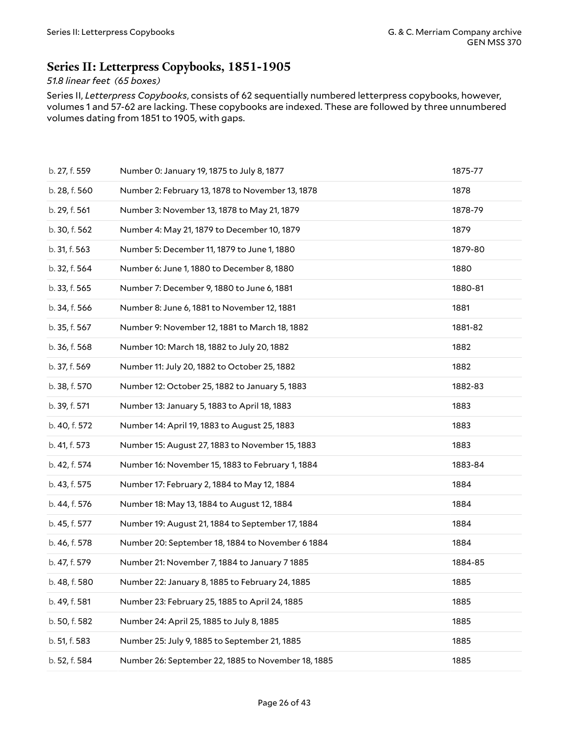## Series II: Letterpress Copybooks, 1851-1905

*51.8 linear feet (65 boxes)*

Series II, *Letterpress Copybooks*, consists of 62 sequentially numbered letterpress copybooks, however, volumes 1 and 57-62 are lacking. These copybooks are indexed. These are followed by three unnumbered volumes dating from 1851 to 1905, with gaps.

| | | |
|---|---|---|
| b. 27, f. 559 | Number 0: January 19, 1875 to July 8, 1877 | 1875-77 |
| b. 28, f. 560 | Number 2: February 13, 1878 to November 13, 1878 | 1878 |
| b. 29, f. 561 | Number 3: November 13, 1878 to May 21, 1879 | 1878-79 |
| b. 30, f. 562 | Number 4: May 21, 1879 to December 10, 1879 | 1879 |
| b. 31, f. 563 | Number 5: December 11, 1879 to June 1, 1880 | 1879-80 |
| b. 32, f. 564 | Number 6: June 1, 1880 to December 8, 1880 | 1880 |
| b. 33, f. 565 | Number 7: December 9, 1880 to June 6, 1881 | 1880-81 |
| b. 34, f. 566 | Number 8: June 6, 1881 to November 12, 1881 | 1881 |
| b. 35, f. 567 | Number 9: November 12, 1881 to March 18, 1882 | 1881-82 |
| b. 36, f. 568 | Number 10: March 18, 1882 to July 20, 1882 | 1882 |
| b. 37, f. 569 | Number 11: July 20, 1882 to October 25, 1882 | 1882 |
| b. 38, f. 570 | Number 12: October 25, 1882 to January 5, 1883 | 1882-83 |
| b. 39, f. 571 | Number 13: January 5, 1883 to April 18, 1883 | 1883 |
| b. 40, f. 572 | Number 14: April 19, 1883 to August 25, 1883 | 1883 |
| b. 41, f. 573 | Number 15: August 27, 1883 to November 15, 1883 | 1883 |
| b. 42, f. 574 | Number 16: November 15, 1883 to February 1, 1884 | 1883-84 |
| b. 43, f. 575 | Number 17: February 2, 1884 to May 12, 1884 | 1884 |
| b. 44, f. 576 | Number 18: May 13, 1884 to August 12, 1884 | 1884 |
| b. 45, f. 577 | Number 19: August 21, 1884 to September 17, 1884 | 1884 |
| b. 46, f. 578 | Number 20: September 18, 1884 to November 6 1884 | 1884 |
| b. 47, f. 579 | Number 21: November 7, 1884 to January 7 1885 | 1884-85 |
| b. 48, f. 580 | Number 22: January 8, 1885 to February 24, 1885 | 1885 |
| b. 49, f. 581 | Number 23: February 25, 1885 to April 24, 1885 | 1885 |
| b. 50, f. 582 | Number 24: April 25, 1885 to July 8, 1885 | 1885 |
| b. 51, f. 583 | Number 25: July 9, 1885 to September 21, 1885 | 1885 |
| b. 52, f. 584 | Number 26: September 22, 1885 to November 18, 1885 | 1885 |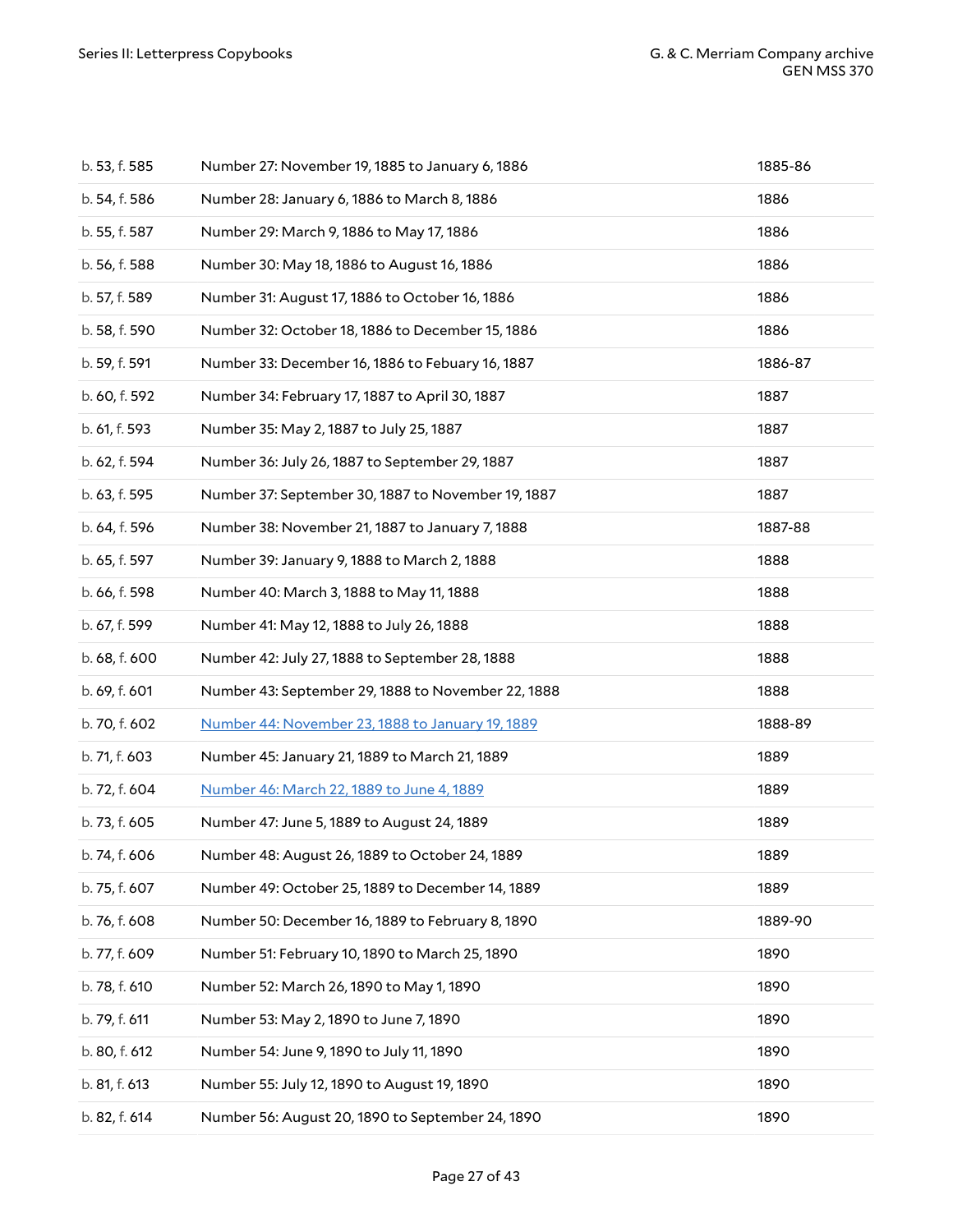| | | |
|---|---|---|
| b. 53, f. 585 | Number 27: November 19, 1885 to January 6, 1886 | 1885-86 |
| b. 54, f. 586 | Number 28: January 6, 1886 to March 8, 1886 | 1886 |
| b. 55, f. 587 | Number 29: March 9, 1886 to May 17, 1886 | 1886 |
| b. 56, f. 588 | Number 30: May 18, 1886 to August 16, 1886 | 1886 |
| b. 57, f. 589 | Number 31: August 17, 1886 to October 16, 1886 | 1886 |
| b. 58, f. 590 | Number 32: October 18, 1886 to December 15, 1886 | 1886 |
| b. 59, f. 591 | Number 33: December 16, 1886 to Febuary 16, 1887 | 1886-87 |
| b. 60, f. 592 | Number 34: February 17, 1887 to April 30, 1887 | 1887 |
| b. 61, f. 593 | Number 35: May 2, 1887 to July 25, 1887 | 1887 |
| b. 62, f. 594 | Number 36: July 26, 1887 to September 29, 1887 | 1887 |
| b. 63, f. 595 | Number 37: September 30, 1887 to November 19, 1887 | 1887 |
| b. 64, f. 596 | Number 38: November 21, 1887 to January 7, 1888 | 1887-88 |
| b. 65, f. 597 | Number 39: January 9, 1888 to March 2, 1888 | 1888 |
| b. 66, f. 598 | Number 40: March 3, 1888 to May 11, 1888 | 1888 |
| b. 67, f. 599 | Number 41: May 12, 1888 to July 26, 1888 | 1888 |
| b. 68, f. 600 | Number 42: July 27, 1888 to September 28, 1888 | 1888 |
| b. 69, f. 601 | Number 43: September 29, 1888 to November 22, 1888 | 1888 |
| b. 70, f. 602 | Number 44: November 23, 1888 to January 19, 1889 | 1888-89 |
| b. 71, f. 603 | Number 45: January 21, 1889 to March 21, 1889 | 1889 |
| b. 72, f. 604 | Number 46: March 22, 1889 to June 4, 1889 | 1889 |
| b. 73, f. 605 | Number 47: June 5, 1889 to August 24, 1889 | 1889 |
| b. 74, f. 606 | Number 48: August 26, 1889 to October 24, 1889 | 1889 |
| b. 75, f. 607 | Number 49: October 25, 1889 to December 14, 1889 | 1889 |
| b. 76, f. 608 | Number 50: December 16, 1889 to February 8, 1890 | 1889-90 |
| b. 77, f. 609 | Number 51: February 10, 1890 to March 25, 1890 | 1890 |
| b. 78, f. 610 | Number 52: March 26, 1890 to May 1, 1890 | 1890 |
| b. 79, f. 611 | Number 53: May 2, 1890 to June 7, 1890 | 1890 |
| b. 80, f. 612 | Number 54: June 9, 1890 to July 11, 1890 | 1890 |
| b. 81, f. 613 | Number 55: July 12, 1890 to August 19, 1890 | 1890 |
| b. 82, f. 614 | Number 56: August 20, 1890 to September 24, 1890 | 1890 |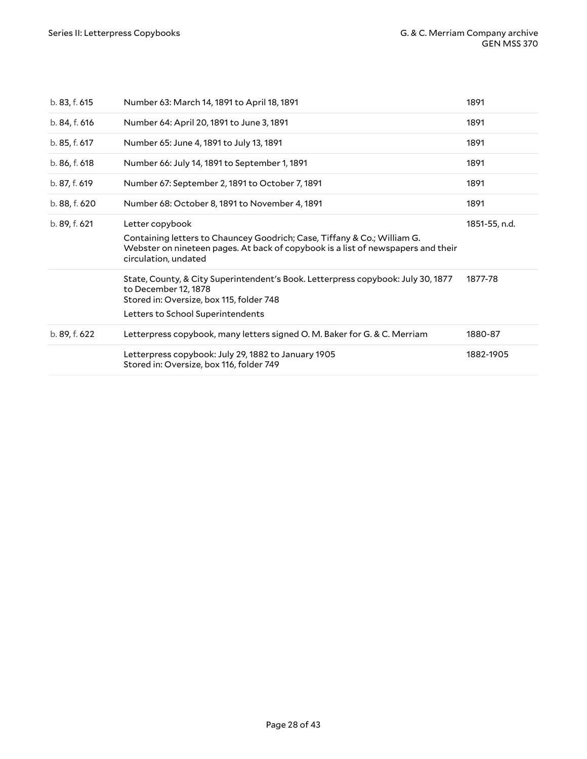| | | |
|---|---|---|
| b. 83, f. 615 | Number 63: March 14, 1891 to April 18, 1891 | 1891 |
| b. 84, f. 616 | Number 64: April 20, 1891 to June 3, 1891 | 1891 |
| b. 85, f. 617 | Number 65: June 4, 1891 to July 13, 1891 | 1891 |
| b. 86, f. 618 | Number 66: July 14, 1891 to September 1, 1891 | 1891 |
| b. 87, f. 619 | Number 67: September 2, 1891 to October 7, 1891 | 1891 |
| b. 88, f. 620 | Number 68: October 8, 1891 to November 4, 1891 | 1891 |
| b. 89, f. 621 | Letter copybook<br>Containing letters to Chauncey Goodrich; Case, Tiffany & Co.; William G. Webster on nineteen pages. At back of copybook is a list of newspapers and their circulation, undated | 1851-55, n.d. |
| | State, County, & City Superintendent's Book. Letterpress copybook: July 30, 1877 to December 12, 1878<br>Stored in: Oversize, box 115, folder 748<br>Letters to School Superintendents | 1877-78 |
| b. 89, f. 622 | Letterpress copybook, many letters signed O. M. Baker for G. & C. Merriam | 1880-87 |
| | Letterpress copybook: July 29, 1882 to January 1905<br>Stored in: Oversize, box 116, folder 749 | 1882-1905 |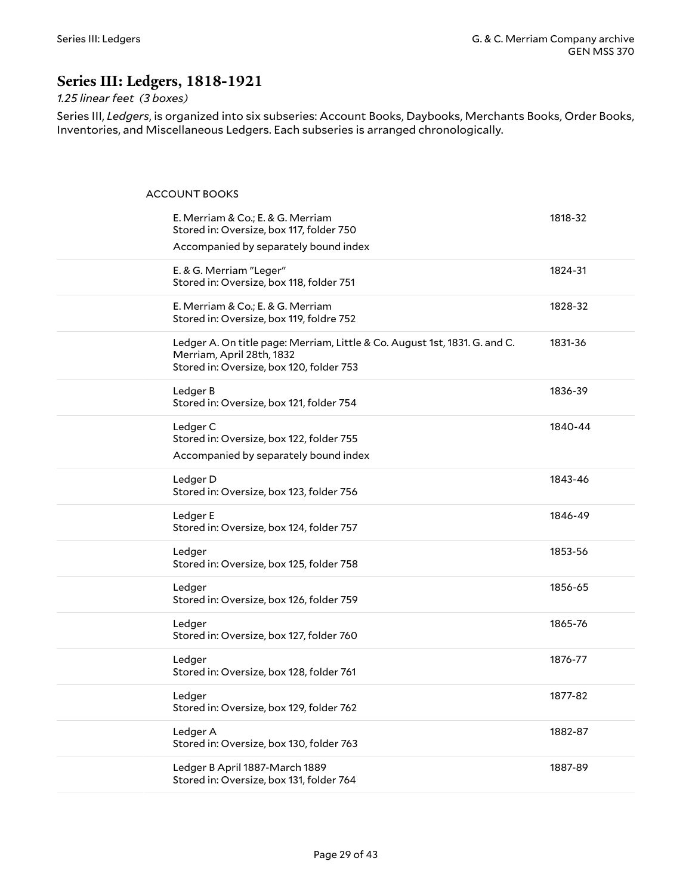## Series III: Ledgers, 1818-1921

*1.25 linear feet (3 boxes)*

Series III, *Ledgers*, is organized into six subseries: Account Books, Daybooks, Merchants Books, Order Books, Inventories, and Miscellaneous Ledgers. Each subseries is arranged chronologically.

### ACCOUNT BOOKS

| Description | Dates |
|---|---|
| E. Merriam & Co.; E. & G. Merriam<br>Stored in: Oversize, box 117, folder 750<br>Accompanied by separately bound index | 1818-32 |
| E. & G. Merriam "Leger"<br>Stored in: Oversize, box 118, folder 751 | 1824-31 |
| E. Merriam & Co.; E. & G. Merriam<br>Stored in: Oversize, box 119, foldre 752 | 1828-32 |
| Ledger A. On title page: Merriam, Little & Co. August 1st, 1831. G. and C. Merriam, April 28th, 1832<br>Stored in: Oversize, box 120, folder 753 | 1831-36 |
| Ledger B<br>Stored in: Oversize, box 121, folder 754 | 1836-39 |
| Ledger C<br>Stored in: Oversize, box 122, folder 755<br>Accompanied by separately bound index | 1840-44 |
| Ledger D<br>Stored in: Oversize, box 123, folder 756 | 1843-46 |
| Ledger E<br>Stored in: Oversize, box 124, folder 757 | 1846-49 |
| Ledger<br>Stored in: Oversize, box 125, folder 758 | 1853-56 |
| Ledger<br>Stored in: Oversize, box 126, folder 759 | 1856-65 |
| Ledger<br>Stored in: Oversize, box 127, folder 760 | 1865-76 |
| Ledger<br>Stored in: Oversize, box 128, folder 761 | 1876-77 |
| Ledger<br>Stored in: Oversize, box 129, folder 762 | 1877-82 |
| Ledger A<br>Stored in: Oversize, box 130, folder 763 | 1882-87 |
| Ledger B April 1887-March 1889<br>Stored in: Oversize, box 131, folder 764 | 1887-89 |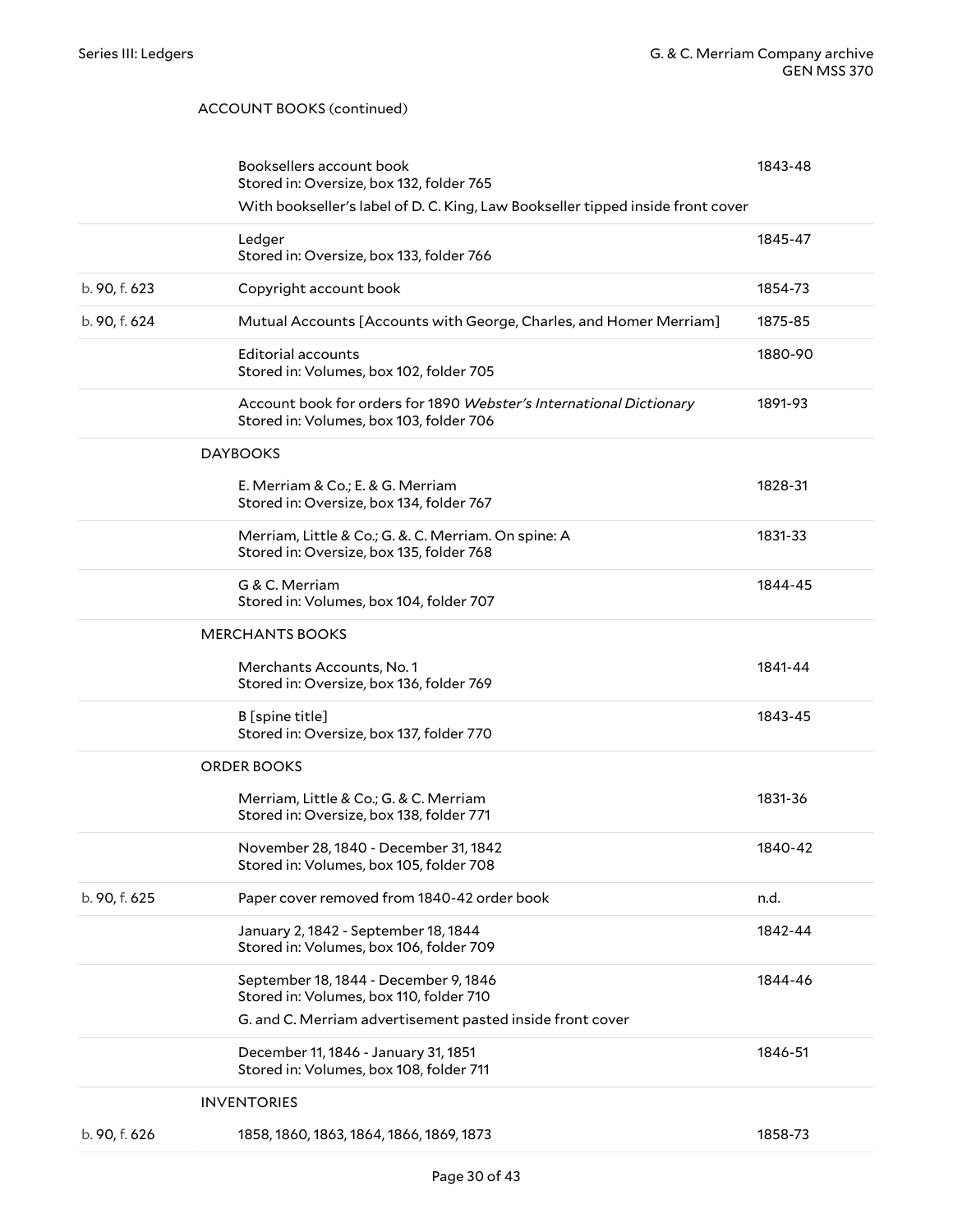ACCOUNT BOOKS (continued)

| | | |
|---|---|---|
| | Booksellers account book<br>Stored in: Oversize, box 132, folder 765<br>With bookseller's label of D. C. King, Law Bookseller tipped inside front cover | 1843-48 |
| | Ledger<br>Stored in: Oversize, box 133, folder 766 | 1845-47 |
| b. 90, f. 623 | Copyright account book | 1854-73 |
| b. 90, f. 624 | Mutual Accounts [Accounts with George, Charles, and Homer Merriam] | 1875-85 |
| | Editorial accounts<br>Stored in: Volumes, box 102, folder 705 | 1880-90 |
| | Account book for orders for 1890 *Webster's International Dictionary*<br>Stored in: Volumes, box 103, folder 706 | 1891-93 |

DAYBOOKS

| | | |
|---|---|---|
| | E. Merriam & Co.; E. & G. Merriam<br>Stored in: Oversize, box 134, folder 767 | 1828-31 |
| | Merriam, Little & Co.; G. &. C. Merriam. On spine: A<br>Stored in: Oversize, box 135, folder 768 | 1831-33 |
| | G & C. Merriam<br>Stored in: Volumes, box 104, folder 707 | 1844-45 |

MERCHANTS BOOKS

| | | |
|---|---|---|
| | Merchants Accounts, No. 1<br>Stored in: Oversize, box 136, folder 769 | 1841-44 |
| | B [spine title]<br>Stored in: Oversize, box 137, folder 770 | 1843-45 |

ORDER BOOKS

| | | |
|---|---|---|
| | Merriam, Little & Co.; G. & C. Merriam<br>Stored in: Oversize, box 138, folder 771 | 1831-36 |
| | November 28, 1840 - December 31, 1842<br>Stored in: Volumes, box 105, folder 708 | 1840-42 |
| b. 90, f. 625 | Paper cover removed from 1840-42 order book | n.d. |
| | January 2, 1842 - September 18, 1844<br>Stored in: Volumes, box 106, folder 709 | 1842-44 |
| | September 18, 1844 - December 9, 1846<br>Stored in: Volumes, box 110, folder 710<br>G. and C. Merriam advertisement pasted inside front cover | 1844-46 |
| | December 11, 1846 - January 31, 1851<br>Stored in: Volumes, box 108, folder 711 | 1846-51 |

INVENTORIES

| | | |
|---|---|---|
| b. 90, f. 626 | 1858, 1860, 1863, 1864, 1866, 1869, 1873 | 1858-73 |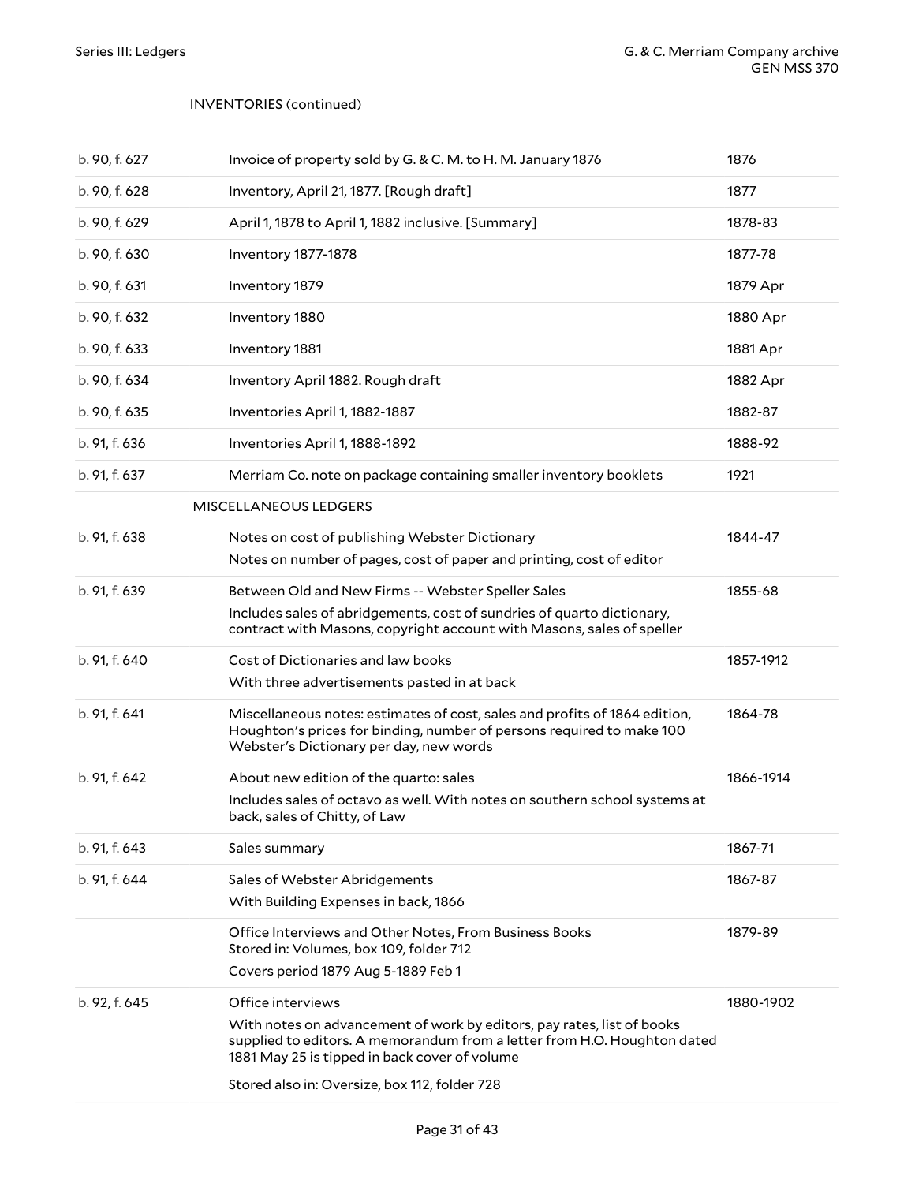INVENTORIES (continued)

| | | |
|---|---|---|
| b. 90, f. 627 | Invoice of property sold by G. & C. M. to H. M. January 1876 | 1876 |
| b. 90, f. 628 | Inventory, April 21, 1877. [Rough draft] | 1877 |
| b. 90, f. 629 | April 1, 1878 to April 1, 1882 inclusive. [Summary] | 1878-83 |
| b. 90, f. 630 | Inventory 1877-1878 | 1877-78 |
| b. 90, f. 631 | Inventory 1879 | 1879 Apr |
| b. 90, f. 632 | Inventory 1880 | 1880 Apr |
| b. 90, f. 633 | Inventory 1881 | 1881 Apr |
| b. 90, f. 634 | Inventory April 1882. Rough draft | 1882 Apr |
| b. 90, f. 635 | Inventories April 1, 1882-1887 | 1882-87 |
| b. 91, f. 636 | Inventories April 1, 1888-1892 | 1888-92 |
| b. 91, f. 637 | Merriam Co. note on package containing smaller inventory booklets | 1921 |

MISCELLANEOUS LEDGERS

| | | |
|---|---|---|
| b. 91, f. 638 | Notes on cost of publishing Webster Dictionary<br>Notes on number of pages, cost of paper and printing, cost of editor | 1844-47 |
| b. 91, f. 639 | Between Old and New Firms -- Webster Speller Sales<br>Includes sales of abridgements, cost of sundries of quarto dictionary, contract with Masons, copyright account with Masons, sales of speller | 1855-68 |
| b. 91, f. 640 | Cost of Dictionaries and law books<br>With three advertisements pasted in at back | 1857-1912 |
| b. 91, f. 641 | Miscellaneous notes: estimates of cost, sales and profits of 1864 edition, Houghton's prices for binding, number of persons required to make 100 Webster's Dictionary per day, new words | 1864-78 |
| b. 91, f. 642 | About new edition of the quarto: sales<br>Includes sales of octavo as well. With notes on southern school systems at back, sales of Chitty, of Law | 1866-1914 |
| b. 91, f. 643 | Sales summary | 1867-71 |
| b. 91, f. 644 | Sales of Webster Abridgements<br>With Building Expenses in back, 1866 | 1867-87 |
| | Office Interviews and Other Notes, From Business Books<br>Stored in: Volumes, box 109, folder 712<br>Covers period 1879 Aug 5-1889 Feb 1 | 1879-89 |
| b. 92, f. 645 | Office interviews<br>With notes on advancement of work by editors, pay rates, list of books supplied to editors. A memorandum from a letter from H.O. Houghton dated 1881 May 25 is tipped in back cover of volume<br>Stored also in: Oversize, box 112, folder 728 | 1880-1902 |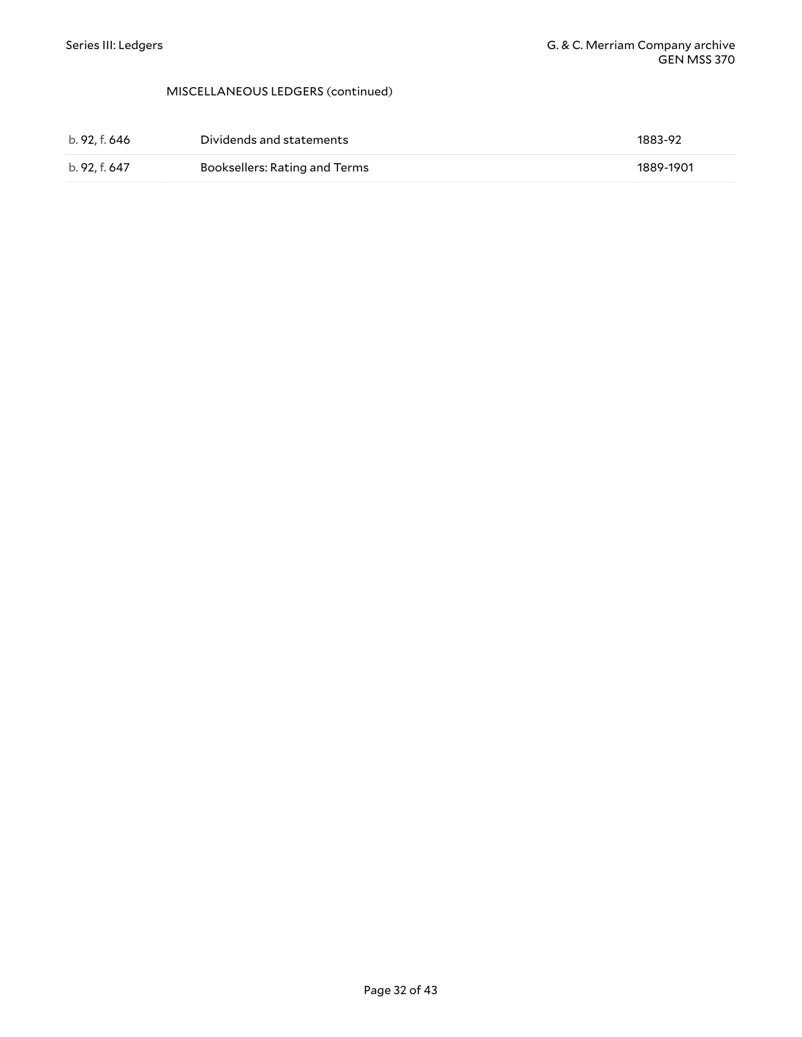MISCELLANEOUS LEDGERS (continued)

| | | |
|---|---|---|
| b. 92, f. 646 | Dividends and statements | 1883-92 |
| b. 92, f. 647 | Booksellers: Rating and Terms | 1889-1901 |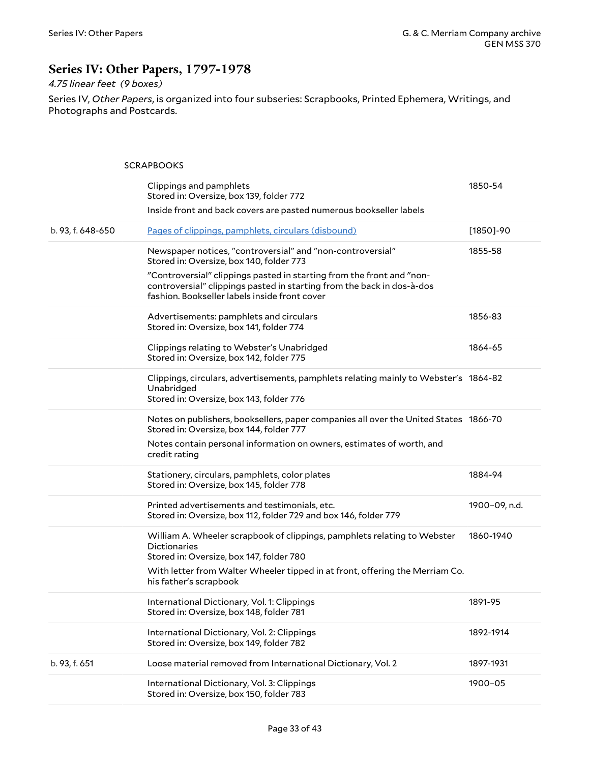## Series IV: Other Papers, 1797-1978

*4.75 linear feet (9 boxes)*

Series IV, *Other Papers*, is organized into four subseries: Scrapbooks, Printed Ephemera, Writings, and Photographs and Postcards.

### SCRAPBOOKS

| | | |
|---|---|---|
| | Clippings and pamphlets<br>Stored in: Oversize, box 139, folder 772<br>Inside front and back covers are pasted numerous bookseller labels | 1850-54 |
| b. 93, f. 648-650 | Pages of clippings, pamphlets, circulars (disbound) | [1850]-90 |
| | Newspaper notices, "controversial" and "non-controversial"<br>Stored in: Oversize, box 140, folder 773<br>"Controversial" clippings pasted in starting from the front and "non-controversial" clippings pasted in starting from the back in dos-à-dos fashion. Bookseller labels inside front cover | 1855-58 |
| | Advertisements: pamphlets and circulars<br>Stored in: Oversize, box 141, folder 774 | 1856-83 |
| | Clippings relating to Webster's Unabridged<br>Stored in: Oversize, box 142, folder 775 | 1864-65 |
| | Clippings, circulars, advertisements, pamphlets relating mainly to Webster's Unabridged<br>Stored in: Oversize, box 143, folder 776 | 1864-82 |
| | Notes on publishers, booksellers, paper companies all over the United States<br>Stored in: Oversize, box 144, folder 777<br>Notes contain personal information on owners, estimates of worth, and credit rating | 1866-70 |
| | Stationery, circulars, pamphlets, color plates<br>Stored in: Oversize, box 145, folder 778 | 1884-94 |
| | Printed advertisements and testimonials, etc.<br>Stored in: Oversize, box 112, folder 729 and box 146, folder 779 | 1900–09, n.d. |
| | William A. Wheeler scrapbook of clippings, pamphlets relating to Webster Dictionaries<br>Stored in: Oversize, box 147, folder 780<br>With letter from Walter Wheeler tipped in at front, offering the Merriam Co. his father's scrapbook | 1860-1940 |
| | International Dictionary, Vol. 1: Clippings<br>Stored in: Oversize, box 148, folder 781 | 1891-95 |
| | International Dictionary, Vol. 2: Clippings<br>Stored in: Oversize, box 149, folder 782 | 1892-1914 |
| b. 93, f. 651 | Loose material removed from International Dictionary, Vol. 2 | 1897-1931 |
| | International Dictionary, Vol. 3: Clippings<br>Stored in: Oversize, box 150, folder 783 | 1900–05 |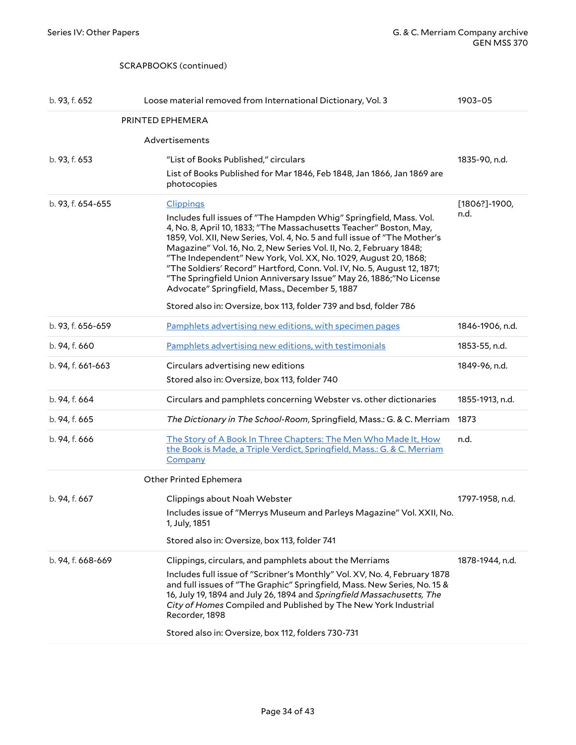SCRAPBOOKS (continued)

| | | |
|---|---|---|
| b. 93, f. 652 | Loose material removed from International Dictionary, Vol. 3 | 1903–05 |

## PRINTED EPHEMERA

### Advertisements

| | | |
|---|---|---|
| b. 93, f. 653 | "List of Books Published," circulars<br><br>List of Books Published for Mar 1846, Feb 1848, Jan 1866, Jan 1869 are photocopies | 1835-90, n.d. |
| b. 93, f. 654-655 | Clippings<br><br>Includes full issues of "The Hampden Whig" Springfield, Mass. Vol. 4, No. 8, April 10, 1833; "The Massachusetts Teacher" Boston, May, 1859, Vol. XII, New Series, Vol. 4, No. 5 and full issue of "The Mother's Magazine" Vol. 16, No. 2, New Series Vol. II, No. 2, February 1848; "The Independent" New York, Vol. XX, No. 1029, August 20, 1868; "The Soldiers' Record" Hartford, Conn. Vol. IV, No. 5, August 12, 1871; "The Springfield Union Anniversary Issue" May 26, 1886;"No License Advocate" Springfield, Mass., December 5, 1887<br><br>Stored also in: Oversize, box 113, folder 739 and bsd, folder 786 | [1806?]-1900, n.d. |
| b. 93, f. 656-659 | Pamphlets advertising new editions, with specimen pages | 1846-1906, n.d. |
| b. 94, f. 660 | Pamphlets advertising new editions, with testimonials | 1853-55, n.d. |
| b. 94, f. 661-663 | Circulars advertising new editions<br><br>Stored also in: Oversize, box 113, folder 740 | 1849-96, n.d. |
| b. 94, f. 664 | Circulars and pamphlets concerning Webster vs. other dictionaries | 1855-1913, n.d. |
| b. 94, f. 665 | *The Dictionary in The School-Room*, Springfield, Mass.: G. & C. Merriam | 1873 |
| b. 94, f. 666 | The Story of A Book In Three Chapters: The Men Who Made It, How the Book is Made, a Triple Verdict, Springfield, Mass.: G. & C. Merriam Company | n.d. |

### Other Printed Ephemera

| | | |
|---|---|---|
| b. 94, f. 667 | Clippings about Noah Webster<br><br>Includes issue of "Merrys Museum and Parleys Magazine" Vol. XXII, No. 1, July, 1851<br><br>Stored also in: Oversize, box 113, folder 741 | 1797-1958, n.d. |
| b. 94, f. 668-669 | Clippings, circulars, and pamphlets about the Merriams<br><br>Includes full issue of "Scribner's Monthly" Vol. XV, No. 4, February 1878 and full issues of "The Graphic" Springfield, Mass. New Series, No. 15 & 16, July 19, 1894 and July 26, 1894 and *Springfield Massachusetts, The City of Homes* Compiled and Published by The New York Industrial Recorder, 1898<br><br>Stored also in: Oversize, box 112, folders 730-731 | 1878-1944, n.d. |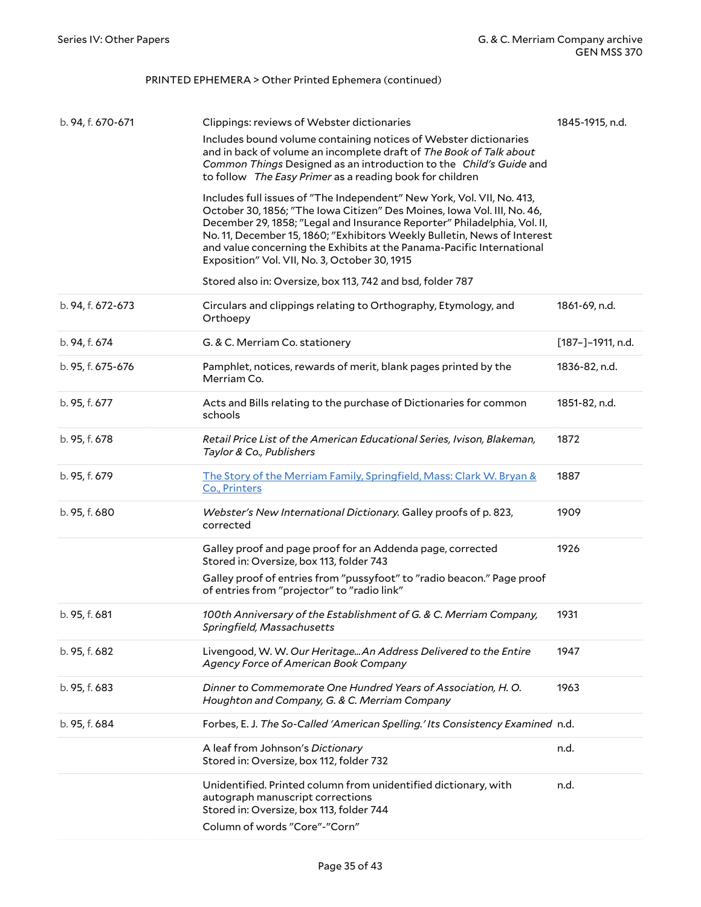PRINTED EPHEMERA > Other Printed Ephemera (continued)

| | | |
|---|---|---|
| b. 94, f. 670-671 | Clippings: reviews of Webster dictionaries<br>Includes bound volume containing notices of Webster dictionaries and in back of volume an incomplete draft of *The Book of Talk about Common Things* Designed as an introduction to the *Child's Guide* and to follow *The Easy Primer* as a reading book for children<br>Includes full issues of "The Independent" New York, Vol. VII, No. 413, October 30, 1856; "The Iowa Citizen" Des Moines, Iowa Vol. III, No. 46, December 29, 1858; "Legal and Insurance Reporter" Philadelphia, Vol. II, No. 11, December 15, 1860; "Exhibitors Weekly Bulletin, News of Interest and value concerning the Exhibits at the Panama-Pacific International Exposition" Vol. VII, No. 3, October 30, 1915<br>Stored also in: Oversize, box 113, 742 and bsd, folder 787 | 1845-1915, n.d. |
| b. 94, f. 672-673 | Circulars and clippings relating to Orthography, Etymology, and Orthoepy | 1861-69, n.d. |
| b. 94, f. 674 | G. & C. Merriam Co. stationery | [187–]–1911, n.d. |
| b. 95, f. 675-676 | Pamphlet, notices, rewards of merit, blank pages printed by the Merriam Co. | 1836-82, n.d. |
| b. 95, f. 677 | Acts and Bills relating to the purchase of Dictionaries for common schools | 1851-82, n.d. |
| b. 95, f. 678 | *Retail Price List of the American Educational Series, Ivison, Blakeman, Taylor & Co., Publishers* | 1872 |
| b. 95, f. 679 | The Story of the Merriam Family, Springfield, Mass: Clark W. Bryan & Co., Printers | 1887 |
| b. 95, f. 680 | *Webster's New International Dictionary.* Galley proofs of p. 823, corrected | 1909 |
| | Galley proof and page proof for an Addenda page, corrected<br>Stored in: Oversize, box 113, folder 743<br>Galley proof of entries from "pussyfoot" to "radio beacon." Page proof of entries from "projector" to "radio link" | 1926 |
| b. 95, f. 681 | *100th Anniversary of the Establishment of G. & C. Merriam Company, Springfield, Massachusetts* | 1931 |
| b. 95, f. 682 | Livengood, W. W. *Our Heritage...An Address Delivered to the Entire Agency Force of American Book Company* | 1947 |
| b. 95, f. 683 | *Dinner to Commemorate One Hundred Years of Association, H. O. Houghton and Company, G. & C. Merriam Company* | 1963 |
| b. 95, f. 684 | Forbes, E. J. *The So-Called 'American Spelling.' Its Consistency Examined* | n.d. |
| | A leaf from Johnson's *Dictionary*<br>Stored in: Oversize, box 112, folder 732 | n.d. |
| | Unidentified. Printed column from unidentified dictionary, with autograph manuscript corrections<br>Stored in: Oversize, box 113, folder 744<br>Column of words "Core"-"Corn" | n.d. |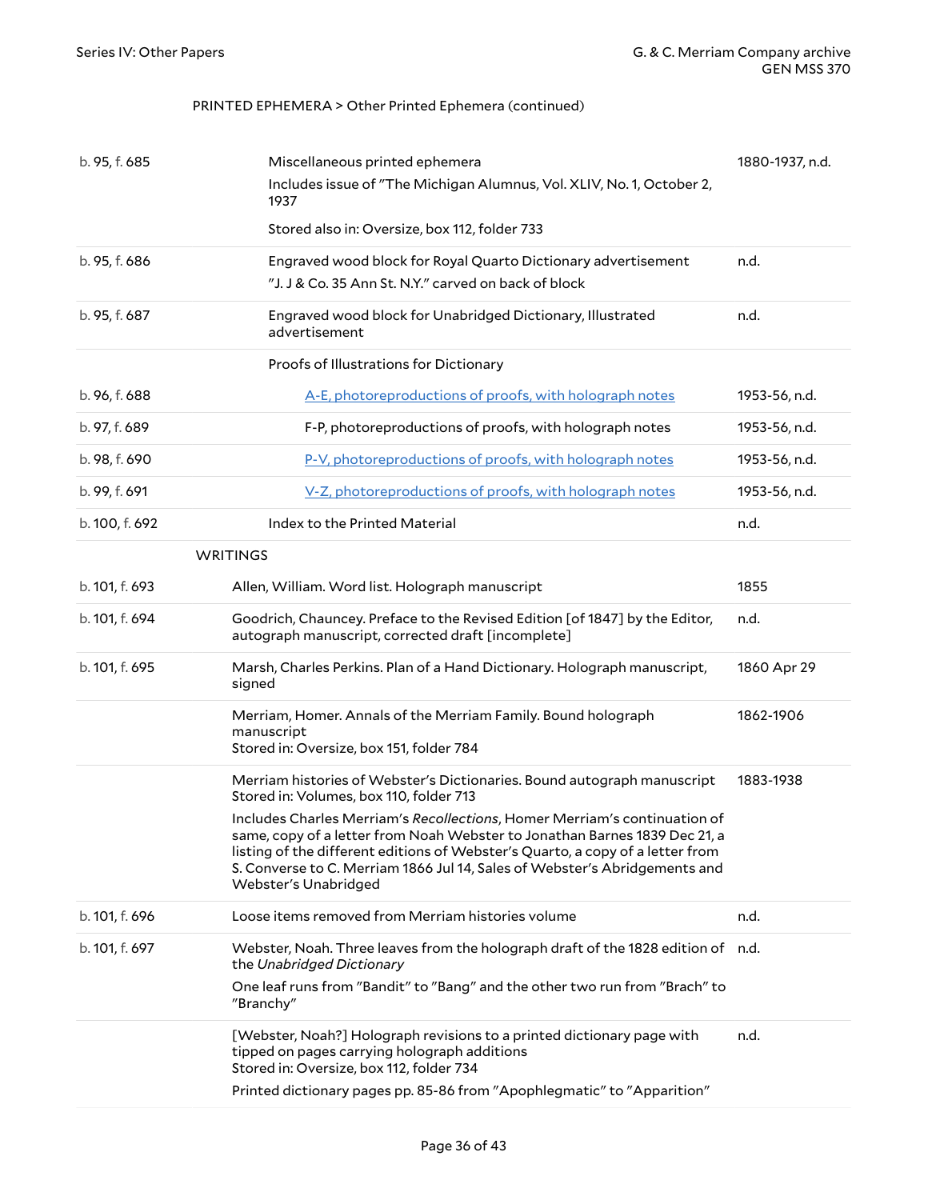PRINTED EPHEMERA > Other Printed Ephemera (continued)

| Location | Description | Date |
|---|---|---|
| b. 95, f. 685 | Miscellaneous printed ephemera<br>Includes issue of "The Michigan Alumnus, Vol. XLIV, No. 1, October 2, 1937<br>Stored also in: Oversize, box 112, folder 733 | 1880-1937, n.d. |
| b. 95, f. 686 | Engraved wood block for Royal Quarto Dictionary advertisement<br>"J. J & Co. 35 Ann St. N.Y." carved on back of block | n.d. |
| b. 95, f. 687 | Engraved wood block for Unabridged Dictionary, Illustrated advertisement | n.d. |
| | Proofs of Illustrations for Dictionary | |
| b. 96, f. 688 | A-E, photoreproductions of proofs, with holograph notes | 1953-56, n.d. |
| b. 97, f. 689 | F-P, photoreproductions of proofs, with holograph notes | 1953-56, n.d. |
| b. 98, f. 690 | P-V, photoreproductions of proofs, with holograph notes | 1953-56, n.d. |
| b. 99, f. 691 | V-Z, photoreproductions of proofs, with holograph notes | 1953-56, n.d. |
| b. 100, f. 692 | Index to the Printed Material | n.d. |

WRITINGS

| Location | Description | Date |
|---|---|---|
| b. 101, f. 693 | Allen, William. Word list. Holograph manuscript | 1855 |
| b. 101, f. 694 | Goodrich, Chauncey. Preface to the Revised Edition [of 1847] by the Editor, autograph manuscript, corrected draft [incomplete] | n.d. |
| b. 101, f. 695 | Marsh, Charles Perkins. Plan of a Hand Dictionary. Holograph manuscript, signed | 1860 Apr 29 |
| | Merriam, Homer. Annals of the Merriam Family. Bound holograph manuscript<br>Stored in: Oversize, box 151, folder 784 | 1862-1906 |
| | Merriam histories of Webster's Dictionaries. Bound autograph manuscript<br>Stored in: Volumes, box 110, folder 713<br>Includes Charles Merriam's *Recollections*, Homer Merriam's continuation of same, copy of a letter from Noah Webster to Jonathan Barnes 1839 Dec 21, a listing of the different editions of Webster's Quarto, a copy of a letter from S. Converse to C. Merriam 1866 Jul 14, Sales of Webster's Abridgements and Webster's Unabridged | 1883-1938 |
| b. 101, f. 696 | Loose items removed from Merriam histories volume | n.d. |
| b. 101, f. 697 | Webster, Noah. Three leaves from the holograph draft of the 1828 edition of the *Unabridged Dictionary*<br>One leaf runs from "Bandit" to "Bang" and the other two run from "Brach" to "Branchy" | n.d. |
| | [Webster, Noah?] Holograph revisions to a printed dictionary page with tipped on pages carrying holograph additions<br>Stored in: Oversize, box 112, folder 734<br>Printed dictionary pages pp. 85-86 from "Apophlegmatic" to "Apparition" | n.d. |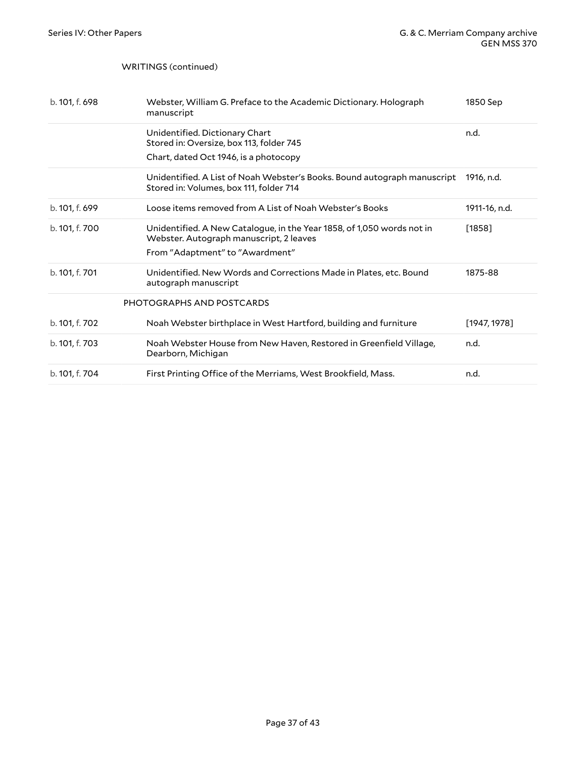WRITINGS (continued)

| | | |
|---|---|---|
| b. 101, f. 698 | Webster, William G. Preface to the Academic Dictionary. Holograph manuscript | 1850 Sep |
| | Unidentified. Dictionary Chart<br>Stored in: Oversize, box 113, folder 745<br>Chart, dated Oct 1946, is a photocopy | n.d. |
| | Unidentified. A List of Noah Webster's Books. Bound autograph manuscript<br>Stored in: Volumes, box 111, folder 714 | 1916, n.d. |
| b. 101, f. 699 | Loose items removed from A List of Noah Webster's Books | 1911-16, n.d. |
| b. 101, f. 700 | Unidentified. A New Catalogue, in the Year 1858, of 1,050 words not in Webster. Autograph manuscript, 2 leaves<br>From "Adaptment" to "Awardment" | [1858] |
| b. 101, f. 701 | Unidentified. New Words and Corrections Made in Plates, etc. Bound autograph manuscript | 1875-88 |

PHOTOGRAPHS AND POSTCARDS

| | | |
|---|---|---|
| b. 101, f. 702 | Noah Webster birthplace in West Hartford, building and furniture | [1947, 1978] |
| b. 101, f. 703 | Noah Webster House from New Haven, Restored in Greenfield Village, Dearborn, Michigan | n.d. |
| b. 101, f. 704 | First Printing Office of the Merriams, West Brookfield, Mass. | n.d. |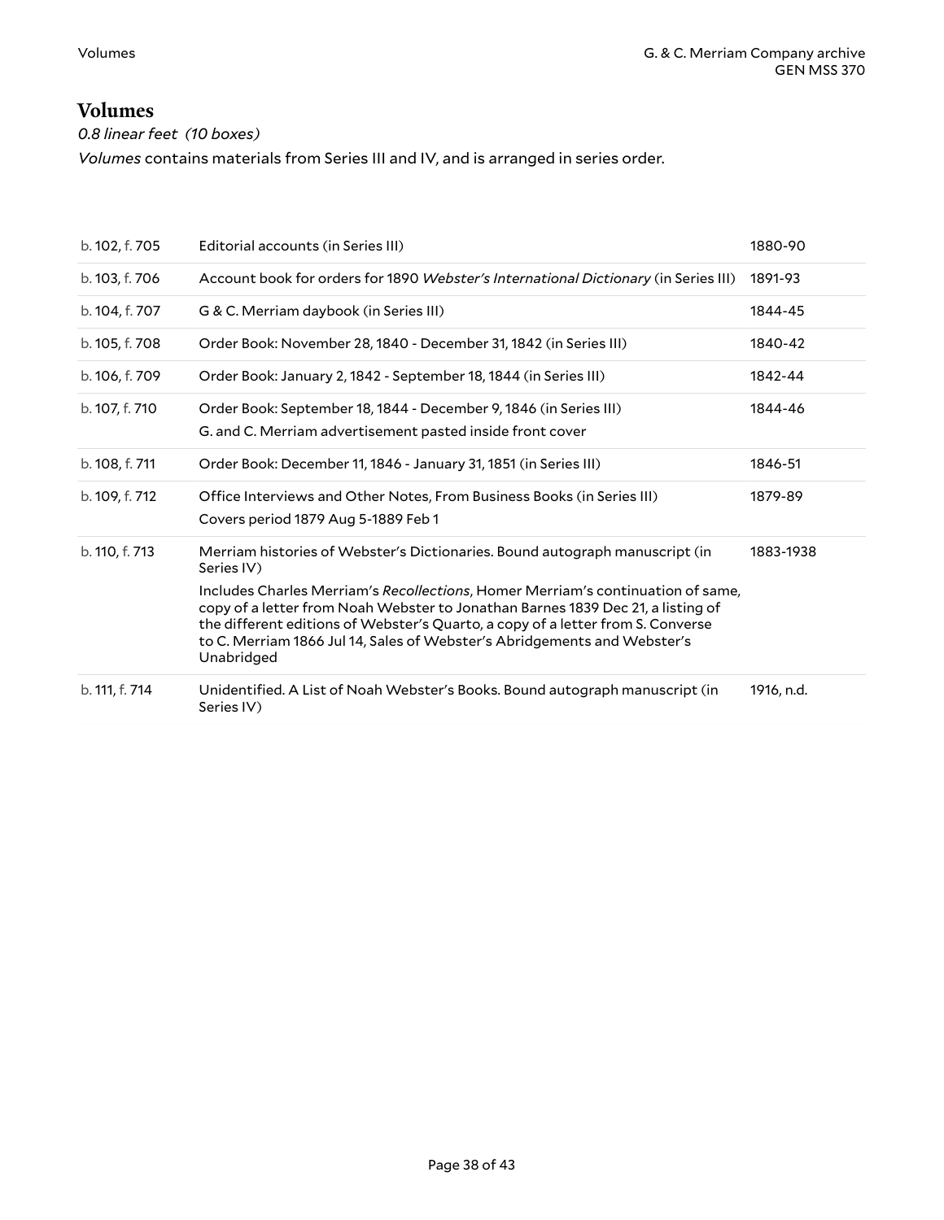## Volumes

*0.8 linear feet (10 boxes)*

*Volumes* contains materials from Series III and IV, and is arranged in series order.

| | | |
|---|---|---|
| b. 102, f. 705 | Editorial accounts (in Series III) | 1880-90 |
| b. 103, f. 706 | Account book for orders for 1890 *Webster's International Dictionary* (in Series III) | 1891-93 |
| b. 104, f. 707 | G & C. Merriam daybook (in Series III) | 1844-45 |
| b. 105, f. 708 | Order Book: November 28, 1840 - December 31, 1842 (in Series III) | 1840-42 |
| b. 106, f. 709 | Order Book: January 2, 1842 - September 18, 1844 (in Series III) | 1842-44 |
| b. 107, f. 710 | Order Book: September 18, 1844 - December 9, 1846 (in Series III)<br>G. and C. Merriam advertisement pasted inside front cover | 1844-46 |
| b. 108, f. 711 | Order Book: December 11, 1846 - January 31, 1851 (in Series III) | 1846-51 |
| b. 109, f. 712 | Office Interviews and Other Notes, From Business Books (in Series III)<br>Covers period 1879 Aug 5-1889 Feb 1 | 1879-89 |
| b. 110, f. 713 | Merriam histories of Webster's Dictionaries. Bound autograph manuscript (in Series IV)<br>Includes Charles Merriam's *Recollections*, Homer Merriam's continuation of same, copy of a letter from Noah Webster to Jonathan Barnes 1839 Dec 21, a listing of the different editions of Webster's Quarto, a copy of a letter from S. Converse to C. Merriam 1866 Jul 14, Sales of Webster's Abridgements and Webster's Unabridged | 1883-1938 |
| b. 111, f. 714 | Unidentified. A List of Noah Webster's Books. Bound autograph manuscript (in Series IV) | 1916, n.d. |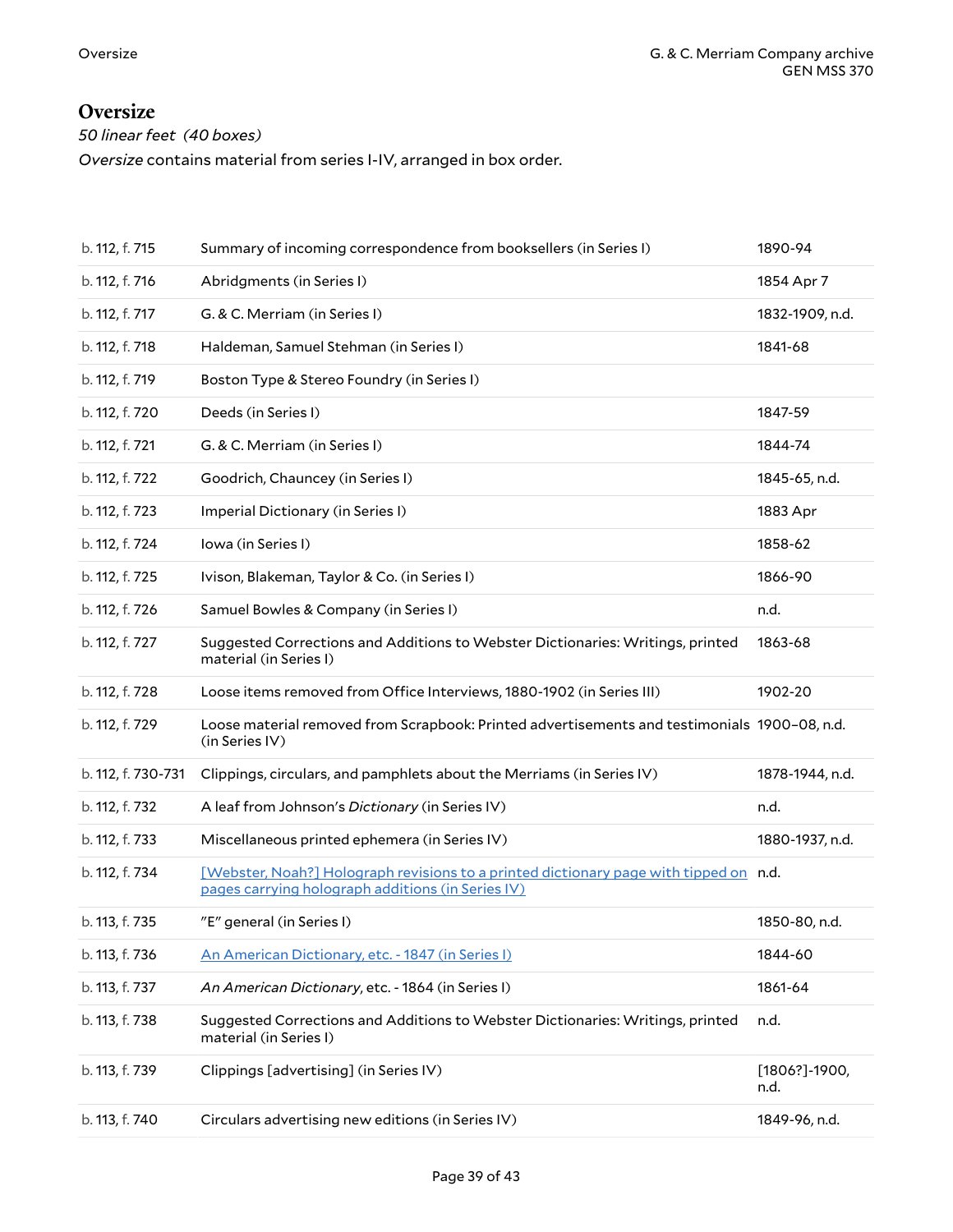# Oversize

*50 linear feet (40 boxes)*

*Oversize* contains material from series I-IV, arranged in box order.

| | | |
|---|---|---|
| b. 112, f. 715 | Summary of incoming correspondence from booksellers (in Series I) | 1890-94 |
| b. 112, f. 716 | Abridgments (in Series I) | 1854 Apr 7 |
| b. 112, f. 717 | G. & C. Merriam (in Series I) | 1832-1909, n.d. |
| b. 112, f. 718 | Haldeman, Samuel Stehman (in Series I) | 1841-68 |
| b. 112, f. 719 | Boston Type & Stereo Foundry (in Series I) | |
| b. 112, f. 720 | Deeds (in Series I) | 1847-59 |
| b. 112, f. 721 | G. & C. Merriam (in Series I) | 1844-74 |
| b. 112, f. 722 | Goodrich, Chauncey (in Series I) | 1845-65, n.d. |
| b. 112, f. 723 | Imperial Dictionary (in Series I) | 1883 Apr |
| b. 112, f. 724 | Iowa (in Series I) | 1858-62 |
| b. 112, f. 725 | Ivison, Blakeman, Taylor & Co. (in Series I) | 1866-90 |
| b. 112, f. 726 | Samuel Bowles & Company (in Series I) | n.d. |
| b. 112, f. 727 | Suggested Corrections and Additions to Webster Dictionaries: Writings, printed material (in Series I) | 1863-68 |
| b. 112, f. 728 | Loose items removed from Office Interviews, 1880-1902 (in Series III) | 1902-20 |
| b. 112, f. 729 | Loose material removed from Scrapbook: Printed advertisements and testimonials (in Series IV) | 1900–08, n.d. |
| b. 112, f. 730-731 | Clippings, circulars, and pamphlets about the Merriams (in Series IV) | 1878-1944, n.d. |
| b. 112, f. 732 | A leaf from Johnson's *Dictionary* (in Series IV) | n.d. |
| b. 112, f. 733 | Miscellaneous printed ephemera (in Series IV) | 1880-1937, n.d. |
| b. 112, f. 734 | [Webster, Noah?] Holograph revisions to a printed dictionary page with tipped on pages carrying holograph additions (in Series IV) | n.d. |
| b. 113, f. 735 | "E" general (in Series I) | 1850-80, n.d. |
| b. 113, f. 736 | An American Dictionary, etc. - 1847 (in Series I) | 1844-60 |
| b. 113, f. 737 | *An American Dictionary*, etc. - 1864 (in Series I) | 1861-64 |
| b. 113, f. 738 | Suggested Corrections and Additions to Webster Dictionaries: Writings, printed material (in Series I) | n.d. |
| b. 113, f. 739 | Clippings [advertising] (in Series IV) | [1806?]-1900, n.d. |
| b. 113, f. 740 | Circulars advertising new editions (in Series IV) | 1849-96, n.d. |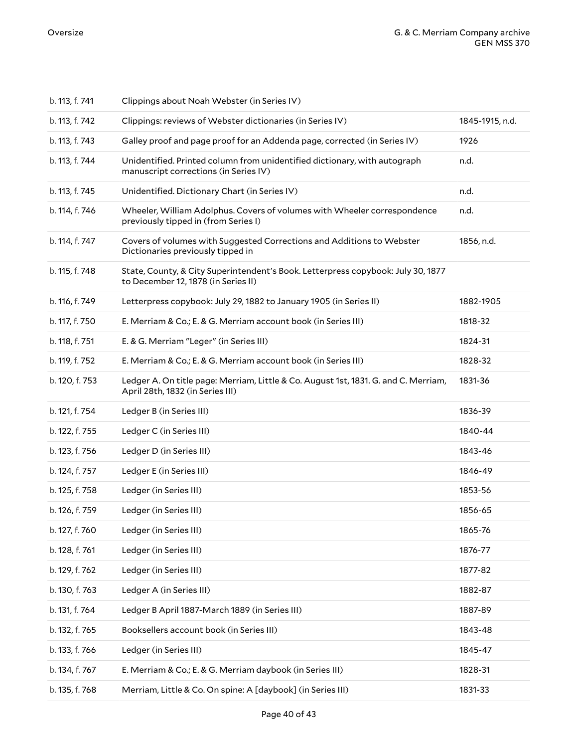| | | |
|---|---|---|
| b. 113, f. 741 | Clippings about Noah Webster (in Series IV) | |
| b. 113, f. 742 | Clippings: reviews of Webster dictionaries (in Series IV) | 1845-1915, n.d. |
| b. 113, f. 743 | Galley proof and page proof for an Addenda page, corrected (in Series IV) | 1926 |
| b. 113, f. 744 | Unidentified. Printed column from unidentified dictionary, with autograph manuscript corrections (in Series IV) | n.d. |
| b. 113, f. 745 | Unidentified. Dictionary Chart (in Series IV) | n.d. |
| b. 114, f. 746 | Wheeler, William Adolphus. Covers of volumes with Wheeler correspondence previously tipped in (from Series I) | n.d. |
| b. 114, f. 747 | Covers of volumes with Suggested Corrections and Additions to Webster Dictionaries previously tipped in | 1856, n.d. |
| b. 115, f. 748 | State, County, & City Superintendent's Book. Letterpress copybook: July 30, 1877 to December 12, 1878 (in Series II) | |
| b. 116, f. 749 | Letterpress copybook: July 29, 1882 to January 1905 (in Series II) | 1882-1905 |
| b. 117, f. 750 | E. Merriam & Co.; E. & G. Merriam account book (in Series III) | 1818-32 |
| b. 118, f. 751 | E. & G. Merriam "Leger" (in Series III) | 1824-31 |
| b. 119, f. 752 | E. Merriam & Co.; E. & G. Merriam account book (in Series III) | 1828-32 |
| b. 120, f. 753 | Ledger A. On title page: Merriam, Little & Co. August 1st, 1831. G. and C. Merriam, April 28th, 1832 (in Series III) | 1831-36 |
| b. 121, f. 754 | Ledger B (in Series III) | 1836-39 |
| b. 122, f. 755 | Ledger C (in Series III) | 1840-44 |
| b. 123, f. 756 | Ledger D (in Series III) | 1843-46 |
| b. 124, f. 757 | Ledger E (in Series III) | 1846-49 |
| b. 125, f. 758 | Ledger (in Series III) | 1853-56 |
| b. 126, f. 759 | Ledger (in Series III) | 1856-65 |
| b. 127, f. 760 | Ledger (in Series III) | 1865-76 |
| b. 128, f. 761 | Ledger (in Series III) | 1876-77 |
| b. 129, f. 762 | Ledger (in Series III) | 1877-82 |
| b. 130, f. 763 | Ledger A (in Series III) | 1882-87 |
| b. 131, f. 764 | Ledger B April 1887-March 1889 (in Series III) | 1887-89 |
| b. 132, f. 765 | Booksellers account book (in Series III) | 1843-48 |
| b. 133, f. 766 | Ledger (in Series III) | 1845-47 |
| b. 134, f. 767 | E. Merriam & Co.; E. & G. Merriam daybook (in Series III) | 1828-31 |
| b. 135, f. 768 | Merriam, Little & Co. On spine: A [daybook] (in Series III) | 1831-33 |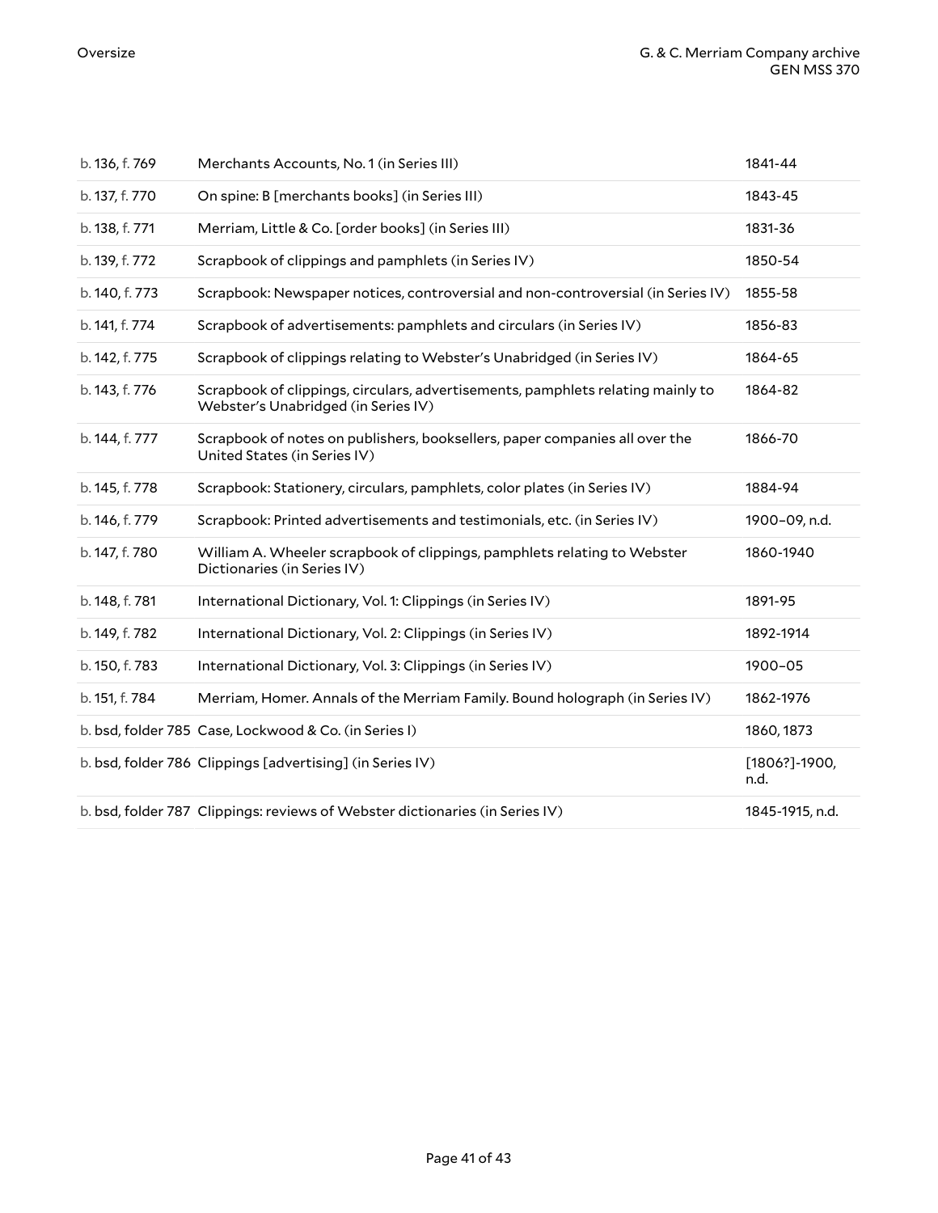| | | |
|---|---|---|
| b. 136, f. 769 | Merchants Accounts, No. 1 (in Series III) | 1841-44 |
| b. 137, f. 770 | On spine: B [merchants books] (in Series III) | 1843-45 |
| b. 138, f. 771 | Merriam, Little & Co. [order books] (in Series III) | 1831-36 |
| b. 139, f. 772 | Scrapbook of clippings and pamphlets (in Series IV) | 1850-54 |
| b. 140, f. 773 | Scrapbook: Newspaper notices, controversial and non-controversial (in Series IV) | 1855-58 |
| b. 141, f. 774 | Scrapbook of advertisements: pamphlets and circulars (in Series IV) | 1856-83 |
| b. 142, f. 775 | Scrapbook of clippings relating to Webster's Unabridged (in Series IV) | 1864-65 |
| b. 143, f. 776 | Scrapbook of clippings, circulars, advertisements, pamphlets relating mainly to Webster's Unabridged (in Series IV) | 1864-82 |
| b. 144, f. 777 | Scrapbook of notes on publishers, booksellers, paper companies all over the United States (in Series IV) | 1866-70 |
| b. 145, f. 778 | Scrapbook: Stationery, circulars, pamphlets, color plates (in Series IV) | 1884-94 |
| b. 146, f. 779 | Scrapbook: Printed advertisements and testimonials, etc. (in Series IV) | 1900–09, n.d. |
| b. 147, f. 780 | William A. Wheeler scrapbook of clippings, pamphlets relating to Webster Dictionaries (in Series IV) | 1860-1940 |
| b. 148, f. 781 | International Dictionary, Vol. 1: Clippings (in Series IV) | 1891-95 |
| b. 149, f. 782 | International Dictionary, Vol. 2: Clippings (in Series IV) | 1892-1914 |
| b. 150, f. 783 | International Dictionary, Vol. 3: Clippings (in Series IV) | 1900–05 |
| b. 151, f. 784 | Merriam, Homer. Annals of the Merriam Family. Bound holograph (in Series IV) | 1862-1976 |
| b. bsd, folder 785 | Case, Lockwood & Co. (in Series I) | 1860, 1873 |
| b. bsd, folder 786 | Clippings [advertising] (in Series IV) | [1806?]-1900, n.d. |
| b. bsd, folder 787 | Clippings: reviews of Webster dictionaries (in Series IV) | 1845-1915, n.d. |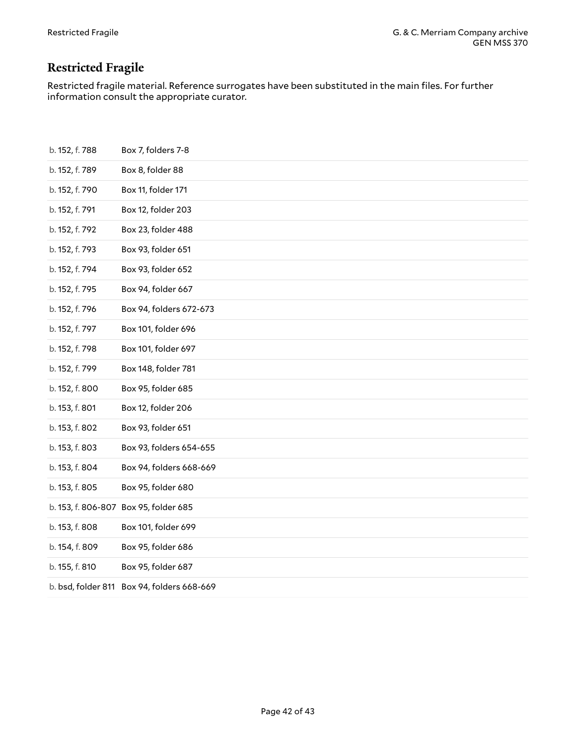## Restricted Fragile

Restricted fragile material. Reference surrogates have been substituted in the main files. For further information consult the appropriate curator.

| | |
|---|---|
| b. 152, f. 788 | Box 7, folders 7-8 |
| b. 152, f. 789 | Box 8, folder 88 |
| b. 152, f. 790 | Box 11, folder 171 |
| b. 152, f. 791 | Box 12, folder 203 |
| b. 152, f. 792 | Box 23, folder 488 |
| b. 152, f. 793 | Box 93, folder 651 |
| b. 152, f. 794 | Box 93, folder 652 |
| b. 152, f. 795 | Box 94, folder 667 |
| b. 152, f. 796 | Box 94, folders 672-673 |
| b. 152, f. 797 | Box 101, folder 696 |
| b. 152, f. 798 | Box 101, folder 697 |
| b. 152, f. 799 | Box 148, folder 781 |
| b. 152, f. 800 | Box 95, folder 685 |
| b. 153, f. 801 | Box 12, folder 206 |
| b. 153, f. 802 | Box 93, folder 651 |
| b. 153, f. 803 | Box 93, folders 654-655 |
| b. 153, f. 804 | Box 94, folders 668-669 |
| b. 153, f. 805 | Box 95, folder 680 |
| b. 153, f. 806-807 | Box 95, folder 685 |
| b. 153, f. 808 | Box 101, folder 699 |
| b. 154, f. 809 | Box 95, folder 686 |
| b. 155, f. 810 | Box 95, folder 687 |
| b. bsd, folder 811 | Box 94, folders 668-669 |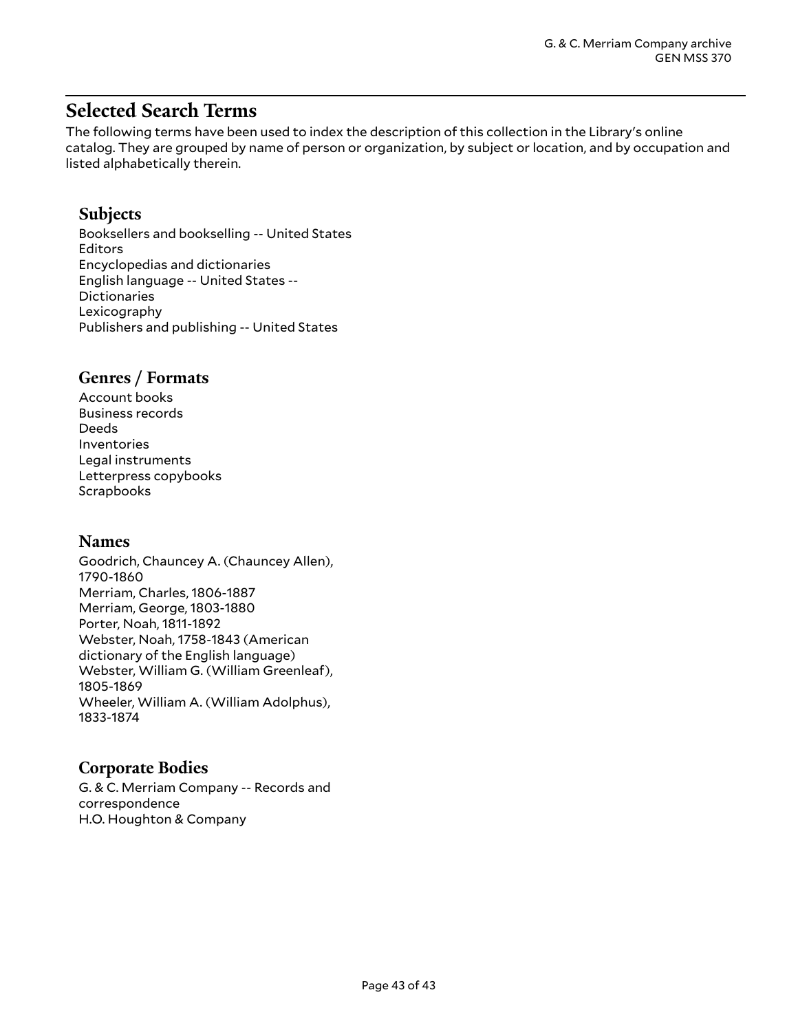## Selected Search Terms

The following terms have been used to index the description of this collection in the Library's online catalog. They are grouped by name of person or organization, by subject or location, and by occupation and listed alphabetically therein.

### Subjects

Booksellers and bookselling -- United States
Editors
Encyclopedias and dictionaries
English language -- United States -- Dictionaries
Lexicography
Publishers and publishing -- United States

### Genres / Formats

Account books
Business records
Deeds
Inventories
Legal instruments
Letterpress copybooks
Scrapbooks

### Names

Goodrich, Chauncey A. (Chauncey Allen), 1790-1860
Merriam, Charles, 1806-1887
Merriam, George, 1803-1880
Porter, Noah, 1811-1892
Webster, Noah, 1758-1843 (American dictionary of the English language)
Webster, William G. (William Greenleaf), 1805-1869
Wheeler, William A. (William Adolphus), 1833-1874

### Corporate Bodies

G. & C. Merriam Company -- Records and correspondence
H.O. Houghton & Company